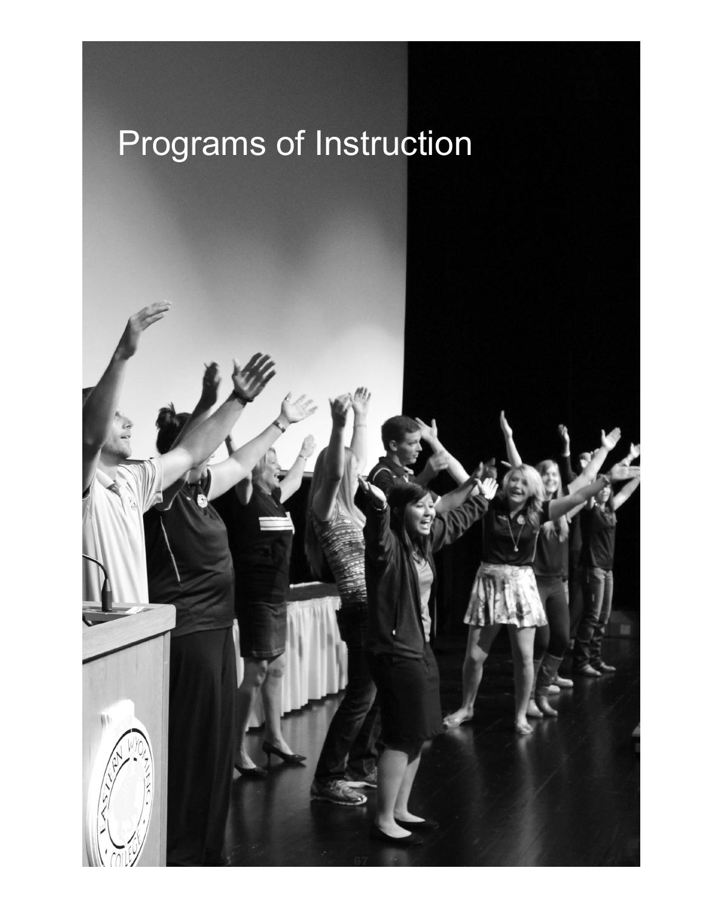# Programs of Instruction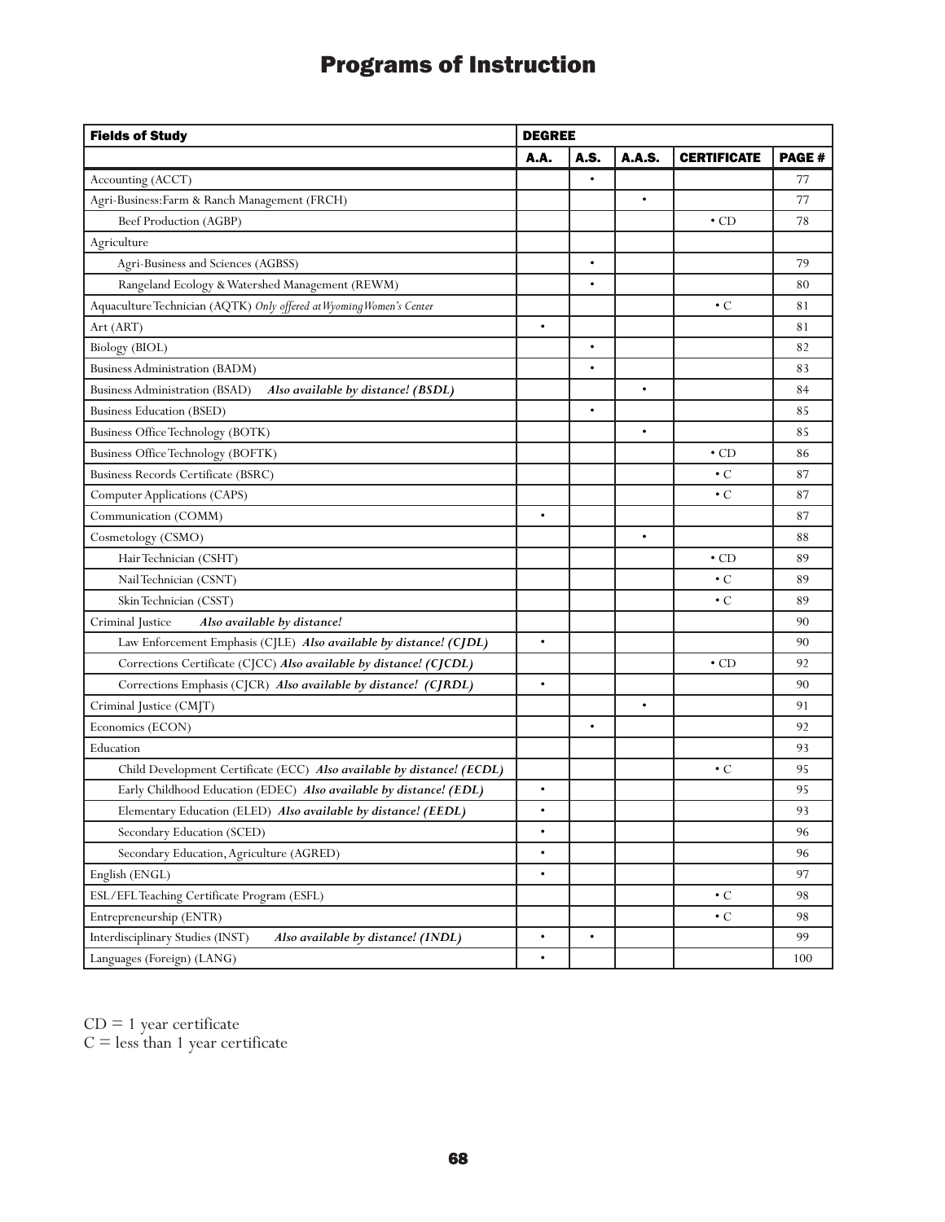# Programs of Instruction

| Fields of Study | DEGREE | | | | |
|---|---|---|---|---|---|
| | A.A. | A.S. | A.A.S. | CERTIFICATE | PAGE # |
| Accounting (ACCT) | | • | | | 77 |
| Agri-Business:Farm & Ranch Management (FRCH) | | | • | | 77 |
| Beef Production (AGBP) | | | | • CD | 78 |
| Agriculture | | | | | |
| Agri-Business and Sciences (AGBSS) | | • | | | 79 |
| Rangeland Ecology & Watershed Management (REWM) | | • | | | 80 |
| Aquaculture Technician (AQTK) *Only offered at Wyoming Women's Center* | | | | • C | 81 |
| Art (ART) | • | | | | 81 |
| Biology (BIOL) | | • | | | 82 |
| Business Administration (BADM) | | • | | | 83 |
| Business Administration (BSAD) ***Also available by distance! (BSDL)*** | | | • | | 84 |
| Business Education (BSED) | | • | | | 85 |
| Business Office Technology (BOTK) | | | • | | 85 |
| Business Office Technology (BOFTK) | | | | • CD | 86 |
| Business Records Certificate (BSRC) | | | | • C | 87 |
| Computer Applications (CAPS) | | | | • C | 87 |
| Communication (COMM) | • | | | | 87 |
| Cosmetology (CSMO) | | | • | | 88 |
| Hair Technician (CSHT) | | | | • CD | 89 |
| Nail Technician (CSNT) | | | | • C | 89 |
| Skin Technician (CSST) | | | | • C | 89 |
| Criminal Justice ***Also available by distance!*** | | | | | 90 |
| Law Enforcement Emphasis (CJLE) ***Also available by distance! (CJDL)*** | • | | | | 90 |
| Corrections Certificate (CJCC) ***Also available by distance! (CJCDL)*** | | | | • CD | 92 |
| Corrections Emphasis (CJCR) ***Also available by distance! (CJRDL)*** | • | | | | 90 |
| Criminal Justice (CMJT) | | | • | | 91 |
| Economics (ECON) | | • | | | 92 |
| Education | | | | | 93 |
| Child Development Certificate (ECC) ***Also available by distance! (ECDL)*** | | | | • C | 95 |
| Early Childhood Education (EDEC) ***Also available by distance! (EDL)*** | • | | | | 95 |
| Elementary Education (ELED) ***Also available by distance! (EEDL)*** | • | | | | 93 |
| Secondary Education (SCED) | • | | | | 96 |
| Secondary Education, Agriculture (AGRED) | • | | | | 96 |
| English (ENGL) | • | | | | 97 |
| ESL/EFL Teaching Certificate Program (ESFL) | | | | • C | 98 |
| Entrepreneurship (ENTR) | | | | • C | 98 |
| Interdisciplinary Studies (INST) ***Also available by distance! (INDL)*** | • | • | | | 99 |
| Languages (Foreign) (LANG) | • | | | | 100 |

CD = 1 year certificate
C = less than 1 year certificate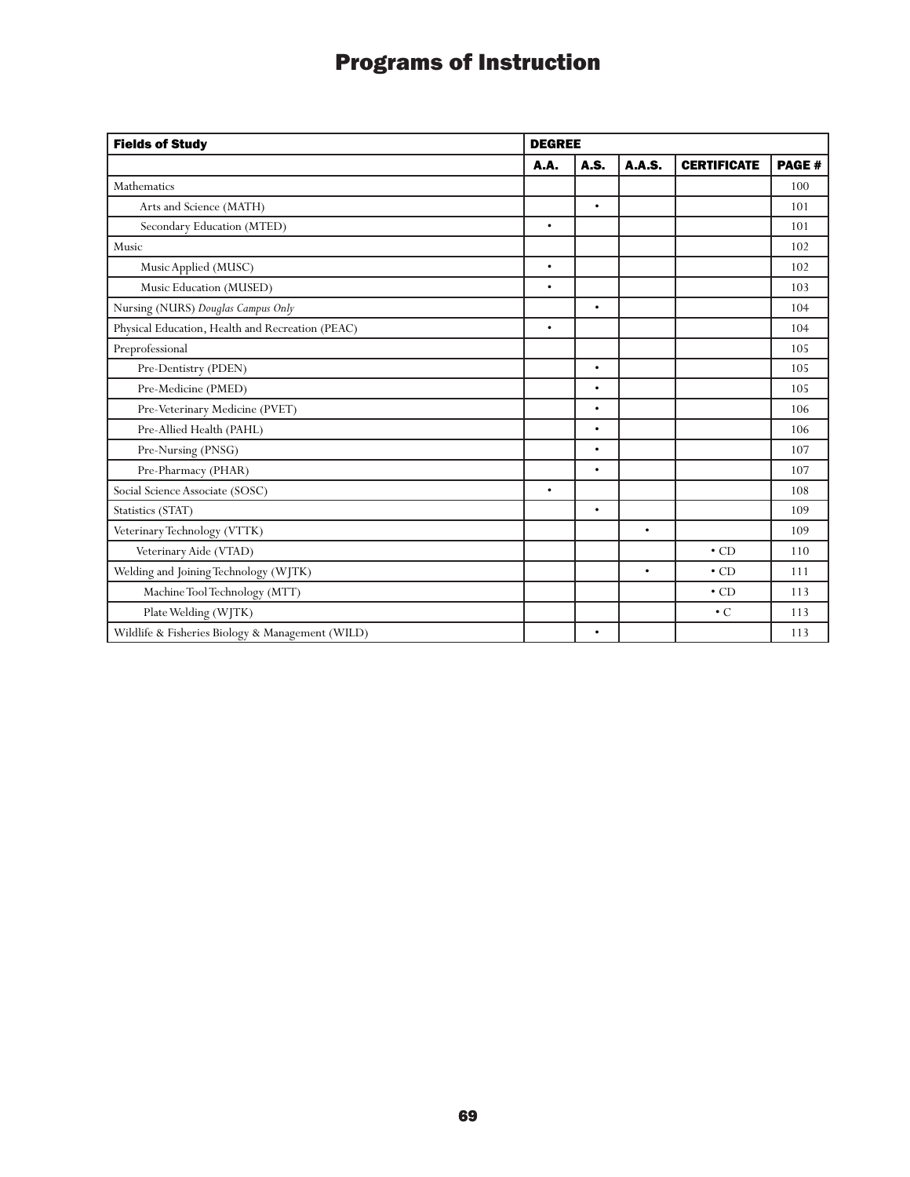# Programs of Instruction

| Fields of Study | DEGREE | | | | |
|---|---|---|---|---|---|
| | A.A. | A.S. | A.A.S. | CERTIFICATE | PAGE # |
| Mathematics | | | | | 100 |
| Arts and Science (MATH) | | • | | | 101 |
| Secondary Education (MTED) | • | | | | 101 |
| Music | | | | | 102 |
| Music Applied (MUSC) | • | | | | 102 |
| Music Education (MUSED) | • | | | | 103 |
| Nursing (NURS) *Douglas Campus Only* | | • | | | 104 |
| Physical Education, Health and Recreation (PEAC) | • | | | | 104 |
| Preprofessional | | | | | 105 |
| Pre-Dentistry (PDEN) | | • | | | 105 |
| Pre-Medicine (PMED) | | • | | | 105 |
| Pre-Veterinary Medicine (PVET) | | • | | | 106 |
| Pre-Allied Health (PAHL) | | • | | | 106 |
| Pre-Nursing (PNSG) | | • | | | 107 |
| Pre-Pharmacy (PHAR) | | • | | | 107 |
| Social Science Associate (SOSC) | • | | | | 108 |
| Statistics (STAT) | | • | | | 109 |
| Veterinary Technology (VTTK) | | | • | | 109 |
| Veterinary Aide (VTAD) | | | | • CD | 110 |
| Welding and Joining Technology (WJTK) | | | • | • CD | 111 |
| Machine Tool Technology (MTT) | | | | • CD | 113 |
| Plate Welding (WJTK) | | | | • C | 113 |
| Wildlife & Fisheries Biology & Management (WILD) | | • | | | 113 |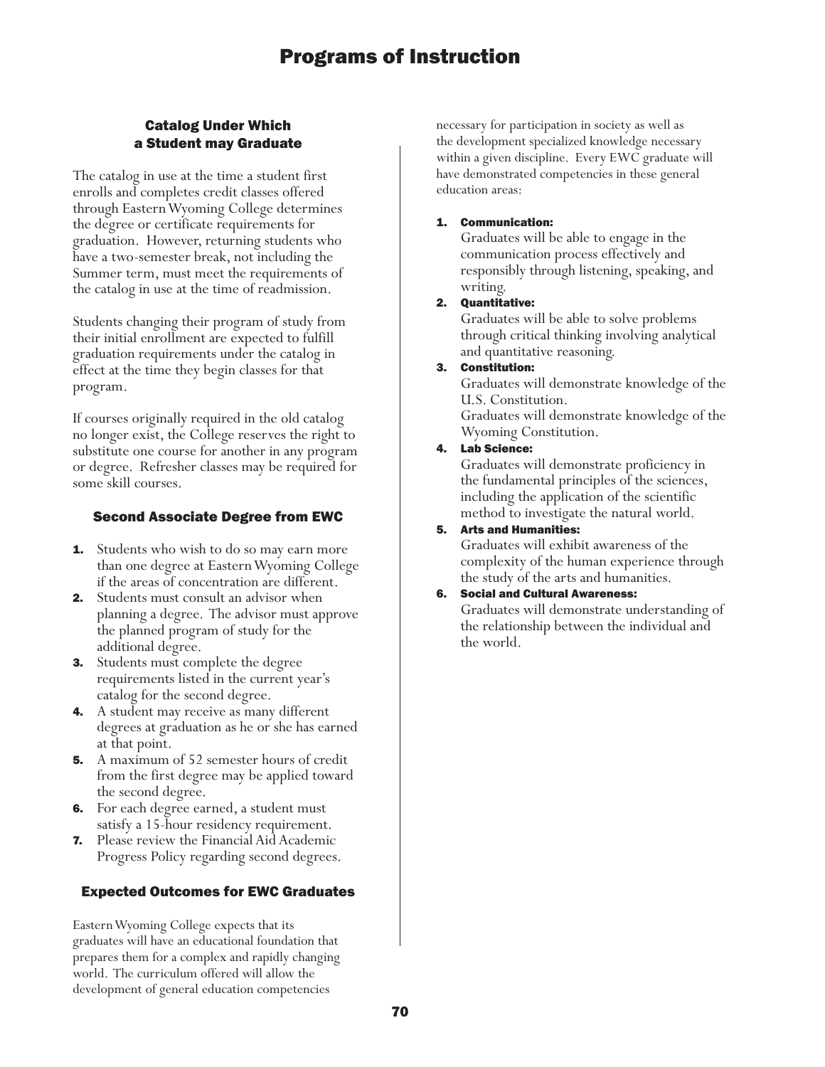# Programs of Instruction

### Catalog Under Which a Student may Graduate

The catalog in use at the time a student first enrolls and completes credit classes offered through Eastern Wyoming College determines the degree or certificate requirements for graduation. However, returning students who have a two-semester break, not including the Summer term, must meet the requirements of the catalog in use at the time of readmission.

Students changing their program of study from their initial enrollment are expected to fulfill graduation requirements under the catalog in effect at the time they begin classes for that program.

If courses originally required in the old catalog no longer exist, the College reserves the right to substitute one course for another in any program or degree. Refresher classes may be required for some skill courses.

### Second Associate Degree from EWC

1. Students who wish to do so may earn more than one degree at Eastern Wyoming College if the areas of concentration are different.
2. Students must consult an advisor when planning a degree. The advisor must approve the planned program of study for the additional degree.
3. Students must complete the degree requirements listed in the current year's catalog for the second degree.
4. A student may receive as many different degrees at graduation as he or she has earned at that point.
5. A maximum of 52 semester hours of credit from the first degree may be applied toward the second degree.
6. For each degree earned, a student must satisfy a 15-hour residency requirement.
7. Please review the Financial Aid Academic Progress Policy regarding second degrees.

### Expected Outcomes for EWC Graduates

Eastern Wyoming College expects that its graduates will have an educational foundation that prepares them for a complex and rapidly changing world. The curriculum offered will allow the development of general education competencies necessary for participation in society as well as the development specialized knowledge necessary within a given discipline. Every EWC graduate will have demonstrated competencies in these general education areas:

1. **Communication:**
   Graduates will be able to engage in the communication process effectively and responsibly through listening, speaking, and writing.
2. **Quantitative:**
   Graduates will be able to solve problems through critical thinking involving analytical and quantitative reasoning.
3. **Constitution:**
   Graduates will demonstrate knowledge of the U.S. Constitution.
   Graduates will demonstrate knowledge of the Wyoming Constitution.
4. **Lab Science:**
   Graduates will demonstrate proficiency in the fundamental principles of the sciences, including the application of the scientific method to investigate the natural world.
5. **Arts and Humanities:**
   Graduates will exhibit awareness of the complexity of the human experience through the study of the arts and humanities.
6. **Social and Cultural Awareness:**
   Graduates will demonstrate understanding of the relationship between the individual and the world.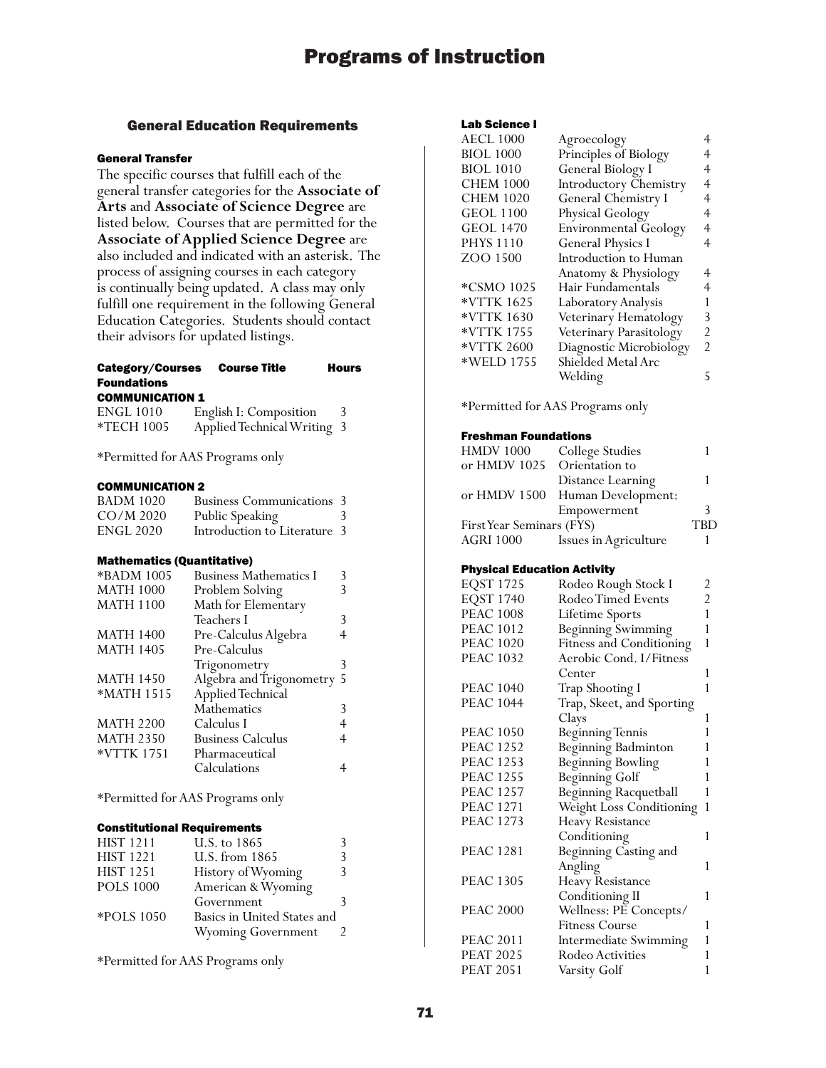## General Education Requirements

### General Transfer

The specific courses that fulfill each of the general transfer categories for the **Associate of Arts** and **Associate of Science Degree** are listed below. Courses that are permitted for the **Associate of Applied Science Degree** are also included and indicated with an asterisk. The process of assigning courses in each category is continually being updated. A class may only fulfill one requirement in the following General Education Categories. Students should contact their advisors for updated listings.

| Category/Courses | Course Title | Hours |
|---|---|---|
| **Foundations** | | |
| **COMMUNICATION 1** | | |
| ENGL 1010 | English I: Composition | 3 |
| *TECH 1005 | Applied Technical Writing | 3 |

*Permitted for AAS Programs only

#### COMMUNICATION 2

| Category/Courses | Course Title | Hours |
|---|---|---|
| BADM 1020 | Business Communications | 3 |
| CO/M 2020 | Public Speaking | 3 |
| ENGL 2020 | Introduction to Literature | 3 |

#### Mathematics (Quantitative)

| Category/Courses | Course Title | Hours |
|---|---|---|
| *BADM 1005 | Business Mathematics I | 3 |
| MATH 1000 | Problem Solving | 3 |
| MATH 1100 | Math for Elementary Teachers I | 3 |
| MATH 1400 | Pre-Calculus Algebra | 4 |
| MATH 1405 | Pre-Calculus Trigonometry | 3 |
| MATH 1450 | Algebra and Trigonometry | 5 |
| *MATH 1515 | Applied Technical Mathematics | 3 |
| MATH 2200 | Calculus I | 4 |
| MATH 2350 | Business Calculus | 4 |
| *VTTK 1751 | Pharmaceutical Calculations | 4 |

*Permitted for AAS Programs only

#### Constitutional Requirements

| Category/Courses | Course Title | Hours |
|---|---|---|
| HIST 1211 | U.S. to 1865 | 3 |
| HIST 1221 | U.S. from 1865 | 3 |
| HIST 1251 | History of Wyoming | 3 |
| POLS 1000 | American & Wyoming Government | 3 |
| *POLS 1050 | Basics in United States and Wyoming Government | 2 |

*Permitted for AAS Programs only

#### Lab Science I

| Category/Courses | Course Title | Hours |
|---|---|---|
| AECL 1000 | Agroecology | 4 |
| BIOL 1000 | Principles of Biology | 4 |
| BIOL 1010 | General Biology I | 4 |
| CHEM 1000 | Introductory Chemistry | 4 |
| CHEM 1020 | General Chemistry I | 4 |
| GEOL 1100 | Physical Geology | 4 |
| GEOL 1470 | Environmental Geology | 4 |
| PHYS 1110 | General Physics I | 4 |
| ZOO 1500 | Introduction to Human Anatomy & Physiology | 4 |
| *CSMO 1025 | Hair Fundamentals | 4 |
| *VTTK 1625 | Laboratory Analysis | 1 |
| *VTTK 1630 | Veterinary Hematology | 3 |
| *VTTK 1755 | Veterinary Parasitology | 2 |
| *VTTK 2600 | Diagnostic Microbiology | 2 |
| *WELD 1755 | Shielded Metal Arc Welding | 5 |

*Permitted for AAS Programs only

#### Freshman Foundations

| Category/Courses | Course Title | Hours |
|---|---|---|
| HMDV 1000 | College Studies | 1 |
| or HMDV 1025 | Orientation to Distance Learning | 1 |
| or HMDV 1500 | Human Development: Empowerment | 3 |
| First Year Seminars (FYS) | | TBD |
| AGRI 1000 | Issues in Agriculture | 1 |

#### Physical Education Activity

| Category/Courses | Course Title | Hours |
|---|---|---|
| EQST 1725 | Rodeo Rough Stock I | 2 |
| EQST 1740 | Rodeo Timed Events | 2 |
| PEAC 1008 | Lifetime Sports | 1 |
| PEAC 1012 | Beginning Swimming | 1 |
| PEAC 1020 | Fitness and Conditioning | 1 |
| PEAC 1032 | Aerobic Cond. I/Fitness Center | 1 |
| PEAC 1040 | Trap Shooting I | 1 |
| PEAC 1044 | Trap, Skeet, and Sporting Clays | 1 |
| PEAC 1050 | Beginning Tennis | 1 |
| PEAC 1252 | Beginning Badminton | 1 |
| PEAC 1253 | Beginning Bowling | 1 |
| PEAC 1255 | Beginning Golf | 1 |
| PEAC 1257 | Beginning Racquetball | 1 |
| PEAC 1271 | Weight Loss Conditioning | 1 |
| PEAC 1273 | Heavy Resistance Conditioning | 1 |
| PEAC 1281 | Beginning Casting and Angling | 1 |
| PEAC 1305 | Heavy Resistance Conditioning II | 1 |
| PEAC 2000 | Wellness: PE Concepts/ Fitness Course | 1 |
| PEAC 2011 | Intermediate Swimming | 1 |
| PEAT 2025 | Rodeo Activities | 1 |
| PEAT 2051 | Varsity Golf | 1 |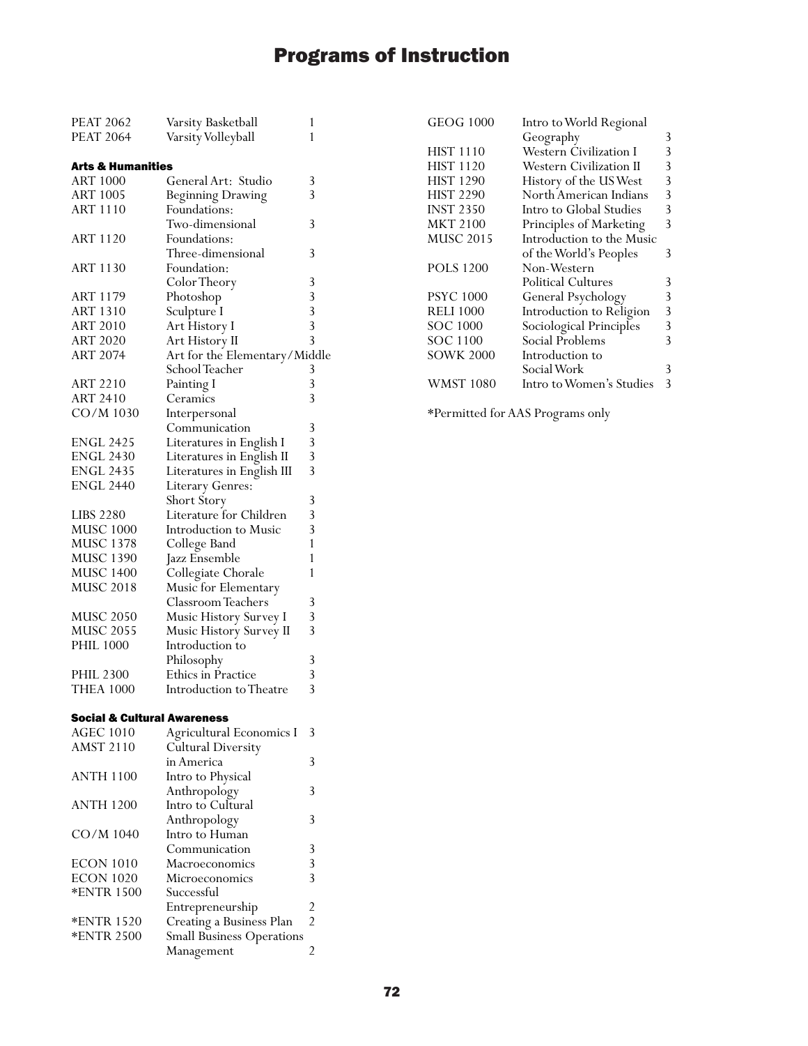# Programs of Instruction

| | | |
|---|---|---|
| PEAT 2062 | Varsity Basketball | 1 |
| PEAT 2064 | Varsity Volleyball | 1 |

### Arts & Humanities

| | | |
|---|---|---|
| ART 1000 | General Art: Studio | 3 |
| ART 1005 | Beginning Drawing | 3 |
| ART 1110 | Foundations: Two-dimensional | 3 |
| ART 1120 | Foundations: Three-dimensional | 3 |
| ART 1130 | Foundation: Color Theory | 3 |
| ART 1179 | Photoshop | 3 |
| ART 1310 | Sculpture I | 3 |
| ART 2010 | Art History I | 3 |
| ART 2020 | Art History II | 3 |
| ART 2074 | Art for the Elementary/Middle School Teacher | 3 |
| ART 2210 | Painting I | 3 |
| ART 2410 | Ceramics | 3 |
| CO/M 1030 | Interpersonal Communication | 3 |
| ENGL 2425 | Literatures in English I | 3 |
| ENGL 2430 | Literatures in English II | 3 |
| ENGL 2435 | Literatures in English III | 3 |
| ENGL 2440 | Literary Genres: Short Story | 3 |
| LIBS 2280 | Literature for Children | 3 |
| MUSC 1000 | Introduction to Music | 3 |
| MUSC 1378 | College Band | 1 |
| MUSC 1390 | Jazz Ensemble | 1 |
| MUSC 1400 | Collegiate Chorale | 1 |
| MUSC 2018 | Music for Elementary Classroom Teachers | 3 |
| MUSC 2050 | Music History Survey I | 3 |
| MUSC 2055 | Music History Survey II | 3 |
| PHIL 1000 | Introduction to Philosophy | 3 |
| PHIL 2300 | Ethics in Practice | 3 |
| THEA 1000 | Introduction to Theatre | 3 |

### Social & Cultural Awareness

| | | |
|---|---|---|
| AGEC 1010 | Agricultural Economics I | 3 |
| AMST 2110 | Cultural Diversity in America | 3 |
| ANTH 1100 | Intro to Physical Anthropology | 3 |
| ANTH 1200 | Intro to Cultural Anthropology | 3 |
| CO/M 1040 | Intro to Human Communication | 3 |
| ECON 1010 | Macroeconomics | 3 |
| ECON 1020 | Microeconomics | 3 |
| *ENTR 1500 | Successful Entrepreneurship | 2 |
| *ENTR 1520 | Creating a Business Plan | 2 |
| *ENTR 2500 | Small Business Operations Management | 2 |
| GEOG 1000 | Intro to World Regional Geography | 3 |
| HIST 1110 | Western Civilization I | 3 |
| HIST 1120 | Western Civilization II | 3 |
| HIST 1290 | History of the US West | 3 |
| HIST 2290 | North American Indians | 3 |
| INST 2350 | Intro to Global Studies | 3 |
| MKT 2100 | Principles of Marketing | 3 |
| MUSC 2015 | Introduction to the Music of the World's Peoples | 3 |
| POLS 1200 | Non-Western Political Cultures | 3 |
| PSYC 1000 | General Psychology | 3 |
| RELI 1000 | Introduction to Religion | 3 |
| SOC 1000 | Sociological Principles | 3 |
| SOC 1100 | Social Problems | 3 |
| SOWK 2000 | Introduction to Social Work | 3 |
| WMST 1080 | Intro to Women's Studies | 3 |

*Permitted for AAS Programs only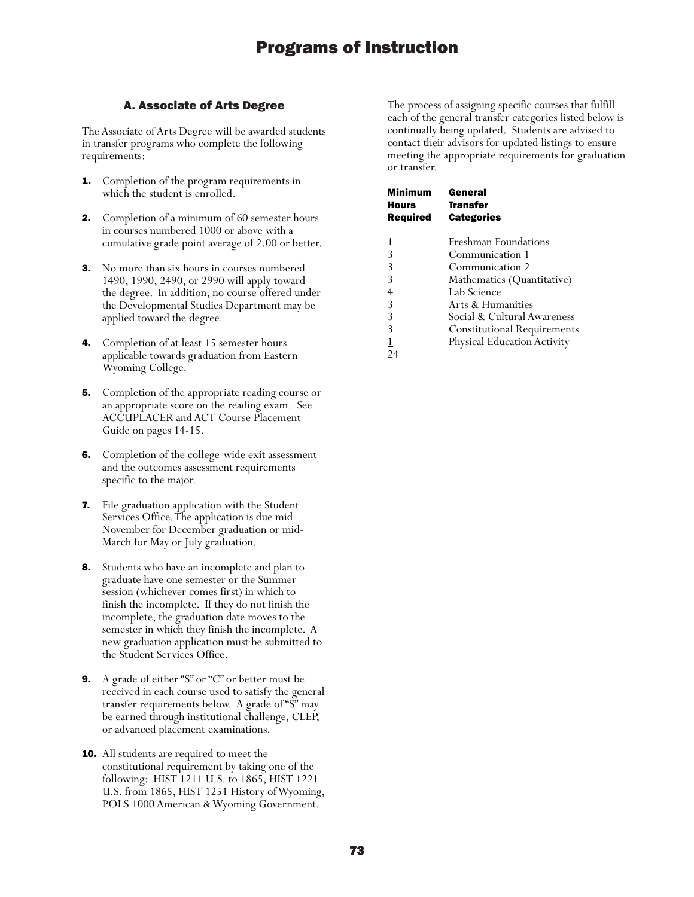# Programs of Instruction

### A. Associate of Arts Degree

The Associate of Arts Degree will be awarded students in transfer programs who complete the following requirements:

1. Completion of the program requirements in which the student is enrolled.
2. Completion of a minimum of 60 semester hours in courses numbered 1000 or above with a cumulative grade point average of 2.00 or better.
3. No more than six hours in courses numbered 1490, 1990, 2490, or 2990 will apply toward the degree. In addition, no course offered under the Developmental Studies Department may be applied toward the degree.
4. Completion of at least 15 semester hours applicable towards graduation from Eastern Wyoming College.
5. Completion of the appropriate reading course or an appropriate score on the reading exam. See ACCUPLACER and ACT Course Placement Guide on pages 14-15.
6. Completion of the college-wide exit assessment and the outcomes assessment requirements specific to the major.
7. File graduation application with the Student Services Office. The application is due mid-November for December graduation or mid-March for May or July graduation.
8. Students who have an incomplete and plan to graduate have one semester or the Summer session (whichever comes first) in which to finish the incomplete. If they do not finish the incomplete, the graduation date moves to the semester in which they finish the incomplete. A new graduation application must be submitted to the Student Services Office.
9. A grade of either "S" or "C" or better must be received in each course used to satisfy the general transfer requirements below. A grade of "S" may be earned through institutional challenge, CLEP, or advanced placement examinations.
10. All students are required to meet the constitutional requirement by taking one of the following: HIST 1211 U.S. to 1865, HIST 1221 U.S. from 1865, HIST 1251 History of Wyoming, POLS 1000 American & Wyoming Government.

The process of assigning specific courses that fulfill each of the general transfer categories listed below is continually being updated. Students are advised to contact their advisors for updated listings to ensure meeting the appropriate requirements for graduation or transfer.

| Minimum Hours Required | General Transfer Categories |
|---|---|
| 1 | Freshman Foundations |
| 3 | Communication 1 |
| 3 | Communication 2 |
| 3 | Mathematics (Quantitative) |
| 4 | Lab Science |
| 3 | Arts & Humanities |
| 3 | Social & Cultural Awareness |
| 3 | Constitutional Requirements |
| 1 | Physical Education Activity |
| 24 | |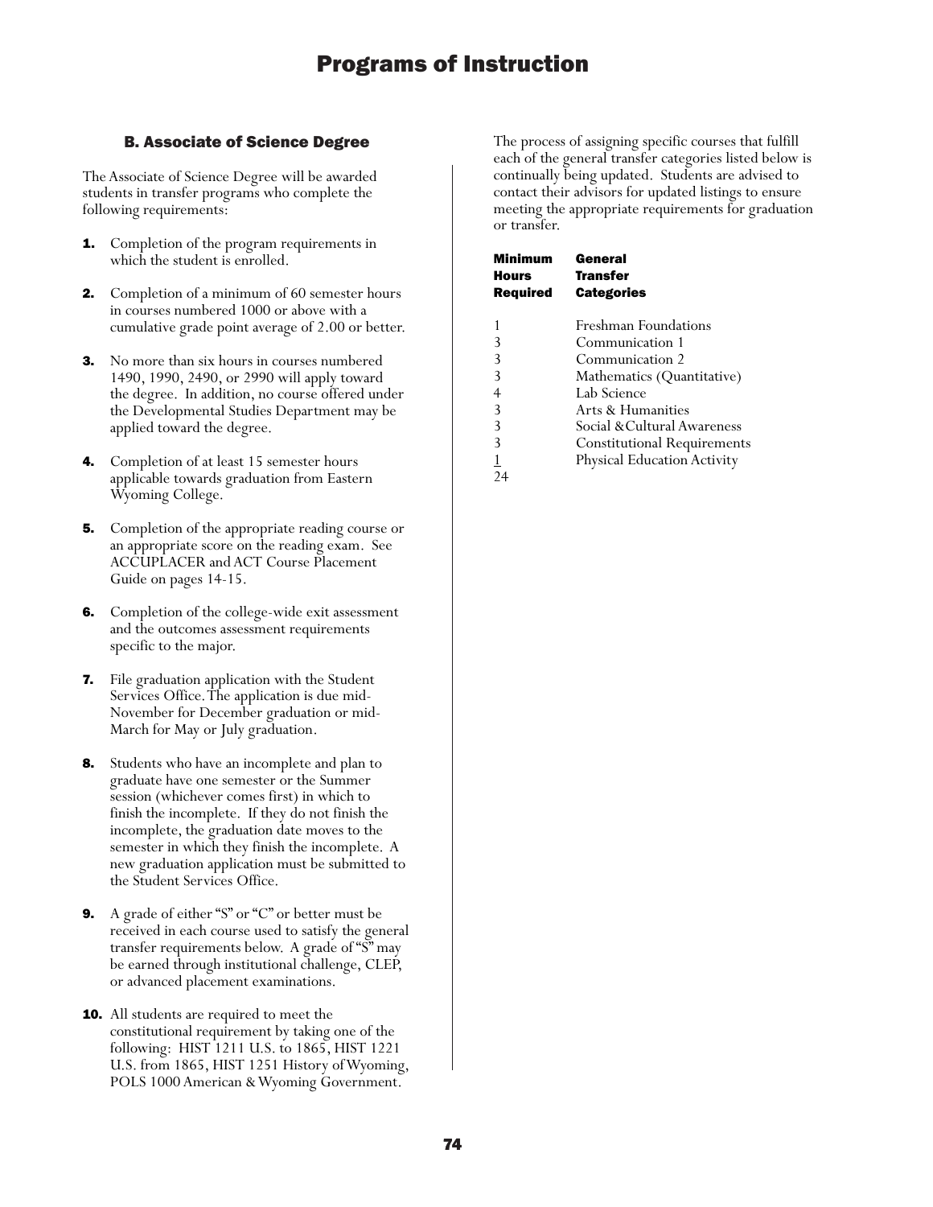# Programs of Instruction

### B. Associate of Science Degree

The Associate of Science Degree will be awarded students in transfer programs who complete the following requirements:

1. Completion of the program requirements in which the student is enrolled.
2. Completion of a minimum of 60 semester hours in courses numbered 1000 or above with a cumulative grade point average of 2.00 or better.
3. No more than six hours in courses numbered 1490, 1990, 2490, or 2990 will apply toward the degree. In addition, no course offered under the Developmental Studies Department may be applied toward the degree.
4. Completion of at least 15 semester hours applicable towards graduation from Eastern Wyoming College.
5. Completion of the appropriate reading course or an appropriate score on the reading exam. See ACCUPLACER and ACT Course Placement Guide on pages 14-15.
6. Completion of the college-wide exit assessment and the outcomes assessment requirements specific to the major.
7. File graduation application with the Student Services Office. The application is due mid-November for December graduation or mid-March for May or July graduation.
8. Students who have an incomplete and plan to graduate have one semester or the Summer session (whichever comes first) in which to finish the incomplete. If they do not finish the incomplete, the graduation date moves to the semester in which they finish the incomplete. A new graduation application must be submitted to the Student Services Office.
9. A grade of either "S" or "C" or better must be received in each course used to satisfy the general transfer requirements below. A grade of "S" may be earned through institutional challenge, CLEP, or advanced placement examinations.
10. All students are required to meet the constitutional requirement by taking one of the following: HIST 1211 U.S. to 1865, HIST 1221 U.S. from 1865, HIST 1251 History of Wyoming, POLS 1000 American & Wyoming Government.

The process of assigning specific courses that fulfill each of the general transfer categories listed below is continually being updated. Students are advised to contact their advisors for updated listings to ensure meeting the appropriate requirements for graduation or transfer.

| Minimum Hours Required | General Transfer Categories |
|---|---|
| 1 | Freshman Foundations |
| 3 | Communication 1 |
| 3 | Communication 2 |
| 3 | Mathematics (Quantitative) |
| 4 | Lab Science |
| 3 | Arts & Humanities |
| 3 | Social & Cultural Awareness |
| 3 | Constitutional Requirements |
| 1 | Physical Education Activity |
| 24 | |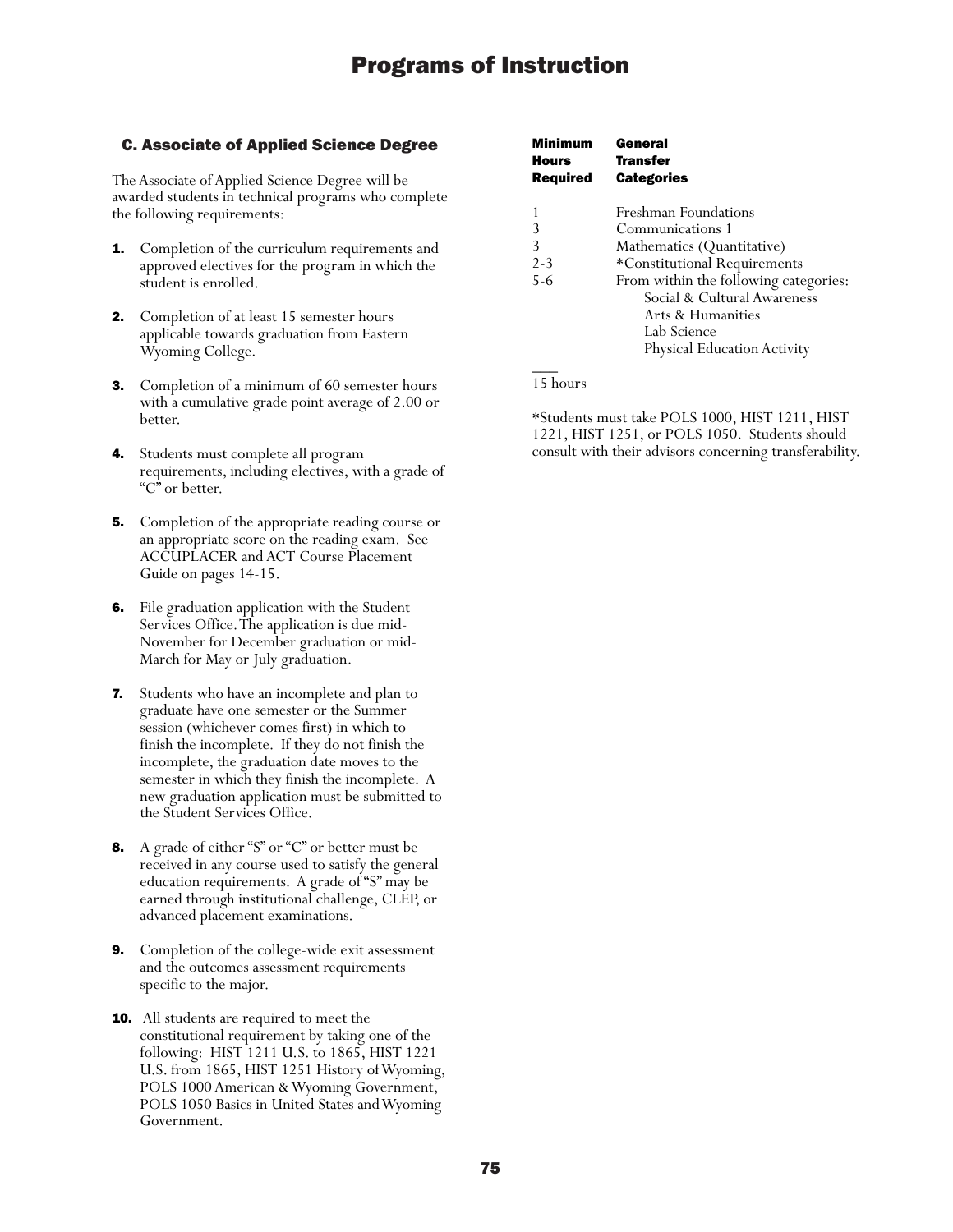# Programs of Instruction

## C. Associate of Applied Science Degree

The Associate of Applied Science Degree will be awarded students in technical programs who complete the following requirements:

1. Completion of the curriculum requirements and approved electives for the program in which the student is enrolled.

2. Completion of at least 15 semester hours applicable towards graduation from Eastern Wyoming College.

3. Completion of a minimum of 60 semester hours with a cumulative grade point average of 2.00 or better.

4. Students must complete all program requirements, including electives, with a grade of "C" or better.

5. Completion of the appropriate reading course or an appropriate score on the reading exam. See ACCUPLACER and ACT Course Placement Guide on pages 14-15.

6. File graduation application with the Student Services Office. The application is due mid-November for December graduation or mid-March for May or July graduation.

7. Students who have an incomplete and plan to graduate have one semester or the Summer session (whichever comes first) in which to finish the incomplete. If they do not finish the incomplete, the graduation date moves to the semester in which they finish the incomplete. A new graduation application must be submitted to the Student Services Office.

8. A grade of either "S" or "C" or better must be received in any course used to satisfy the general education requirements. A grade of "S" may be earned through institutional challenge, CLEP, or advanced placement examinations.

9. Completion of the college-wide exit assessment and the outcomes assessment requirements specific to the major.

10. All students are required to meet the constitutional requirement by taking one of the following: HIST 1211 U.S. to 1865, HIST 1221 U.S. from 1865, HIST 1251 History of Wyoming, POLS 1000 American & Wyoming Government, POLS 1050 Basics in United States and Wyoming Government.

| Minimum Hours Required | General Transfer Categories |
|---|---|
| 1 | Freshman Foundations |
| 3 | Communications 1 |
| 3 | Mathematics (Quantitative) |
| 2-3 | *Constitutional Requirements |
| 5-6 | From within the following categories: Social & Cultural Awareness, Arts & Humanities, Lab Science, Physical Education Activity |
| 15 hours | |

*Students must take POLS 1000, HIST 1211, HIST 1221, HIST 1251, or POLS 1050. Students should consult with their advisors concerning transferability.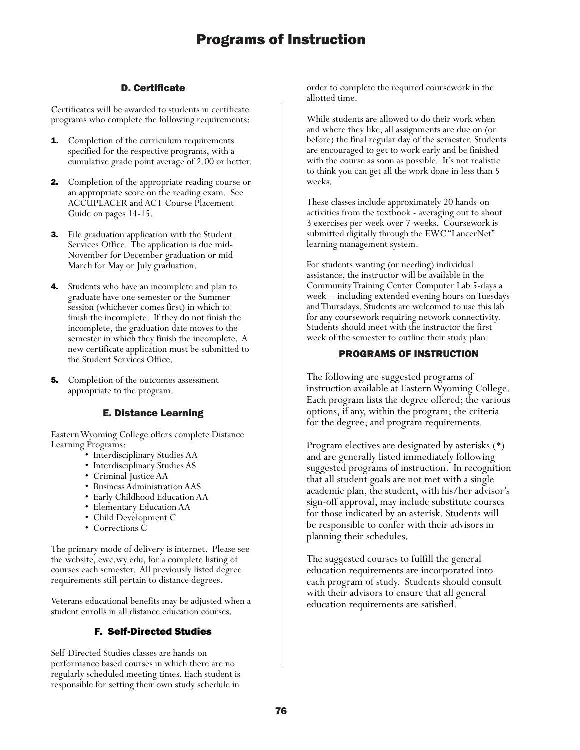### D. Certificate

Certificates will be awarded to students in certificate programs who complete the following requirements:

1. Completion of the curriculum requirements specified for the respective programs, with a cumulative grade point average of 2.00 or better.
2. Completion of the appropriate reading course or an appropriate score on the reading exam. See ACCUPLACER and ACT Course Placement Guide on pages 14-15.
3. File graduation application with the Student Services Office. The application is due mid-November for December graduation or mid-March for May or July graduation.
4. Students who have an incomplete and plan to graduate have one semester or the Summer session (whichever comes first) in which to finish the incomplete. If they do not finish the incomplete, the graduation date moves to the semester in which they finish the incomplete. A new certificate application must be submitted to the Student Services Office.
5. Completion of the outcomes assessment appropriate to the program.

### E. Distance Learning

Eastern Wyoming College offers complete Distance Learning Programs:

- Interdisciplinary Studies AA
- Interdisciplinary Studies AS
- Criminal Justice AA
- Business Administration AAS
- Early Childhood Education AA
- Elementary Education AA
- Child Development C
- Corrections C

The primary mode of delivery is internet. Please see the website, ewc.wy.edu, for a complete listing of courses each semester. All previously listed degree requirements still pertain to distance degrees.

Veterans educational benefits may be adjusted when a student enrolls in all distance education courses.

### F. Self-Directed Studies

Self-Directed Studies classes are hands-on performance based courses in which there are no regularly scheduled meeting times. Each student is responsible for setting their own study schedule in order to complete the required coursework in the allotted time.

While students are allowed to do their work when and where they like, all assignments are due on (or before) the final regular day of the semester. Students are encouraged to get to work early and be finished with the course as soon as possible. It's not realistic to think you can get all the work done in less than 5 weeks.

These classes include approximately 20 hands-on activities from the textbook - averaging out to about 3 exercises per week over 7-weeks. Coursework is submitted digitally through the EWC "LancerNet" learning management system.

For students wanting (or needing) individual assistance, the instructor will be available in the Community Training Center Computer Lab 5-days a week -- including extended evening hours on Tuesdays and Thursdays. Students are welcomed to use this lab for any coursework requiring network connectivity. Students should meet with the instructor the first week of the semester to outline their study plan.

## PROGRAMS OF INSTRUCTION

The following are suggested programs of instruction available at Eastern Wyoming College. Each program lists the degree offered; the various options, if any, within the program; the criteria for the degree; and program requirements.

Program electives are designated by asterisks (*) and are generally listed immediately following suggested programs of instruction. In recognition that all student goals are not met with a single academic plan, the student, with his/her advisor's sign-off approval, may include substitute courses for those indicated by an asterisk. Students will be responsible to confer with their advisors in planning their schedules.

The suggested courses to fulfill the general education requirements are incorporated into each program of study. Students should consult with their advisors to ensure that all general education requirements are satisfied.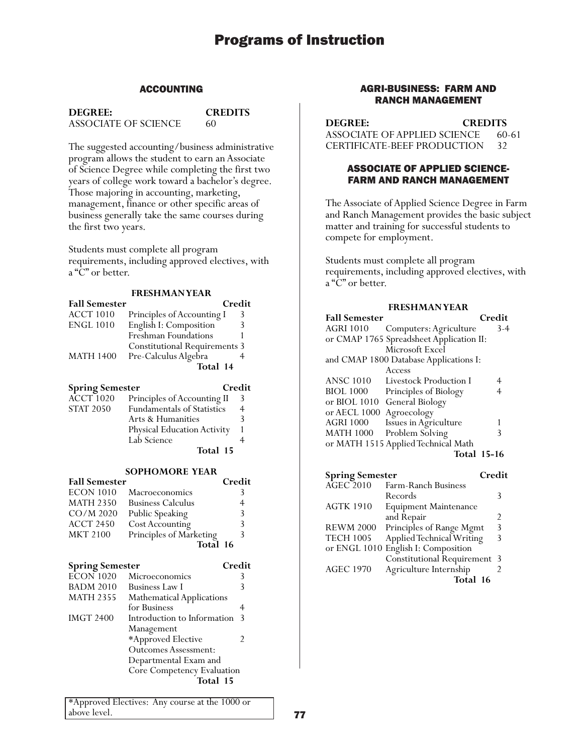# Programs of Instruction

## ACCOUNTING

| DEGREE: | CREDITS |
|---|---|
| ASSOCIATE OF SCIENCE | 60 |

The suggested accounting/business administrative program allows the student to earn an Associate of Science Degree while completing the first two years of college work toward a bachelor's degree. Those majoring in accounting, marketing, management, finance or other specific areas of business generally take the same courses during the first two years.

Students must complete all program requirements, including approved electives, with a "C" or better.

**FRESHMAN YEAR**

| Fall Semester | | Credit |
|---|---|---|
| ACCT 1010 | Principles of Accounting I | 3 |
| ENGL 1010 | English I: Composition | 3 |
| | Freshman Foundations | 1 |
| | Constitutional Requirements | 3 |
| MATH 1400 | Pre-Calculus Algebra | 4 |
| | **Total** | **14** |

| Spring Semester | | Credit |
|---|---|---|
| ACCT 1020 | Principles of Accounting II | 3 |
| STAT 2050 | Fundamentals of Statistics | 4 |
| | Arts & Humanities | 3 |
| | Physical Education Activity | 1 |
| | Lab Science | 4 |
| | **Total** | **15** |

**SOPHOMORE YEAR**

| Fall Semester | | Credit |
|---|---|---|
| ECON 1010 | Macroeconomics | 3 |
| MATH 2350 | Business Calculus | 4 |
| CO/M 2020 | Public Speaking | 3 |
| ACCT 2450 | Cost Accounting | 3 |
| MKT 2100 | Principles of Marketing | 3 |
| | **Total** | **16** |

| Spring Semester | | Credit |
|---|---|---|
| ECON 1020 | Microeconomics | 3 |
| BADM 2010 | Business Law I | 3 |
| MATH 2355 | Mathematical Applications for Business | 4 |
| IMGT 2400 | Introduction to Information Management | 3 |
| | *Approved Elective | 2 |
| | Outcomes Assessment: Departmental Exam and Core Competency Evaluation | |
| | **Total** | **15** |

*Approved Electives: Any course at the 1000 or above level.

## AGRI-BUSINESS: FARM AND RANCH MANAGEMENT

| DEGREE: | CREDITS |
|---|---|
| ASSOCIATE OF APPLIED SCIENCE | 60-61 |
| CERTIFICATE-BEEF PRODUCTION | 32 |

### ASSOCIATE OF APPLIED SCIENCE-FARM AND RANCH MANAGEMENT

The Associate of Applied Science Degree in Farm and Ranch Management provides the basic subject matter and training for successful students to compete for employment.

Students must complete all program requirements, including approved electives, with a "C" or better.

**FRESHMAN YEAR**

| Fall Semester | | Credit |
|---|---|---|
| AGRI 1010 | Computers: Agriculture | 3-4 |
| or CMAP 1765 | Spreadsheet Application II: Microsoft Excel | |
| and CMAP 1800 | Database Applications I: Access | |
| ANSC 1010 | Livestock Production I | 4 |
| BIOL 1000 | Principles of Biology | 4 |
| or BIOL 1010 | General Biology | |
| or AECL 1000 | Agroecology | |
| AGRI 1000 | Issues in Agriculture | 1 |
| MATH 1000 | Problem Solving | 3 |
| or MATH 1515 | Applied Technical Math | |
| | **Total** | **15-16** |

| Spring Semester | | Credit |
|---|---|---|
| AGEC 2010 | Farm-Ranch Business Records | 3 |
| AGTK 1910 | Equipment Maintenance and Repair | 2 |
| REWM 2000 | Principles of Range Mgmt | 3 |
| TECH 1005 | Applied Technical Writing | 3 |
| or ENGL 1010 | English I: Composition | |
| | Constitutional Requirement | 3 |
| AGEC 1970 | Agriculture Internship | 2 |
| | **Total** | **16** |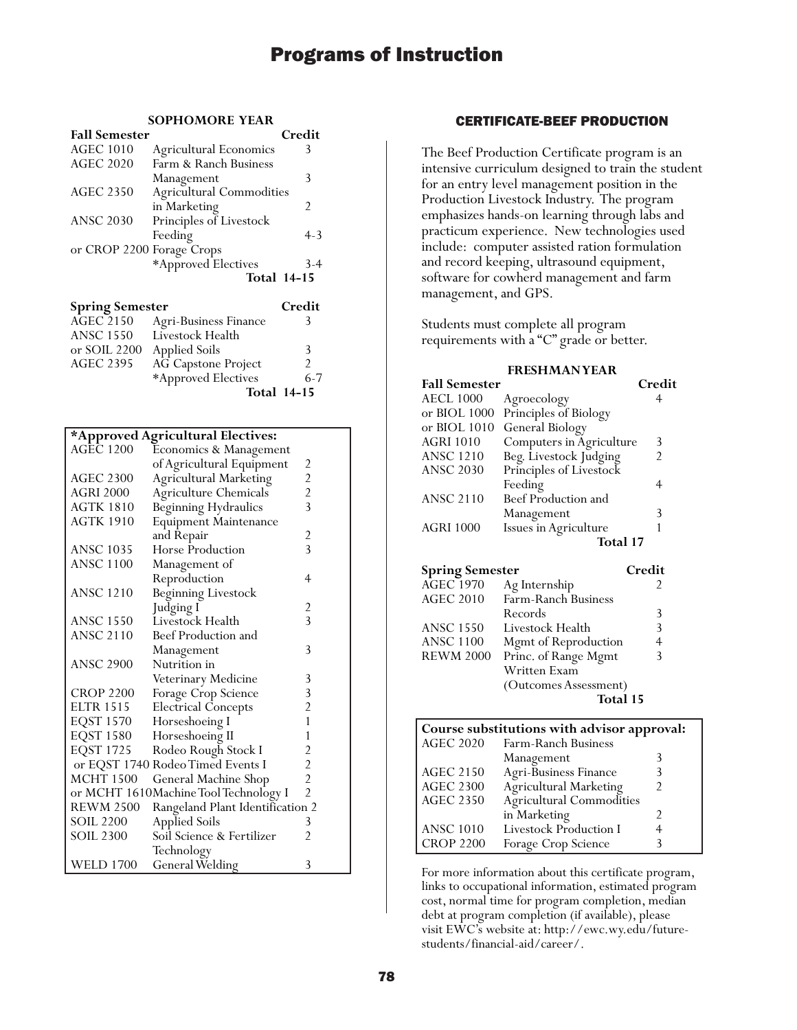# Programs of Instruction

### SOPHOMORE YEAR

| Fall Semester | | Credit |
|---|---|---|
| AGEC 1010 | Agricultural Economics | 3 |
| AGEC 2020 | Farm & Ranch Business Management | 3 |
| AGEC 2350 | Agricultural Commodities in Marketing | 2 |
| ANSC 2030 | Principles of Livestock Feeding | 4-3 |
| or CROP 2200 | Forage Crops | |
| | *Approved Electives | 3-4 |
| | **Total** | **14-15** |

| Spring Semester | | Credit |
|---|---|---|
| AGEC 2150 | Agri-Business Finance | 3 |
| ANSC 1550 | Livestock Health | |
| or SOIL 2200 | Applied Soils | 3 |
| AGEC 2395 | AG Capstone Project | 2 |
| | *Approved Electives | 6-7 |
| | **Total** | **14-15** |

| *Approved Agricultural Electives: | | |
|---|---|---|
| AGEC 1200 | Economics & Management of Agricultural Equipment | 2 |
| AGEC 2300 | Agricultural Marketing | 2 |
| AGRI 2000 | Agriculture Chemicals | 2 |
| AGTK 1810 | Beginning Hydraulics | 3 |
| AGTK 1910 | Equipment Maintenance and Repair | 2 |
| ANSC 1035 | Horse Production | 3 |
| ANSC 1100 | Management of Reproduction | 4 |
| ANSC 1210 | Beginning Livestock Judging I | 2 |
| ANSC 1550 | Livestock Health | 3 |
| ANSC 2110 | Beef Production and Management | 3 |
| ANSC 2900 | Nutrition in Veterinary Medicine | 3 |
| CROP 2200 | Forage Crop Science | 3 |
| ELTR 1515 | Electrical Concepts | 2 |
| EQST 1570 | Horseshoeing I | 1 |
| EQST 1580 | Horseshoeing II | 1 |
| EQST 1725 | Rodeo Rough Stock I | 2 |
| or EQST 1740 | Rodeo Timed Events I | 2 |
| MCHT 1500 | General Machine Shop | 2 |
| or MCHT 1610 | Machine Tool Technology I | 2 |
| REWM 2500 | Rangeland Plant Identification | 2 |
| SOIL 2200 | Applied Soils | 3 |
| SOIL 2300 | Soil Science & Fertilizer Technology | 2 |
| WELD 1700 | General Welding | 3 |

## CERTIFICATE-BEEF PRODUCTION

The Beef Production Certificate program is an intensive curriculum designed to train the student for an entry level management position in the Production Livestock Industry. The program emphasizes hands-on learning through labs and practicum experience. New technologies used include: computer assisted ration formulation and record keeping, ultrasound equipment, software for cowherd management and farm management, and GPS.

Students must complete all program requirements with a "C" grade or better.

### FRESHMAN YEAR

| Fall Semester | | Credit |
|---|---|---|
| AECL 1000 | Agroecology | 4 |
| or BIOL 1000 | Principles of Biology | |
| or BIOL 1010 | General Biology | |
| AGRI 1010 | Computers in Agriculture | 3 |
| ANSC 1210 | Beg. Livestock Judging | 2 |
| ANSC 2030 | Principles of Livestock Feeding | 4 |
| ANSC 2110 | Beef Production and Management | 3 |
| AGRI 1000 | Issues in Agriculture | 1 |
| | **Total** | **17** |

| Spring Semester | | Credit |
|---|---|---|
| AGEC 1970 | Ag Internship | 2 |
| AGEC 2010 | Farm-Ranch Business Records | 3 |
| ANSC 1550 | Livestock Health | 3 |
| ANSC 1100 | Mgmt of Reproduction | 4 |
| REWM 2000 | Princ. of Range Mgmt | 3 |
| | Written Exam (Outcomes Assessment) | |
| | **Total** | **15** |

| Course substitutions with advisor approval: | | |
|---|---|---|
| AGEC 2020 | Farm-Ranch Business Management | 3 |
| AGEC 2150 | Agri-Business Finance | 3 |
| AGEC 2300 | Agricultural Marketing | 2 |
| AGEC 2350 | Agricultural Commodities in Marketing | 2 |
| ANSC 1010 | Livestock Production I | 4 |
| CROP 2200 | Forage Crop Science | 3 |

For more information about this certificate program, links to occupational information, estimated program cost, normal time for program completion, median debt at program completion (if available), please visit EWC's website at: http://ewc.wy.edu/future-students/financial-aid/career/.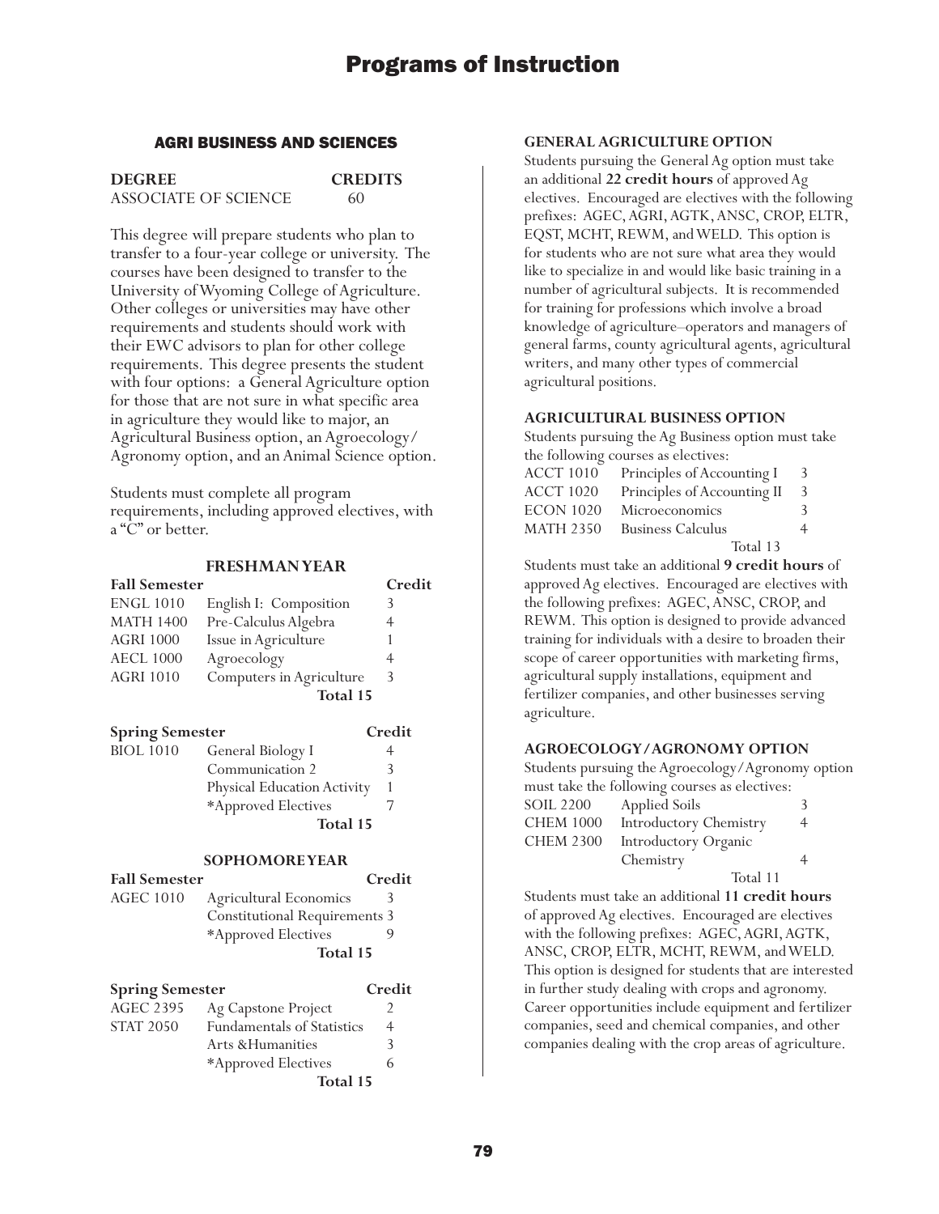## AGRI BUSINESS AND SCIENCES

| DEGREE | CREDITS |
|---|---|
| ASSOCIATE OF SCIENCE | 60 |

This degree will prepare students who plan to transfer to a four-year college or university. The courses have been designed to transfer to the University of Wyoming College of Agriculture. Other colleges or universities may have other requirements and students should work with their EWC advisors to plan for other college requirements. This degree presents the student with four options: a General Agriculture option for those that are not sure in what specific area in agriculture they would like to major, an Agricultural Business option, an Agroecology/ Agronomy option, and an Animal Science option.

Students must complete all program requirements, including approved electives, with a "C" or better.

### FRESHMAN YEAR

| Fall Semester | | Credit |
|---|---|---|
| ENGL 1010 | English I: Composition | 3 |
| MATH 1400 | Pre-Calculus Algebra | 4 |
| AGRI 1000 | Issue in Agriculture | 1 |
| AECL 1000 | Agroecology | 4 |
| AGRI 1010 | Computers in Agriculture | 3 |
| | **Total 15** | |

| Spring Semester | | Credit |
|---|---|---|
| BIOL 1010 | General Biology I | 4 |
| | Communication 2 | 3 |
| | Physical Education Activity | 1 |
| | *Approved Electives | 7 |
| | **Total 15** | |

### SOPHOMORE YEAR

| Fall Semester | | Credit |
|---|---|---|
| AGEC 1010 | Agricultural Economics | 3 |
| | Constitutional Requirements | 3 |
| | *Approved Electives | 9 |
| | **Total 15** | |

| Spring Semester | | Credit |
|---|---|---|
| AGEC 2395 | Ag Capstone Project | 2 |
| STAT 2050 | Fundamentals of Statistics | 4 |
| | Arts &Humanities | 3 |
| | *Approved Electives | 6 |
| | **Total 15** | |

**GENERAL AGRICULTURE OPTION**

Students pursuing the General Ag option must take an additional **22 credit hours** of approved Ag electives. Encouraged are electives with the following prefixes: AGEC, AGRI, AGTK, ANSC, CROP, ELTR, EQST, MCHT, REWM, and WELD. This option is for students who are not sure what area they would like to specialize in and would like basic training in a number of agricultural subjects. It is recommended for training for professions which involve a broad knowledge of agriculture–operators and managers of general farms, county agricultural agents, agricultural writers, and many other types of commercial agricultural positions.

**AGRICULTURAL BUSINESS OPTION**

Students pursuing the Ag Business option must take the following courses as electives:

| | | |
|---|---|---|
| ACCT 1010 | Principles of Accounting I | 3 |
| ACCT 1020 | Principles of Accounting II | 3 |
| ECON 1020 | Microeconomics | 3 |
| MATH 2350 | Business Calculus | 4 |
| | Total 13 | |

Students must take an additional **9 credit hours** of approved Ag electives. Encouraged are electives with the following prefixes: AGEC, ANSC, CROP, and REWM. This option is designed to provide advanced training for individuals with a desire to broaden their scope of career opportunities with marketing firms, agricultural supply installations, equipment and fertilizer companies, and other businesses serving agriculture.

**AGROECOLOGY/AGRONOMY OPTION**

Students pursuing the Agroecology/Agronomy option must take the following courses as electives:

| | | |
|---|---|---|
| SOIL 2200 | Applied Soils | 3 |
| CHEM 1000 | Introductory Chemistry | 4 |
| CHEM 2300 | Introductory Organic Chemistry | 4 |
| | Total 11 | |

Students must take an additional **11 credit hours** of approved Ag electives. Encouraged are electives with the following prefixes: AGEC, AGRI, AGTK, ANSC, CROP, ELTR, MCHT, REWM, and WELD. This option is designed for students that are interested in further study dealing with crops and agronomy. Career opportunities include equipment and fertilizer companies, seed and chemical companies, and other companies dealing with the crop areas of agriculture.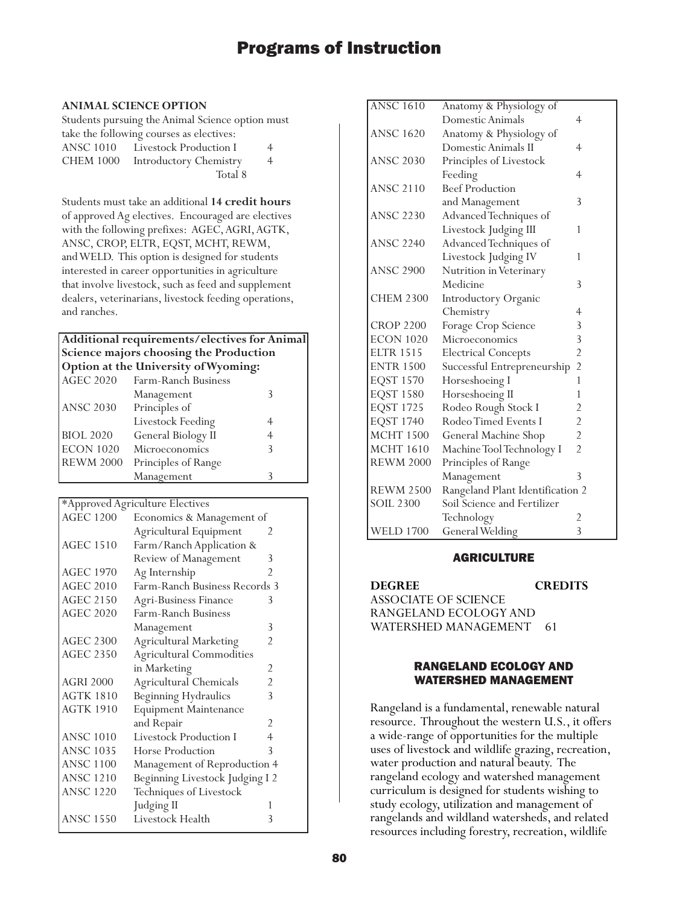### ANIMAL SCIENCE OPTION

Students pursuing the Animal Science option must take the following courses as electives:

| | | |
|---|---|---|
| ANSC 1010 | Livestock Production I | 4 |
| CHEM 1000 | Introductory Chemistry | 4 |
| | Total | 8 |

Students must take an additional **14 credit hours** of approved Ag electives. Encouraged are electives with the following prefixes: AGEC, AGRI, AGTK, ANSC, CROP, ELTR, EQST, MCHT, REWM, and WELD. This option is designed for students interested in career opportunities in agriculture that involve livestock, such as feed and supplement dealers, veterinarians, livestock feeding operations, and ranches.

| **Additional requirements/electives for Animal Science majors choosing the Production Option at the University of Wyoming:** | | |
|---|---|---|
| AGEC 2020 | Farm-Ranch Business Management | 3 |
| ANSC 2030 | Principles of Livestock Feeding | 4 |
| BIOL 2020 | General Biology II | 4 |
| ECON 1020 | Microeconomics | 3 |
| REWM 2000 | Principles of Range Management | 3 |

| *Approved Agriculture Electives | | |
|---|---|---|
| AGEC 1200 | Economics & Management of Agricultural Equipment | 2 |
| AGEC 1510 | Farm/Ranch Application & Review of Management | 3 |
| AGEC 1970 | Ag Internship | 2 |
| AGEC 2010 | Farm-Ranch Business Records | 3 |
| AGEC 2150 | Agri-Business Finance | 3 |
| AGEC 2020 | Farm-Ranch Business Management | 3 |
| AGEC 2300 | Agricultural Marketing | 2 |
| AGEC 2350 | Agricultural Commodities in Marketing | 2 |
| AGRI 2000 | Agricultural Chemicals | 2 |
| AGTK 1810 | Beginning Hydraulics | 3 |
| AGTK 1910 | Equipment Maintenance and Repair | 2 |
| ANSC 1010 | Livestock Production I | 4 |
| ANSC 1035 | Horse Production | 3 |
| ANSC 1100 | Management of Reproduction | 4 |
| ANSC 1210 | Beginning Livestock Judging I | 2 |
| ANSC 1220 | Techniques of Livestock Judging II | 1 |
| ANSC 1550 | Livestock Health | 3 |
| ANSC 1610 | Anatomy & Physiology of Domestic Animals | 4 |
| ANSC 1620 | Anatomy & Physiology of Domestic Animals II | 4 |
| ANSC 2030 | Principles of Livestock Feeding | 4 |
| ANSC 2110 | Beef Production and Management | 3 |
| ANSC 2230 | Advanced Techniques of Livestock Judging III | 1 |
| ANSC 2240 | Advanced Techniques of Livestock Judging IV | 1 |
| ANSC 2900 | Nutrition in Veterinary Medicine | 3 |
| CHEM 2300 | Introductory Organic Chemistry | 4 |
| CROP 2200 | Forage Crop Science | 3 |
| ECON 1020 | Microeconomics | 3 |
| ELTR 1515 | Electrical Concepts | 2 |
| ENTR 1500 | Successful Entrepreneurship | 2 |
| EQST 1570 | Horseshoeing I | 1 |
| EQST 1580 | Horseshoeing II | 1 |
| EQST 1725 | Rodeo Rough Stock I | 2 |
| EQST 1740 | Rodeo Timed Events I | 2 |
| MCHT 1500 | General Machine Shop | 2 |
| MCHT 1610 | Machine Tool Technology I | 2 |
| REWM 2000 | Principles of Range Management | 3 |
| REWM 2500 | Rangeland Plant Identification | 2 |
| SOIL 2300 | Soil Science and Fertilizer Technology | 2 |
| WELD 1700 | General Welding | 3 |

## AGRICULTURE

| **DEGREE** | **CREDITS** |
|---|---|
| ASSOCIATE OF SCIENCE RANGELAND ECOLOGY AND WATERSHED MANAGEMENT | 61 |

## RANGELAND ECOLOGY AND WATERSHED MANAGEMENT

Rangeland is a fundamental, renewable natural resource. Throughout the western U.S., it offers a wide-range of opportunities for the multiple uses of livestock and wildlife grazing, recreation, water production and natural beauty. The rangeland ecology and watershed management curriculum is designed for students wishing to study ecology, utilization and management of rangelands and wildland watersheds, and related resources including forestry, recreation, wildlife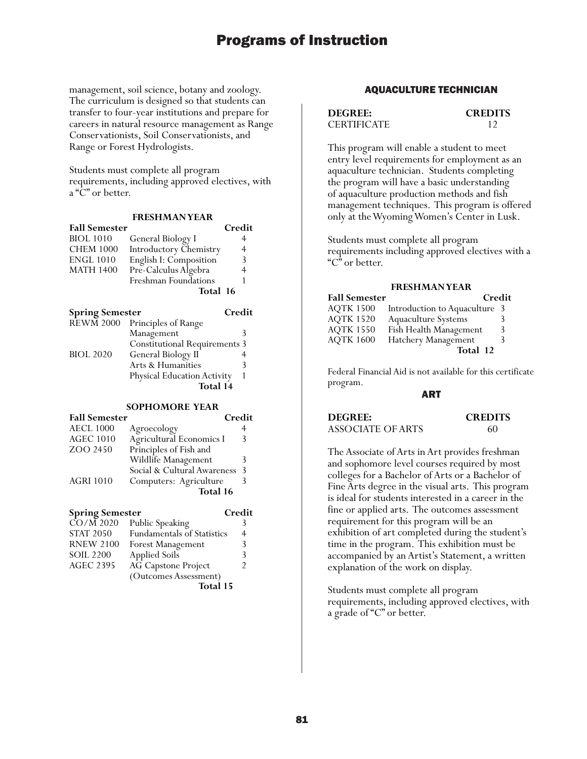management, soil science, botany and zoology. The curriculum is designed so that students can transfer to four-year institutions and prepare for careers in natural resource management as Range Conservationists, Soil Conservationists, and Range or Forest Hydrologists.

Students must complete all program requirements, including approved electives, with a "C" or better.

**FRESHMAN YEAR**

| Fall Semester | | Credit |
|---|---|---|
| BIOL 1010 | General Biology I | 4 |
| CHEM 1000 | Introductory Chemistry | 4 |
| ENGL 1010 | English I: Composition | 3 |
| MATH 1400 | Pre-Calculus Algebra | 4 |
| | Freshman Foundations | 1 |
| | **Total** | **16** |

| Spring Semester | | Credit |
|---|---|---|
| REWM 2000 | Principles of Range Management | 3 |
| | Constitutional Requirements | 3 |
| BIOL 2020 | General Biology II | 4 |
| | Arts & Humanities | 3 |
| | Physical Education Activity | 1 |
| | **Total** | **14** |

**SOPHOMORE YEAR**

| Fall Semester | | Credit |
|---|---|---|
| AECL 1000 | Agroecology | 4 |
| AGEC 1010 | Agricultural Economics I | 3 |
| ZOO 2450 | Principles of Fish and Wildlife Management | 3 |
| | Social & Cultural Awareness | 3 |
| AGRI 1010 | Computers: Agriculture | 3 |
| | **Total** | **16** |

| Spring Semester | | Credit |
|---|---|---|
| CO/M 2020 | Public Speaking | 3 |
| STAT 2050 | Fundamentals of Statistics | 4 |
| RNEW 2100 | Forest Management | 3 |
| SOIL 2200 | Applied Soils | 3 |
| AGEC 2395 | AG Capstone Project (Outcomes Assessment) | 2 |
| | **Total** | **15** |

## AQUACULTURE TECHNICIAN

| DEGREE: | CREDITS |
|---|---|
| CERTIFICATE | 12 |

This program will enable a student to meet entry level requirements for employment as an aquaculture technician. Students completing the program will have a basic understanding of aquaculture production methods and fish management techniques. This program is offered only at the Wyoming Women's Center in Lusk.

Students must complete all program requirements including approved electives with a "C" or better.

**FRESHMAN YEAR**

| Fall Semester | | Credit |
|---|---|---|
| AQTK 1500 | Introduction to Aquaculture | 3 |
| AQTK 1520 | Aquaculture Systems | 3 |
| AQTK 1550 | Fish Health Management | 3 |
| AQTK 1600 | Hatchery Management | 3 |
| | **Total** | **12** |

Federal Financial Aid is not available for this certificate program.

## ART

| DEGREE: | CREDITS |
|---|---|
| ASSOCIATE OF ARTS | 60 |

The Associate of Arts in Art provides freshman and sophomore level courses required by most colleges for a Bachelor of Arts or a Bachelor of Fine Arts degree in the visual arts. This program is ideal for students interested in a career in the fine or applied arts. The outcomes assessment requirement for this program will be an exhibition of art completed during the student's time in the program. This exhibition must be accompanied by an Artist's Statement, a written explanation of the work on display.

Students must complete all program requirements, including approved electives, with a grade of "C" or better.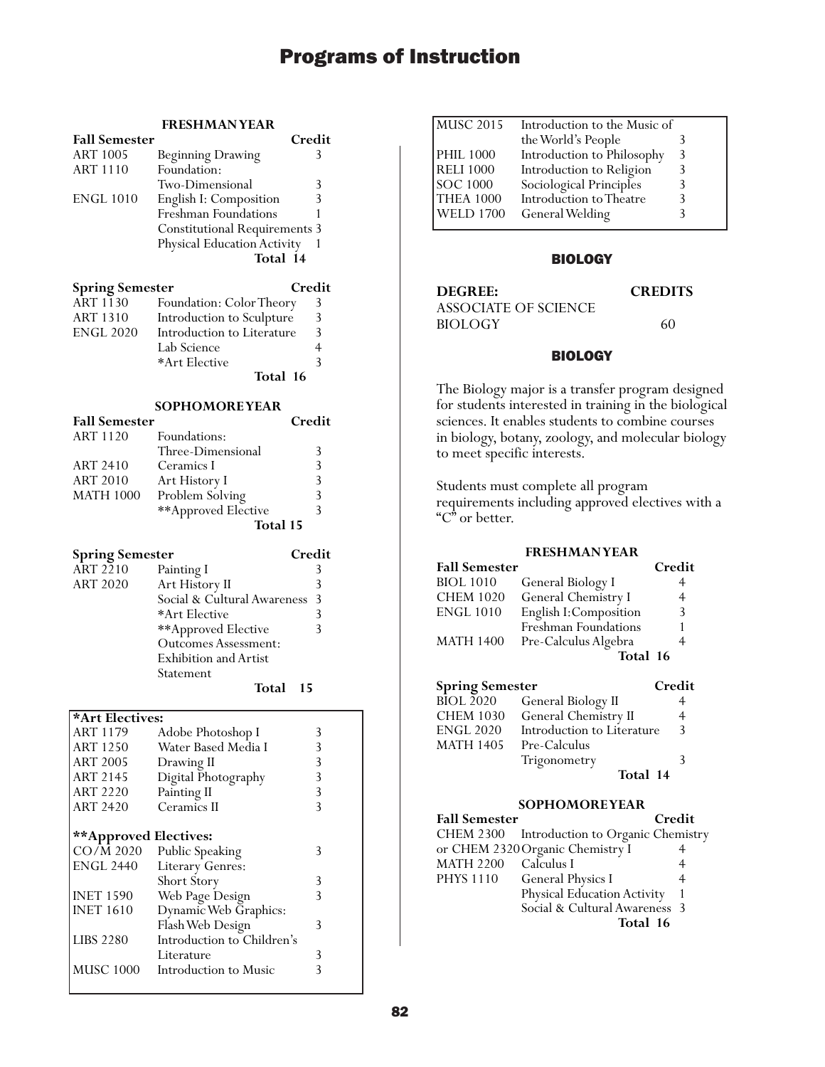### FRESHMAN YEAR

| Fall Semester | | Credit |
|---|---|---|
| ART 1005 | Beginning Drawing | 3 |
| ART 1110 | Foundation: Two-Dimensional | 3 |
| ENGL 1010 | English I: Composition | 3 |
| | Freshman Foundations | 1 |
| | Constitutional Requirements | 3 |
| | Physical Education Activity | 1 |
| | Total | 14 |

| Spring Semester | | Credit |
|---|---|---|
| ART 1130 | Foundation: Color Theory | 3 |
| ART 1310 | Introduction to Sculpture | 3 |
| ENGL 2020 | Introduction to Literature | 3 |
| | Lab Science | 4 |
| | *Art Elective | 3 |
| | Total | 16 |

### SOPHOMORE YEAR

| Fall Semester | | Credit |
|---|---|---|
| ART 1120 | Foundations: Three-Dimensional | 3 |
| ART 2410 | Ceramics I | 3 |
| ART 2010 | Art History I | 3 |
| MATH 1000 | Problem Solving | 3 |
| | **Approved Elective | 3 |
| | Total | 15 |

| Spring Semester | | Credit |
|---|---|---|
| ART 2210 | Painting I | 3 |
| ART 2020 | Art History II | 3 |
| | Social & Cultural Awareness | 3 |
| | *Art Elective | 3 |
| | **Approved Elective | 3 |
| | Outcomes Assessment: Exhibition and Artist Statement | |
| | Total | 15 |

**\*Art Electives:**

| | | |
|---|---|---|
| ART 1179 | Adobe Photoshop I | 3 |
| ART 1250 | Water Based Media I | 3 |
| ART 2005 | Drawing II | 3 |
| ART 2145 | Digital Photography | 3 |
| ART 2220 | Painting II | 3 |
| ART 2420 | Ceramics II | 3 |

**\*\*Approved Electives:**

| | | |
|---|---|---|
| CO/M 2020 | Public Speaking | 3 |
| ENGL 2440 | Literary Genres: Short Story | 3 |
| INET 1590 | Web Page Design | 3 |
| INET 1610 | Dynamic Web Graphics: Flash Web Design | 3 |
| LIBS 2280 | Introduction to Children's Literature | 3 |
| MUSC 1000 | Introduction to Music | 3 |
| MUSC 2015 | Introduction to the Music of the World's People | 3 |
| PHIL 1000 | Introduction to Philosophy | 3 |
| RELI 1000 | Introduction to Religion | 3 |
| SOC 1000 | Sociological Principles | 3 |
| THEA 1000 | Introduction to Theatre | 3 |
| WELD 1700 | General Welding | 3 |

## BIOLOGY

| DEGREE: | CREDITS |
|---|---|
| ASSOCIATE OF SCIENCE BIOLOGY | 60 |

## BIOLOGY

The Biology major is a transfer program designed for students interested in training in the biological sciences. It enables students to combine courses in biology, botany, zoology, and molecular biology to meet specific interests.

Students must complete all program requirements including approved electives with a "C" or better.

### FRESHMAN YEAR

| Fall Semester | | Credit |
|---|---|---|
| BIOL 1010 | General Biology I | 4 |
| CHEM 1020 | General Chemistry I | 4 |
| ENGL 1010 | English I: Composition | 3 |
| | Freshman Foundations | 1 |
| MATH 1400 | Pre-Calculus Algebra | 4 |
| | Total | 16 |

| Spring Semester | | Credit |
|---|---|---|
| BIOL 2020 | General Biology II | 4 |
| CHEM 1030 | General Chemistry II | 4 |
| ENGL 2020 | Introduction to Literature | 3 |
| MATH 1405 | Pre-Calculus Trigonometry | 3 |
| | Total | 14 |

### SOPHOMORE YEAR

| Fall Semester | | Credit |
|---|---|---|
| CHEM 2300 or CHEM 2320 | Introduction to Organic Chemistry or Organic Chemistry I | 4 |
| MATH 2200 | Calculus I | 4 |
| PHYS 1110 | General Physics I | 4 |
| | Physical Education Activity | 1 |
| | Social & Cultural Awareness | 3 |
| | Total | 16 |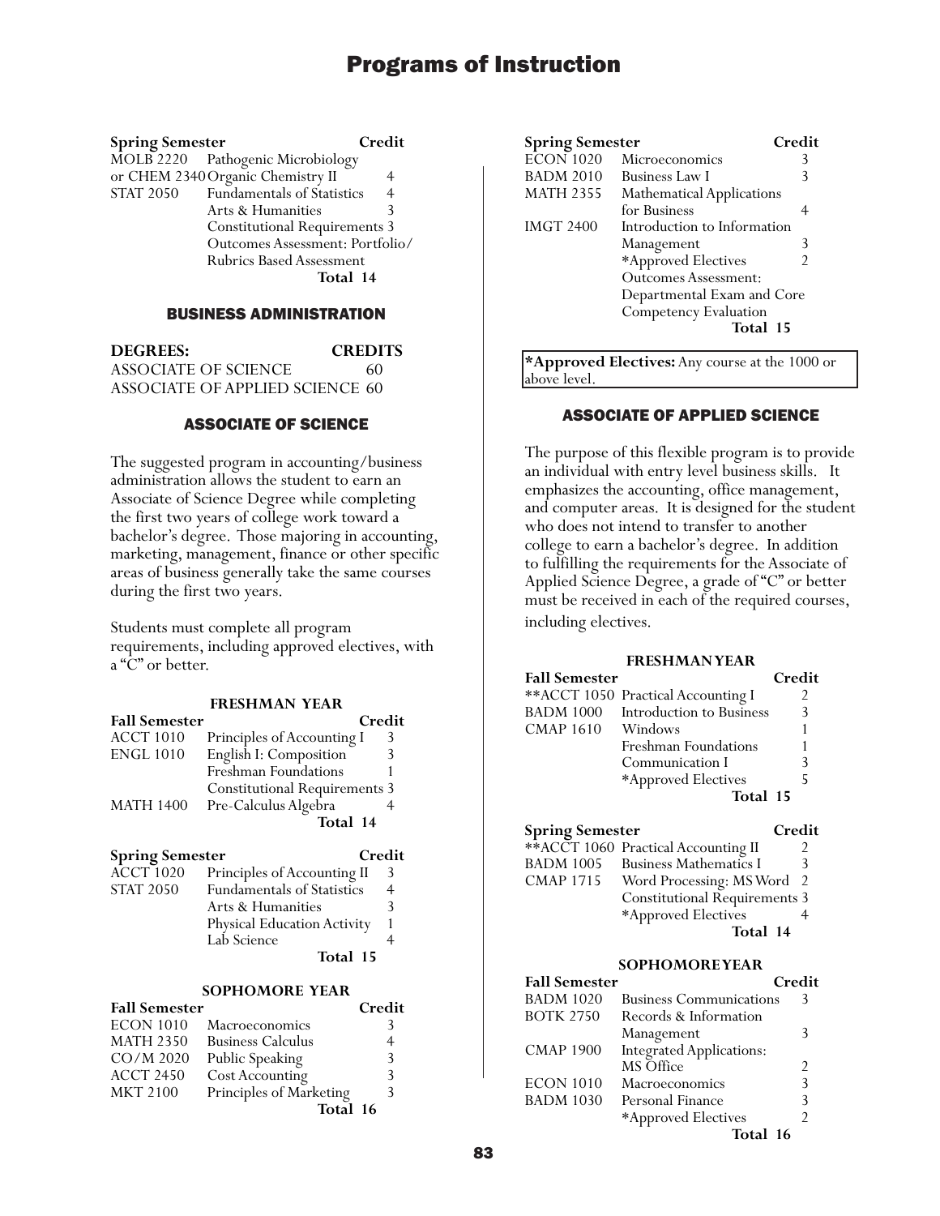| Spring Semester | | Credit |
|---|---|---|
| MOLB 2220 | Pathogenic Microbiology | |
| or CHEM 2340 | Organic Chemistry II | 4 |
| STAT 2050 | Fundamentals of Statistics | 4 |
| | Arts & Humanities | 3 |
| | Constitutional Requirements | 3 |
| | Outcomes Assessment: Portfolio/ Rubrics Based Assessment | |
| | **Total** | **14** |

## BUSINESS ADMINISTRATION

| DEGREES: | CREDITS |
|---|---|
| ASSOCIATE OF SCIENCE | 60 |
| ASSOCIATE OF APPLIED SCIENCE | 60 |

## ASSOCIATE OF SCIENCE

The suggested program in accounting/business administration allows the student to earn an Associate of Science Degree while completing the first two years of college work toward a bachelor's degree. Those majoring in accounting, marketing, management, finance or other specific areas of business generally take the same courses during the first two years.

Students must complete all program requirements, including approved electives, with a "C" or better.

### FRESHMAN YEAR

| Fall Semester | | Credit |
|---|---|---|
| ACCT 1010 | Principles of Accounting I | 3 |
| ENGL 1010 | English I: Composition | 3 |
| | Freshman Foundations | 1 |
| | Constitutional Requirements | 3 |
| MATH 1400 | Pre-Calculus Algebra | 4 |
| | **Total** | **14** |

| Spring Semester | | Credit |
|---|---|---|
| ACCT 1020 | Principles of Accounting II | 3 |
| STAT 2050 | Fundamentals of Statistics | 4 |
| | Arts & Humanities | 3 |
| | Physical Education Activity | 1 |
| | Lab Science | 4 |
| | **Total** | **15** |

### SOPHOMORE YEAR

| Fall Semester | | Credit |
|---|---|---|
| ECON 1010 | Macroeconomics | 3 |
| MATH 2350 | Business Calculus | 4 |
| CO/M 2020 | Public Speaking | 3 |
| ACCT 2450 | Cost Accounting | 3 |
| MKT 2100 | Principles of Marketing | 3 |
| | **Total** | **16** |

| Spring Semester | | Credit |
|---|---|---|
| ECON 1020 | Microeconomics | 3 |
| BADM 2010 | Business Law I | 3 |
| MATH 2355 | Mathematical Applications for Business | 4 |
| IMGT 2400 | Introduction to Information Management | 3 |
| | *Approved Electives | 2 |
| | Outcomes Assessment: Departmental Exam and Core Competency Evaluation | |
| | **Total** | **15** |

**\*Approved Electives:** Any course at the 1000 or above level.

## ASSOCIATE OF APPLIED SCIENCE

The purpose of this flexible program is to provide an individual with entry level business skills. It emphasizes the accounting, office management, and computer areas. It is designed for the student who does not intend to transfer to another college to earn a bachelor's degree. In addition to fulfilling the requirements for the Associate of Applied Science Degree, a grade of "C" or better must be received in each of the required courses, including electives.

### FRESHMAN YEAR

| Fall Semester | | Credit |
|---|---|---|
| **ACCT 1050 | Practical Accounting I | 2 |
| BADM 1000 | Introduction to Business | 3 |
| CMAP 1610 | Windows | 1 |
| | Freshman Foundations | 1 |
| | Communication I | 3 |
| | *Approved Electives | 5 |
| | **Total** | **15** |

| Spring Semester | | Credit |
|---|---|---|
| **ACCT 1060 | Practical Accounting II | 2 |
| BADM 1005 | Business Mathematics I | 3 |
| CMAP 1715 | Word Processing: MS Word | 2 |
| | Constitutional Requirements | 3 |
| | *Approved Electives | 4 |
| | **Total** | **14** |

### SOPHOMORE YEAR

| Fall Semester | | Credit |
|---|---|---|
| BADM 1020 | Business Communications | 3 |
| BOTK 2750 | Records & Information Management | 3 |
| CMAP 1900 | Integrated Applications: MS Office | 2 |
| ECON 1010 | Macroeconomics | 3 |
| BADM 1030 | Personal Finance | 3 |
| | *Approved Electives | 2 |
| | **Total** | **16** |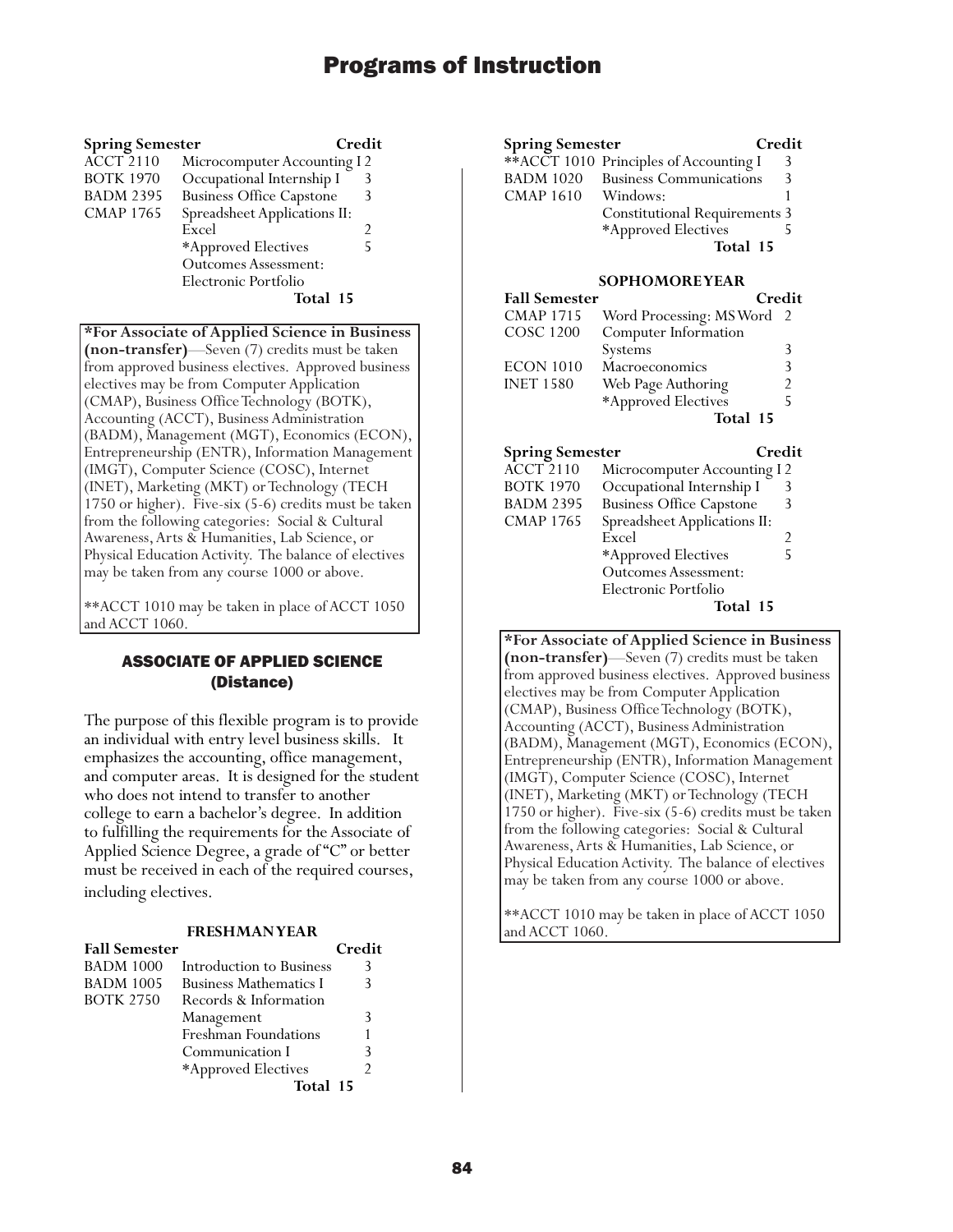| Spring Semester | | Credit |
|---|---|---|
| ACCT 2110 | Microcomputer Accounting I | 2 |
| BOTK 1970 | Occupational Internship I | 3 |
| BADM 2395 | Business Office Capstone | 3 |
| CMAP 1765 | Spreadsheet Applications II: Excel | 2 |
| | *Approved Electives | 5 |
| | Outcomes Assessment: Electronic Portfolio | |
| | **Total** | **15** |

**\*For Associate of Applied Science in Business (non-transfer)**—Seven (7) credits must be taken from approved business electives. Approved business electives may be from Computer Application (CMAP), Business Office Technology (BOTK), Accounting (ACCT), Business Administration (BADM), Management (MGT), Economics (ECON), Entrepreneurship (ENTR), Information Management (IMGT), Computer Science (COSC), Internet (INET), Marketing (MKT) or Technology (TECH 1750 or higher). Five-six (5-6) credits must be taken from the following categories: Social & Cultural Awareness, Arts & Humanities, Lab Science, or Physical Education Activity. The balance of electives may be taken from any course 1000 or above.

**ACCT 1010 may be taken in place of ACCT 1050 and ACCT 1060.

## ASSOCIATE OF APPLIED SCIENCE (Distance)

The purpose of this flexible program is to provide an individual with entry level business skills. It emphasizes the accounting, office management, and computer areas. It is designed for the student who does not intend to transfer to another college to earn a bachelor's degree. In addition to fulfilling the requirements for the Associate of Applied Science Degree, a grade of "C" or better must be received in each of the required courses, including electives.

### FRESHMAN YEAR

| Fall Semester | | Credit |
|---|---|---|
| BADM 1000 | Introduction to Business | 3 |
| BADM 1005 | Business Mathematics I | 3 |
| BOTK 2750 | Records & Information Management | 3 |
| | Freshman Foundations | 1 |
| | Communication I | 3 |
| | *Approved Electives | 2 |
| | **Total** | **15** |

| Spring Semester | | Credit |
|---|---|---|
| **ACCT 1010 | Principles of Accounting I | 3 |
| BADM 1020 | Business Communications | 3 |
| CMAP 1610 | Windows: | 1 |
| | Constitutional Requirements | 3 |
| | *Approved Electives | 5 |
| | **Total** | **15** |

### SOPHOMORE YEAR

| Fall Semester | | Credit |
|---|---|---|
| CMAP 1715 | Word Processing: MS Word | 2 |
| COSC 1200 | Computer Information Systems | 3 |
| ECON 1010 | Macroeconomics | 3 |
| INET 1580 | Web Page Authoring | 2 |
| | *Approved Electives | 5 |
| | **Total** | **15** |

| Spring Semester | | Credit |
|---|---|---|
| ACCT 2110 | Microcomputer Accounting I | 2 |
| BOTK 1970 | Occupational Internship I | 3 |
| BADM 2395 | Business Office Capstone | 3 |
| CMAP 1765 | Spreadsheet Applications II: Excel | 2 |
| | *Approved Electives | 5 |
| | Outcomes Assessment: Electronic Portfolio | |
| | **Total** | **15** |

**\*For Associate of Applied Science in Business (non-transfer)**—Seven (7) credits must be taken from approved business electives. Approved business electives may be from Computer Application (CMAP), Business Office Technology (BOTK), Accounting (ACCT), Business Administration (BADM), Management (MGT), Economics (ECON), Entrepreneurship (ENTR), Information Management (IMGT), Computer Science (COSC), Internet (INET), Marketing (MKT) or Technology (TECH 1750 or higher). Five-six (5-6) credits must be taken from the following categories: Social & Cultural Awareness, Arts & Humanities, Lab Science, or Physical Education Activity. The balance of electives may be taken from any course 1000 or above.

**ACCT 1010 may be taken in place of ACCT 1050 and ACCT 1060.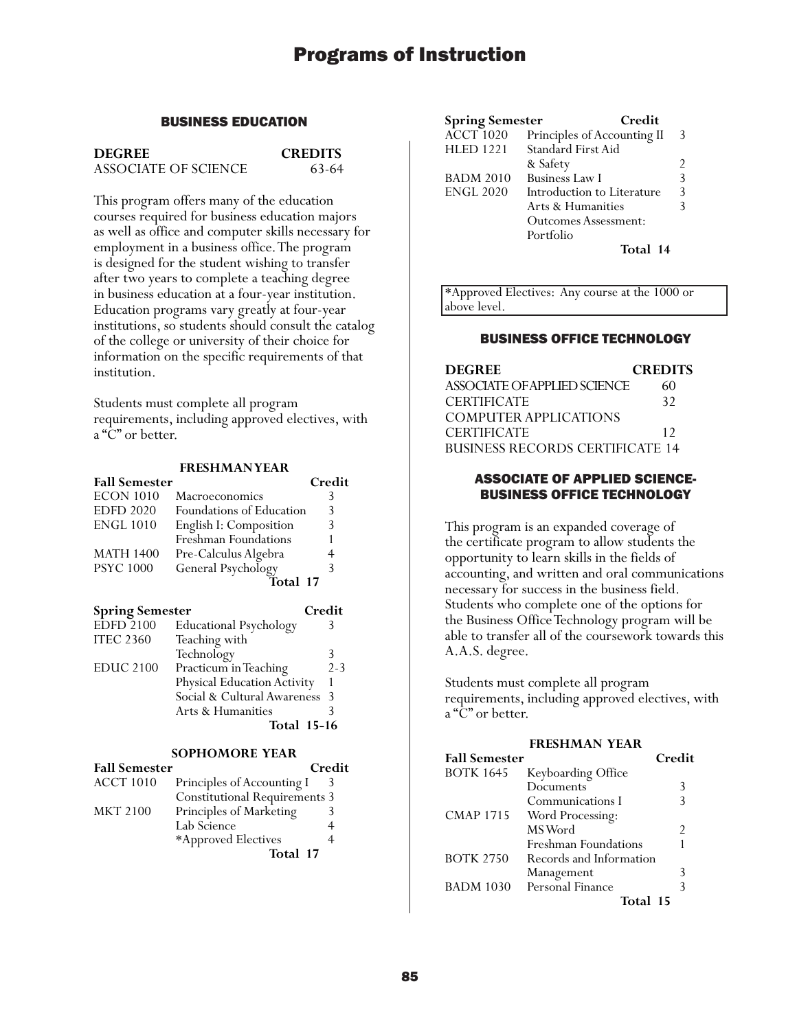# Programs of Instruction

## BUSINESS EDUCATION

| DEGREE | CREDITS |
|---|---|
| ASSOCIATE OF SCIENCE | 63-64 |

This program offers many of the education courses required for business education majors as well as office and computer skills necessary for employment in a business office. The program is designed for the student wishing to transfer after two years to complete a teaching degree in business education at a four-year institution. Education programs vary greatly at four-year institutions, so students should consult the catalog of the college or university of their choice for information on the specific requirements of that institution.

Students must complete all program requirements, including approved electives, with a "C" or better.

### FRESHMAN YEAR

| Fall Semester | | Credit |
|---|---|---|
| ECON 1010 | Macroeconomics | 3 |
| EDFD 2020 | Foundations of Education | 3 |
| ENGL 1010 | English I: Composition | 3 |
| | Freshman Foundations | 1 |
| MATH 1400 | Pre-Calculus Algebra | 4 |
| PSYC 1000 | General Psychology | 3 |
| | Total | 17 |

| Spring Semester | | Credit |
|---|---|---|
| EDFD 2100 | Educational Psychology | 3 |
| ITEC 2360 | Teaching with Technology | 3 |
| EDUC 2100 | Practicum in Teaching | 2-3 |
| | Physical Education Activity | 1 |
| | Social & Cultural Awareness | 3 |
| | Arts & Humanities | 3 |
| | Total | 15-16 |

### SOPHOMORE YEAR

| Fall Semester | | Credit |
|---|---|---|
| ACCT 1010 | Principles of Accounting I | 3 |
| | Constitutional Requirements | 3 |
| MKT 2100 | Principles of Marketing | 3 |
| | Lab Science | 4 |
| | *Approved Electives | 4 |
| | Total | 17 |

| Spring Semester | | Credit |
|---|---|---|
| ACCT 1020 | Principles of Accounting II | 3 |
| HLED 1221 | Standard First Aid & Safety | 2 |
| BADM 2010 | Business Law I | 3 |
| ENGL 2020 | Introduction to Literature | 3 |
| | Arts & Humanities | 3 |
| | Outcomes Assessment: Portfolio | |
| | Total | 14 |

*Approved Electives: Any course at the 1000 or above level.

## BUSINESS OFFICE TECHNOLOGY

| DEGREE | CREDITS |
|---|---|
| ASSOCIATE OF APPLIED SCIENCE | 60 |
| CERTIFICATE | 32 |
| COMPUTER APPLICATIONS CERTIFICATE | 12 |
| BUSINESS RECORDS CERTIFICATE | 14 |

## ASSOCIATE OF APPLIED SCIENCE-BUSINESS OFFICE TECHNOLOGY

This program is an expanded coverage of the certificate program to allow students the opportunity to learn skills in the fields of accounting, and written and oral communications necessary for success in the business field. Students who complete one of the options for the Business Office Technology program will be able to transfer all of the coursework towards this A.A.S. degree.

Students must complete all program requirements, including approved electives, with a "C" or better.

### FRESHMAN YEAR

| Fall Semester | | Credit |
|---|---|---|
| BOTK 1645 | Keyboarding Office Documents | 3 |
| | Communications I | 3 |
| CMAP 1715 | Word Processing: MS Word | 2 |
| | Freshman Foundations | 1 |
| BOTK 2750 | Records and Information Management | 3 |
| BADM 1030 | Personal Finance | 3 |
| | Total | 15 |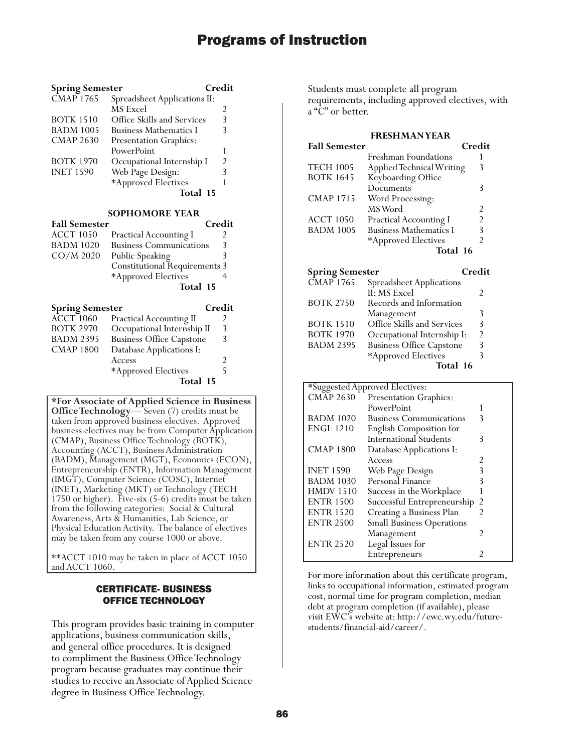| Spring Semester | | Credit |
|---|---|---|
| CMAP 1765 | Spreadsheet Applications II: MS Excel | 2 |
| BOTK 1510 | Office Skills and Services | 3 |
| BADM 1005 | Business Mathematics I | 3 |
| CMAP 2630 | Presentation Graphics: PowerPoint | 1 |
| BOTK 1970 | Occupational Internship I | 2 |
| INET 1590 | Web Page Design: | 3 |
| | *Approved Electives | 1 |
| | **Total** | **15** |

### SOPHOMORE YEAR

| Fall Semester | | Credit |
|---|---|---|
| ACCT 1050 | Practical Accounting I | 2 |
| BADM 1020 | Business Communications | 3 |
| CO/M 2020 | Public Speaking | 3 |
| | Constitutional Requirements | 3 |
| | *Approved Electives | 4 |
| | **Total** | **15** |

| Spring Semester | | Credit |
|---|---|---|
| ACCT 1060 | Practical Accounting II | 2 |
| BOTK 2970 | Occupational Internship II | 3 |
| BADM 2395 | Business Office Capstone | 3 |
| CMAP 1800 | Database Applications I: Access | 2 |
| | *Approved Electives | 5 |
| | **Total** | **15** |

**\*For Associate of Applied Science in Business Office Technology**— Seven (7) credits must be taken from approved business electives. Approved business electives may be from Computer Application (CMAP), Business Office Technology (BOTK), Accounting (ACCT), Business Administration (BADM), Management (MGT), Economics (ECON), Entrepreneurship (ENTR), Information Management (IMGT), Computer Science (COSC), Internet (INET), Marketing (MKT) or Technology (TECH 1750 or higher). Five-six (5-6) credits must be taken from the following categories: Social & Cultural Awareness, Arts & Humanities, Lab Science, or Physical Education Activity. The balance of electives may be taken from any course 1000 or above.

**ACCT 1010 may be taken in place of ACCT 1050 and ACCT 1060.

## CERTIFICATE- BUSINESS OFFICE TECHNOLOGY

This program provides basic training in computer applications, business communication skills, and general office procedures. It is designed to compliment the Business Office Technology program because graduates may continue their studies to receive an Associate of Applied Science degree in Business Office Technology.

Students must complete all program requirements, including approved electives, with a "C" or better.

### FRESHMAN YEAR

| Fall Semester | | Credit |
|---|---|---|
| | Freshman Foundations | 1 |
| TECH 1005 | Applied Technical Writing | 3 |
| BOTK 1645 | Keyboarding Office Documents | 3 |
| CMAP 1715 | Word Processing: MS Word | 2 |
| ACCT 1050 | Practical Accounting I | 2 |
| BADM 1005 | Business Mathematics I | 3 |
| | *Approved Electives | 2 |
| | **Total** | **16** |

| Spring Semester | | Credit |
|---|---|---|
| CMAP 1765 | Spreadsheet Applications II: MS Excel | 2 |
| BOTK 2750 | Records and Information Management | 3 |
| BOTK 1510 | Office Skills and Services | 3 |
| BOTK 1970 | Occupational Internship I: | 2 |
| BADM 2395 | Business Office Capstone | 3 |
| | *Approved Electives | 3 |
| | **Total** | **16** |

| *Suggested Approved Electives: | | |
|---|---|---|
| CMAP 2630 | Presentation Graphics: PowerPoint | 1 |
| BADM 1020 | Business Communications | 3 |
| ENGL 1210 | English Composition for International Students | 3 |
| CMAP 1800 | Database Applications I: Access | 2 |
| INET 1590 | Web Page Design | 3 |
| BADM 1030 | Personal Finance | 3 |
| HMDV 1510 | Success in the Workplace | 1 |
| ENTR 1500 | Successful Entrepreneurship | 2 |
| ENTR 1520 | Creating a Business Plan | 2 |
| ENTR 2500 | Small Business Operations Management | 2 |
| ENTR 2520 | Legal Issues for Entrepreneurs | 2 |

For more information about this certificate program, links to occupational information, estimated program cost, normal time for program completion, median debt at program completion (if available), please visit EWC's website at: http://ewc.wy.edu/future-students/financial-aid/career/.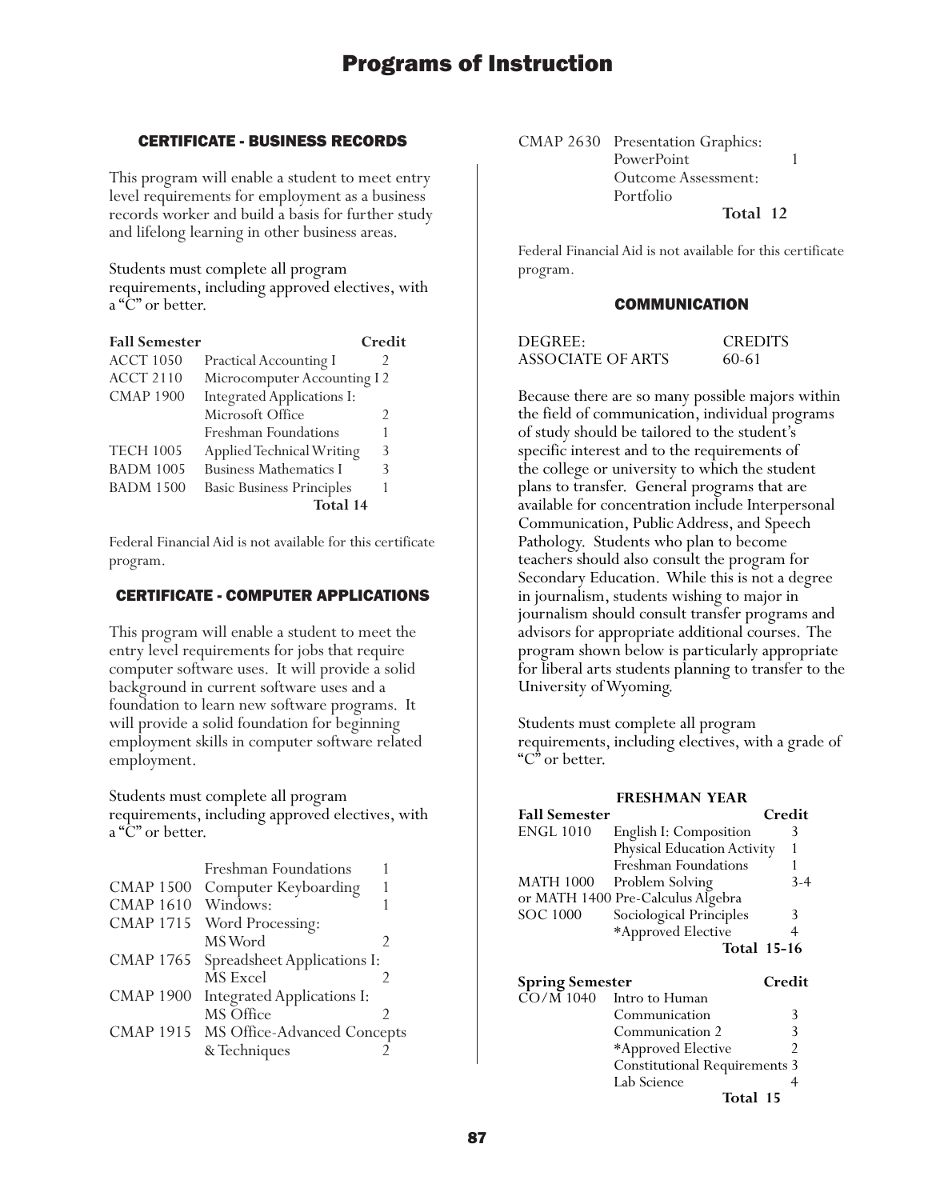# Programs of Instruction

## CERTIFICATE - BUSINESS RECORDS

This program will enable a student to meet entry level requirements for employment as a business records worker and build a basis for further study and lifelong learning in other business areas.

Students must complete all program requirements, including approved electives, with a "C" or better.

| **Fall Semester** | | **Credit** |
|---|---|---|
| ACCT 1050 | Practical Accounting I | 2 |
| ACCT 2110 | Microcomputer Accounting I | 2 |
| CMAP 1900 | Integrated Applications I: Microsoft Office | 2 |
| | Freshman Foundations | 1 |
| TECH 1005 | Applied Technical Writing | 3 |
| BADM 1005 | Business Mathematics I | 3 |
| BADM 1500 | Basic Business Principles | 1 |
| | **Total** | **14** |

Federal Financial Aid is not available for this certificate program.

## CERTIFICATE - COMPUTER APPLICATIONS

This program will enable a student to meet the entry level requirements for jobs that require computer software uses. It will provide a solid background in current software uses and a foundation to learn new software programs. It will provide a solid foundation for beginning employment skills in computer software related employment.

Students must complete all program requirements, including approved electives, with a "C" or better.

| | | |
|---|---|---|
| | Freshman Foundations | 1 |
| CMAP 1500 | Computer Keyboarding | 1 |
| CMAP 1610 | Windows: | 1 |
| CMAP 1715 | Word Processing: MS Word | 2 |
| CMAP 1765 | Spreadsheet Applications I: MS Excel | 2 |
| CMAP 1900 | Integrated Applications I: MS Office | 2 |
| CMAP 1915 | MS Office-Advanced Concepts & Techniques | 2 |
| CMAP 2630 | Presentation Graphics: PowerPoint | 1 |
| | Outcome Assessment: Portfolio | |
| | **Total** | **12** |

Federal Financial Aid is not available for this certificate program.

## COMMUNICATION

| DEGREE: | CREDITS |
|---|---|
| ASSOCIATE OF ARTS | 60-61 |

Because there are so many possible majors within the field of communication, individual programs of study should be tailored to the student's specific interest and to the requirements of the college or university to which the student plans to transfer. General programs that are available for concentration include Interpersonal Communication, Public Address, and Speech Pathology. Students who plan to become teachers should also consult the program for Secondary Education. While this is not a degree in journalism, students wishing to major in journalism should consult transfer programs and advisors for appropriate additional courses. The program shown below is particularly appropriate for liberal arts students planning to transfer to the University of Wyoming.

Students must complete all program requirements, including electives, with a grade of "C" or better.

**FRESHMAN YEAR**

| **Fall Semester** | | **Credit** |
|---|---|---|
| ENGL 1010 | English I: Composition | 3 |
| | Physical Education Activity | 1 |
| | Freshman Foundations | 1 |
| MATH 1000 | Problem Solving | 3-4 |
| or MATH 1400 | Pre-Calculus Algebra | |
| SOC 1000 | Sociological Principles | 3 |
| | *Approved Elective | 4 |
| | **Total** | **15-16** |

| **Spring Semester** | | **Credit** |
|---|---|---|
| CO/M 1040 | Intro to Human Communication | 3 |
| | Communication 2 | 3 |
| | *Approved Elective | 2 |
| | Constitutional Requirements | 3 |
| | Lab Science | 4 |
| | **Total** | **15** |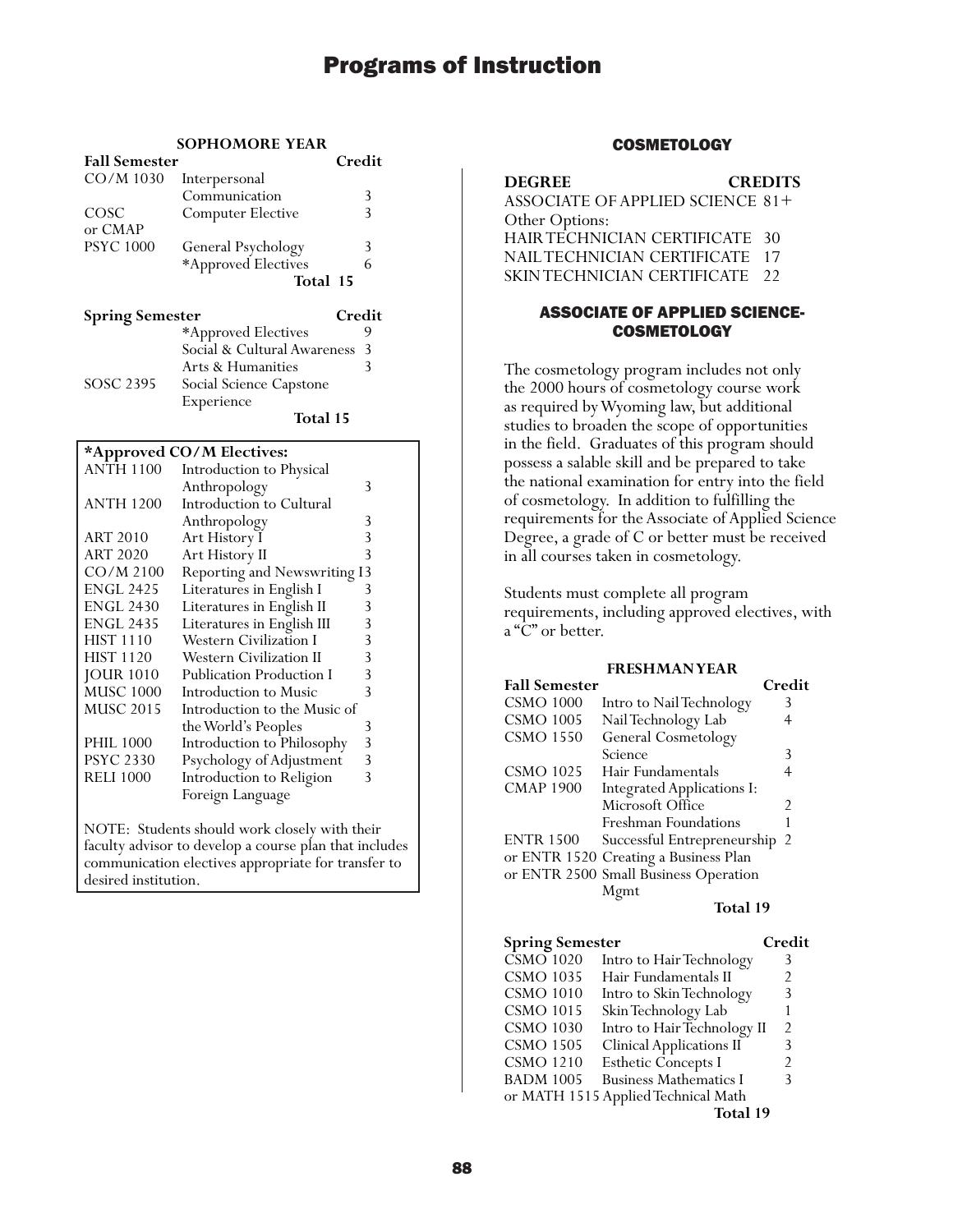# Programs of Instruction

### SOPHOMORE YEAR

| Fall Semester | | Credit |
|---|---|---|
| CO/M 1030 | Interpersonal Communication | 3 |
| COSC or CMAP | Computer Elective | 3 |
| PSYC 1000 | General Psychology | 3 |
| | *Approved Electives | 6 |
| | **Total** | **15** |

| Spring Semester | | Credit |
|---|---|---|
| | *Approved Electives | 9 |
| | Social & Cultural Awareness | 3 |
| | Arts & Humanities | 3 |
| SOSC 2395 | Social Science Capstone Experience | |
| | **Total** | **15** |

**\*Approved CO/M Electives:**

| | | |
|---|---|---|
| ANTH 1100 | Introduction to Physical Anthropology | 3 |
| ANTH 1200 | Introduction to Cultural Anthropology | 3 |
| ART 2010 | Art History I | 3 |
| ART 2020 | Art History II | 3 |
| CO/M 2100 | Reporting and Newswriting I | 3 |
| ENGL 2425 | Literatures in English I | 3 |
| ENGL 2430 | Literatures in English II | 3 |
| ENGL 2435 | Literatures in English III | 3 |
| HIST 1110 | Western Civilization I | 3 |
| HIST 1120 | Western Civilization II | 3 |
| JOUR 1010 | Publication Production I | 3 |
| MUSC 1000 | Introduction to Music | 3 |
| MUSC 2015 | Introduction to the Music of the World's Peoples | 3 |
| PHIL 1000 | Introduction to Philosophy | 3 |
| PSYC 2330 | Psychology of Adjustment | 3 |
| RELI 1000 | Introduction to Religion | 3 |
| | Foreign Language | |

NOTE: Students should work closely with their faculty advisor to develop a course plan that includes communication electives appropriate for transfer to desired institution.

## COSMETOLOGY

| DEGREE | CREDITS |
|---|---|
| ASSOCIATE OF APPLIED SCIENCE | 81+ |
| Other Options: | |
| HAIR TECHNICIAN CERTIFICATE | 30 |
| NAIL TECHNICIAN CERTIFICATE | 17 |
| SKIN TECHNICIAN CERTIFICATE | 22 |

## ASSOCIATE OF APPLIED SCIENCE-COSMETOLOGY

The cosmetology program includes not only the 2000 hours of cosmetology course work as required by Wyoming law, but additional studies to broaden the scope of opportunities in the field. Graduates of this program should possess a salable skill and be prepared to take the national examination for entry into the field of cosmetology. In addition to fulfilling the requirements for the Associate of Applied Science Degree, a grade of C or better must be received in all courses taken in cosmetology.

Students must complete all program requirements, including approved electives, with a "C" or better.

### FRESHMAN YEAR

| Fall Semester | | Credit |
|---|---|---|
| CSMO 1000 | Intro to Nail Technology | 3 |
| CSMO 1005 | Nail Technology Lab | 4 |
| CSMO 1550 | General Cosmetology Science | 3 |
| CSMO 1025 | Hair Fundamentals | 4 |
| CMAP 1900 | Integrated Applications I: Microsoft Office | 2 |
| | Freshman Foundations | 1 |
| ENTR 1500 | Successful Entrepreneurship | 2 |
| or ENTR 1520 | Creating a Business Plan | |
| or ENTR 2500 | Small Business Operation Mgmt | |
| | **Total** | **19** |

| Spring Semester | | Credit |
|---|---|---|
| CSMO 1020 | Intro to Hair Technology | 3 |
| CSMO 1035 | Hair Fundamentals II | 2 |
| CSMO 1010 | Intro to Skin Technology | 3 |
| CSMO 1015 | Skin Technology Lab | 1 |
| CSMO 1030 | Intro to Hair Technology II | 2 |
| CSMO 1505 | Clinical Applications II | 3 |
| CSMO 1210 | Esthetic Concepts I | 2 |
| BADM 1005 | Business Mathematics I | 3 |
| or MATH 1515 | Applied Technical Math | |
| | **Total** | **19** |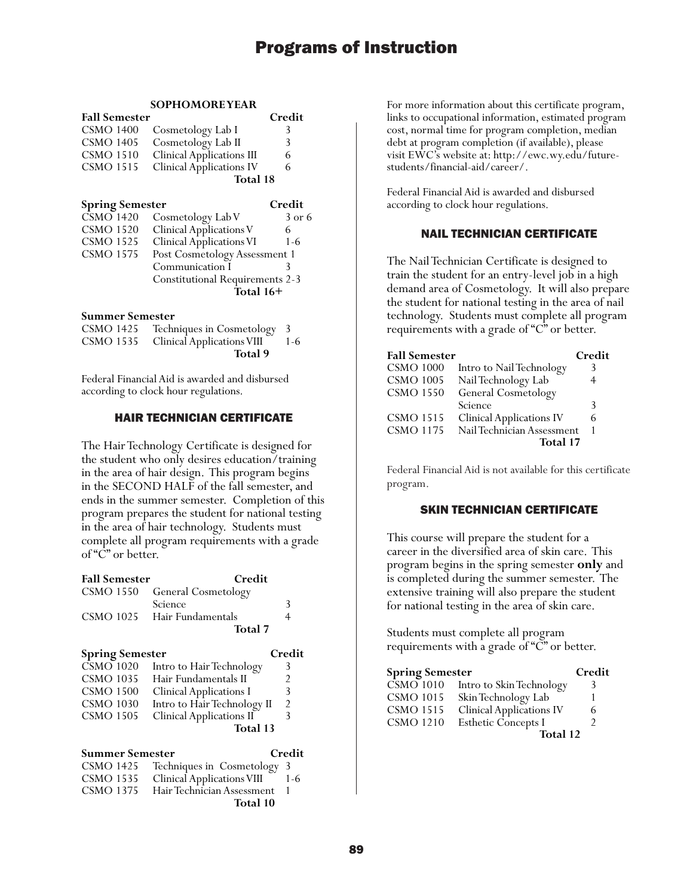### SOPHOMORE YEAR

| Fall Semester | | Credit |
|---|---|---|
| CSMO 1400 | Cosmetology Lab I | 3 |
| CSMO 1405 | Cosmetology Lab II | 3 |
| CSMO 1510 | Clinical Applications III | 6 |
| CSMO 1515 | Clinical Applications IV | 6 |
| | **Total 18** | |

| Spring Semester | | Credit |
|---|---|---|
| CSMO 1420 | Cosmetology Lab V | 3 or 6 |
| CSMO 1520 | Clinical Applications V | 6 |
| CSMO 1525 | Clinical Applications VI | 1-6 |
| CSMO 1575 | Post Cosmetology Assessment | 1 |
| | Communication I | 3 |
| | Constitutional Requirements | 2-3 |
| | **Total 16+** | |

| Summer Semester | | |
|---|---|---|
| CSMO 1425 | Techniques in Cosmetology | 3 |
| CSMO 1535 | Clinical Applications VIII | 1-6 |
| | **Total 9** | |

Federal Financial Aid is awarded and disbursed according to clock hour regulations.

## HAIR TECHNICIAN CERTIFICATE

The Hair Technology Certificate is designed for the student who only desires education/training in the area of hair design. This program begins in the SECOND HALF of the fall semester, and ends in the summer semester. Completion of this program prepares the student for national testing in the area of hair technology. Students must complete all program requirements with a grade of "C" or better.

| Fall Semester | | Credit |
|---|---|---|
| CSMO 1550 | General Cosmetology Science | 3 |
| CSMO 1025 | Hair Fundamentals | 4 |
| | **Total 7** | |

| Spring Semester | | Credit |
|---|---|---|
| CSMO 1020 | Intro to Hair Technology | 3 |
| CSMO 1035 | Hair Fundamentals II | 2 |
| CSMO 1500 | Clinical Applications I | 3 |
| CSMO 1030 | Intro to Hair Technology II | 2 |
| CSMO 1505 | Clinical Applications II | 3 |
| | **Total 13** | |

| Summer Semester | | Credit |
|---|---|---|
| CSMO 1425 | Techniques in Cosmetology | 3 |
| CSMO 1535 | Clinical Applications VIII | 1-6 |
| CSMO 1375 | Hair Technician Assessment | 1 |
| | **Total 10** | |

For more information about this certificate program, links to occupational information, estimated program cost, normal time for program completion, median debt at program completion (if available), please visit EWC's website at: http://ewc.wy.edu/future-students/financial-aid/career/.

Federal Financial Aid is awarded and disbursed according to clock hour regulations.

## NAIL TECHNICIAN CERTIFICATE

The Nail Technician Certificate is designed to train the student for an entry-level job in a high demand area of Cosmetology. It will also prepare the student for national testing in the area of nail technology. Students must complete all program requirements with a grade of "C" or better.

| Fall Semester | | Credit |
|---|---|---|
| CSMO 1000 | Intro to Nail Technology | 3 |
| CSMO 1005 | Nail Technology Lab | 4 |
| CSMO 1550 | General Cosmetology Science | 3 |
| CSMO 1515 | Clinical Applications IV | 6 |
| CSMO 1175 | Nail Technician Assessment | 1 |
| | **Total 17** | |

Federal Financial Aid is not available for this certificate program.

## SKIN TECHNICIAN CERTIFICATE

This course will prepare the student for a career in the diversified area of skin care. This program begins in the spring semester **only** and is completed during the summer semester. The extensive training will also prepare the student for national testing in the area of skin care.

Students must complete all program requirements with a grade of "C" or better.

| Spring Semester | | Credit |
|---|---|---|
| CSMO 1010 | Intro to Skin Technology | 3 |
| CSMO 1015 | Skin Technology Lab | 1 |
| CSMO 1515 | Clinical Applications IV | 6 |
| CSMO 1210 | Esthetic Concepts I | 2 |
| | **Total 12** | |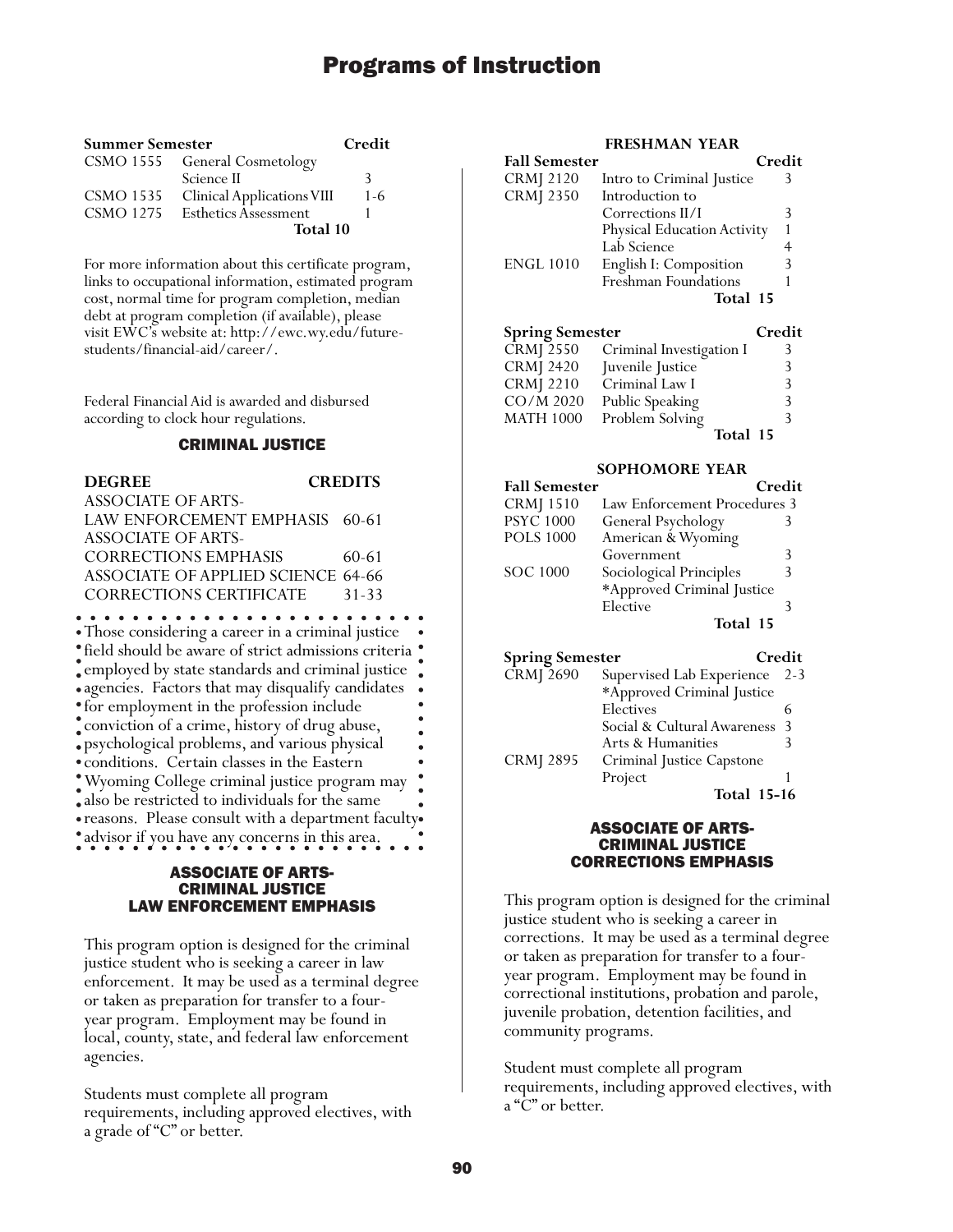| Summer Semester | | Credit |
|---|---|---|
| CSMO 1555 | General Cosmetology Science II | 3 |
| CSMO 1535 | Clinical Applications VIII | 1-6 |
| CSMO 1275 | Esthetics Assessment | 1 |
| | Total 10 | |

For more information about this certificate program, links to occupational information, estimated program cost, normal time for program completion, median debt at program completion (if available), please visit EWC's website at: http://ewc.wy.edu/future-students/financial-aid/career/.

Federal Financial Aid is awarded and disbursed according to clock hour regulations.

## CRIMINAL JUSTICE

| DEGREE | CREDITS |
|---|---|
| ASSOCIATE OF ARTS-LAW ENFORCEMENT EMPHASIS | 60-61 |
| ASSOCIATE OF ARTS-CORRECTIONS EMPHASIS | 60-61 |
| ASSOCIATE OF APPLIED SCIENCE | 64-66 |
| CORRECTIONS CERTIFICATE | 31-33 |

Those considering a career in a criminal justice field should be aware of strict admissions criteria employed by state standards and criminal justice agencies. Factors that may disqualify candidates for employment in the profession include conviction of a crime, history of drug abuse, psychological problems, and various physical conditions. Certain classes in the Eastern Wyoming College criminal justice program may also be restricted to individuals for the same reasons. Please consult with a department faculty advisor if you have any concerns in this area.

### ASSOCIATE OF ARTS-CRIMINAL JUSTICE LAW ENFORCEMENT EMPHASIS

This program option is designed for the criminal justice student who is seeking a career in law enforcement. It may be used as a terminal degree or taken as preparation for transfer to a four-year program. Employment may be found in local, county, state, and federal law enforcement agencies.

Students must complete all program requirements, including approved electives, with a grade of "C" or better.

**FRESHMAN YEAR**

| Fall Semester | | Credit |
|---|---|---|
| CRMJ 2120 | Intro to Criminal Justice | 3 |
| CRMJ 2350 | Introduction to Corrections II/I | 3 |
| | Physical Education Activity | 1 |
| | Lab Science | 4 |
| ENGL 1010 | English I: Composition | 3 |
| | Freshman Foundations | 1 |
| | Total 15 | |

| Spring Semester | | Credit |
|---|---|---|
| CRMJ 2550 | Criminal Investigation I | 3 |
| CRMJ 2420 | Juvenile Justice | 3 |
| CRMJ 2210 | Criminal Law I | 3 |
| CO/M 2020 | Public Speaking | 3 |
| MATH 1000 | Problem Solving | 3 |
| | Total 15 | |

**SOPHOMORE YEAR**

| Fall Semester | | Credit |
|---|---|---|
| CRMJ 1510 | Law Enforcement Procedures | 3 |
| PSYC 1000 | General Psychology | 3 |
| POLS 1000 | American & Wyoming Government | 3 |
| SOC 1000 | Sociological Principles | 3 |
| | *Approved Criminal Justice Elective | 3 |
| | Total 15 | |

| Spring Semester | | Credit |
|---|---|---|
| CRMJ 2690 | Supervised Lab Experience | 2-3 |
| | *Approved Criminal Justice Electives | 6 |
| | Social & Cultural Awareness | 3 |
| | Arts & Humanities | 3 |
| CRMJ 2895 | Criminal Justice Capstone Project | 1 |
| | Total 15-16 | |

### ASSOCIATE OF ARTS-CRIMINAL JUSTICE CORRECTIONS EMPHASIS

This program option is designed for the criminal justice student who is seeking a career in corrections. It may be used as a terminal degree or taken as preparation for transfer to a four-year program. Employment may be found in correctional institutions, probation and parole, juvenile probation, detention facilities, and community programs.

Student must complete all program requirements, including approved electives, with a "C" or better.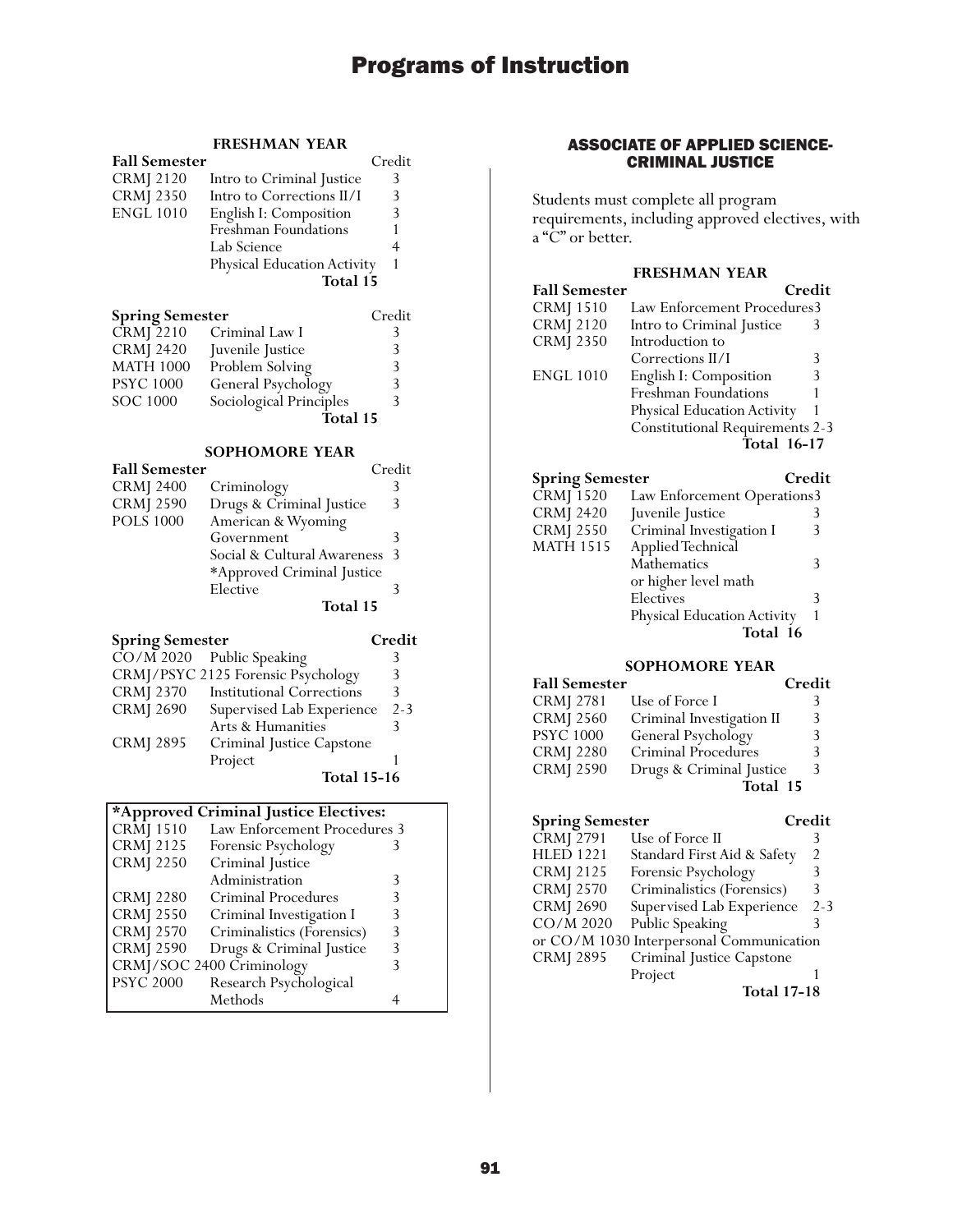### FRESHMAN YEAR

| Fall Semester | | Credit |
|---|---|---|
| CRMJ 2120 | Intro to Criminal Justice | 3 |
| CRMJ 2350 | Intro to Corrections II/I | 3 |
| ENGL 1010 | English I: Composition | 3 |
| | Freshman Foundations | 1 |
| | Lab Science | 4 |
| | Physical Education Activity | 1 |
| | **Total 15** | |

| Spring Semester | | Credit |
|---|---|---|
| CRMJ 2210 | Criminal Law I | 3 |
| CRMJ 2420 | Juvenile Justice | 3 |
| MATH 1000 | Problem Solving | 3 |
| PSYC 1000 | General Psychology | 3 |
| SOC 1000 | Sociological Principles | 3 |
| | **Total 15** | |

### SOPHOMORE YEAR

| Fall Semester | | Credit |
|---|---|---|
| CRMJ 2400 | Criminology | 3 |
| CRMJ 2590 | Drugs & Criminal Justice | 3 |
| POLS 1000 | American & Wyoming Government | 3 |
| | Social & Cultural Awareness | 3 |
| | *Approved Criminal Justice Elective | 3 |
| | **Total 15** | |

| Spring Semester | | Credit |
|---|---|---|
| CO/M 2020 | Public Speaking | 3 |
| CRMJ/PSYC 2125 | Forensic Psychology | 3 |
| CRMJ 2370 | Institutional Corrections | 3 |
| CRMJ 2690 | Supervised Lab Experience | 2-3 |
| | Arts & Humanities | 3 |
| CRMJ 2895 | Criminal Justice Capstone Project | 1 |
| | **Total 15-16** | |

| *Approved Criminal Justice Electives: | | |
|---|---|---|
| CRMJ 1510 | Law Enforcement Procedures | 3 |
| CRMJ 2125 | Forensic Psychology | 3 |
| CRMJ 2250 | Criminal Justice Administration | 3 |
| CRMJ 2280 | Criminal Procedures | 3 |
| CRMJ 2550 | Criminal Investigation I | 3 |
| CRMJ 2570 | Criminalistics (Forensics) | 3 |
| CRMJ 2590 | Drugs & Criminal Justice | 3 |
| CRMJ/SOC 2400 | Criminology | 3 |
| PSYC 2000 | Research Psychological Methods | 4 |

## ASSOCIATE OF APPLIED SCIENCE-CRIMINAL JUSTICE

Students must complete all program requirements, including approved electives, with a "C" or better.

### FRESHMAN YEAR

| Fall Semester | | Credit |
|---|---|---|
| CRMJ 1510 | Law Enforcement Procedures | 3 |
| CRMJ 2120 | Intro to Criminal Justice | 3 |
| CRMJ 2350 | Introduction to Corrections II/I | 3 |
| ENGL 1010 | English I: Composition | 3 |
| | Freshman Foundations | 1 |
| | Physical Education Activity | 1 |
| | Constitutional Requirements | 2-3 |
| | **Total 16-17** | |

| Spring Semester | | Credit |
|---|---|---|
| CRMJ 1520 | Law Enforcement Operations | 3 |
| CRMJ 2420 | Juvenile Justice | 3 |
| CRMJ 2550 | Criminal Investigation I | 3 |
| MATH 1515 | Applied Technical Mathematics or higher level math | 3 |
| | Electives | 3 |
| | Physical Education Activity | 1 |
| | **Total 16** | |

### SOPHOMORE YEAR

| Fall Semester | | Credit |
|---|---|---|
| CRMJ 2781 | Use of Force I | 3 |
| CRMJ 2560 | Criminal Investigation II | 3 |
| PSYC 1000 | General Psychology | 3 |
| CRMJ 2280 | Criminal Procedures | 3 |
| CRMJ 2590 | Drugs & Criminal Justice | 3 |
| | **Total 15** | |

| Spring Semester | | Credit |
|---|---|---|
| CRMJ 2791 | Use of Force II | 3 |
| HLED 1221 | Standard First Aid & Safety | 2 |
| CRMJ 2125 | Forensic Psychology | 3 |
| CRMJ 2570 | Criminalistics (Forensics) | 3 |
| CRMJ 2690 | Supervised Lab Experience | 2-3 |
| CO/M 2020 | Public Speaking or CO/M 1030 Interpersonal Communication | 3 |
| CRMJ 2895 | Criminal Justice Capstone Project | 1 |
| | **Total 17-18** | |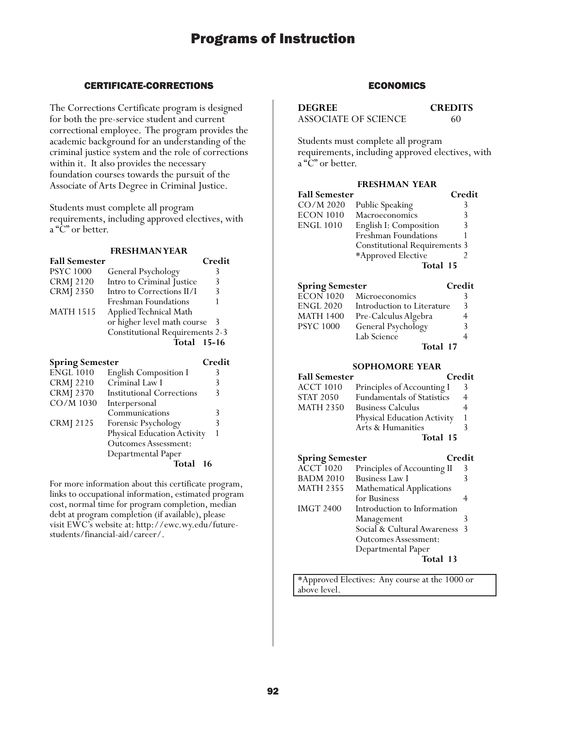# Programs of Instruction

## CERTIFICATE-CORRECTIONS

The Corrections Certificate program is designed for both the pre-service student and current correctional employee. The program provides the academic background for an understanding of the criminal justice system and the role of corrections within it. It also provides the necessary foundation courses towards the pursuit of the Associate of Arts Degree in Criminal Justice.

Students must complete all program requirements, including approved electives, with a "C" or better.

### FRESHMAN YEAR

| Fall Semester | | Credit |
|---|---|---|
| PSYC 1000 | General Psychology | 3 |
| CRMJ 2120 | Intro to Criminal Justice | 3 |
| CRMJ 2350 | Intro to Corrections II/I | 3 |
| | Freshman Foundations | 1 |
| MATH 1515 | Applied Technical Math or higher level math course | 3 |
| | Constitutional Requirements | 2-3 |
| | **Total** | **15-16** |

| Spring Semester | | Credit |
|---|---|---|
| ENGL 1010 | English Composition I | 3 |
| CRMJ 2210 | Criminal Law I | 3 |
| CRMJ 2370 | Institutional Corrections | 3 |
| CO/M 1030 | Interpersonal Communications | 3 |
| CRMJ 2125 | Forensic Psychology | 3 |
| | Physical Education Activity | 1 |
| | Outcomes Assessment: Departmental Paper | |
| | **Total** | **16** |

For more information about this certificate program, links to occupational information, estimated program cost, normal time for program completion, median debt at program completion (if available), please visit EWC's website at: http://ewc.wy.edu/future-students/financial-aid/career/.

## ECONOMICS

| DEGREE | CREDITS |
|---|---|
| ASSOCIATE OF SCIENCE | 60 |

Students must complete all program requirements, including approved electives, with a "C" or better.

### FRESHMAN YEAR

| Fall Semester | | Credit |
|---|---|---|
| CO/M 2020 | Public Speaking | 3 |
| ECON 1010 | Macroeconomics | 3 |
| ENGL 1010 | English I: Composition | 3 |
| | Freshman Foundations | 1 |
| | Constitutional Requirements | 3 |
| | *Approved Elective | 2 |
| | **Total** | **15** |

| Spring Semester | | Credit |
|---|---|---|
| ECON 1020 | Microeconomics | 3 |
| ENGL 2020 | Introduction to Literature | 3 |
| MATH 1400 | Pre-Calculus Algebra | 4 |
| PSYC 1000 | General Psychology | 3 |
| | Lab Science | 4 |
| | **Total** | **17** |

### SOPHOMORE YEAR

| Fall Semester | | Credit |
|---|---|---|
| ACCT 1010 | Principles of Accounting I | 3 |
| STAT 2050 | Fundamentals of Statistics | 4 |
| MATH 2350 | Business Calculus | 4 |
| | Physical Education Activity | 1 |
| | Arts & Humanities | 3 |
| | **Total** | **15** |

| Spring Semester | | Credit |
|---|---|---|
| ACCT 1020 | Principles of Accounting II | 3 |
| BADM 2010 | Business Law I | 3 |
| MATH 2355 | Mathematical Applications for Business | 4 |
| IMGT 2400 | Introduction to Information Management | 3 |
| | Social & Cultural Awareness | 3 |
| | Outcomes Assessment: Departmental Paper | |
| | **Total** | **13** |

*Approved Electives: Any course at the 1000 or above level.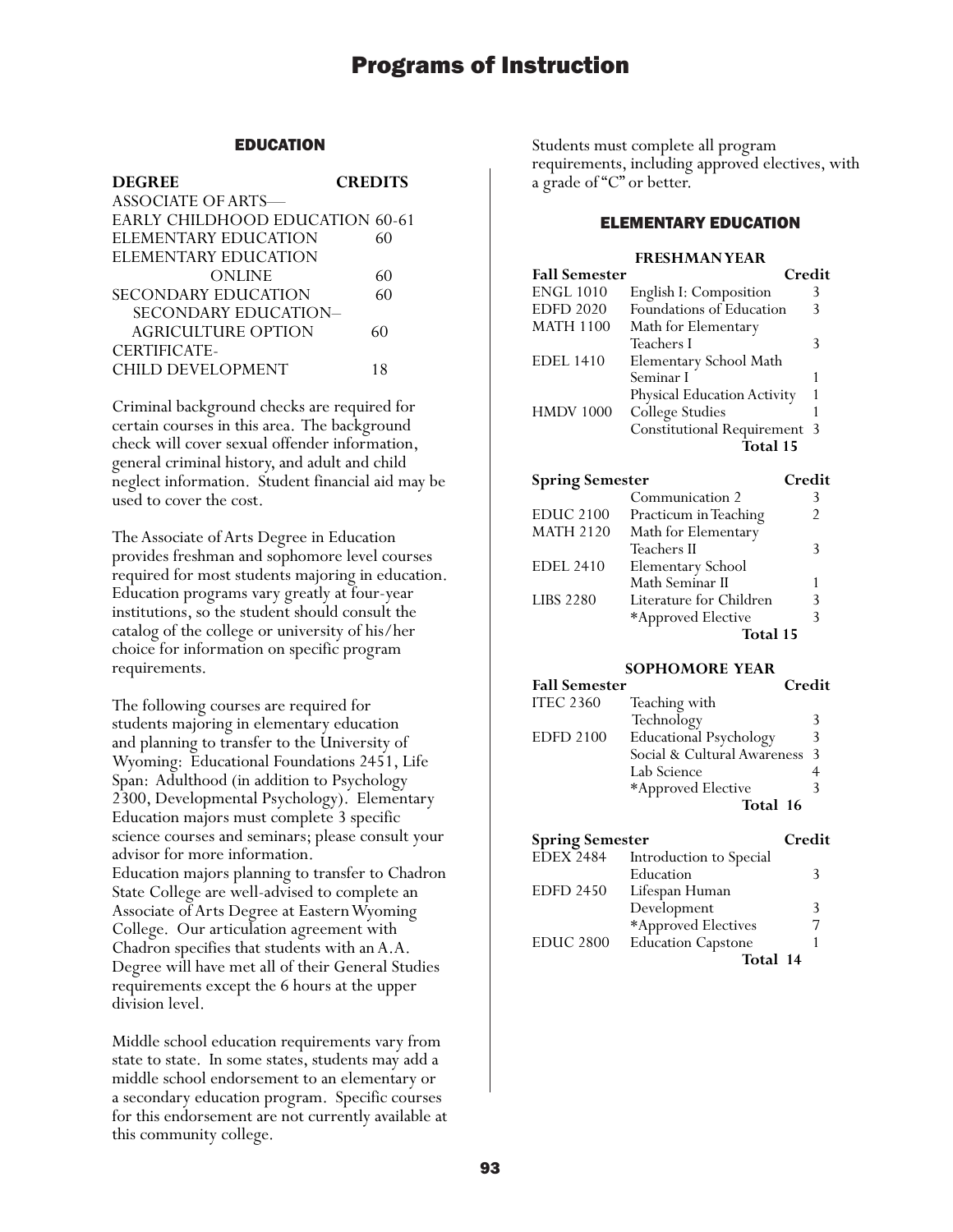# Programs of Instruction

## EDUCATION

| DEGREE | CREDITS |
|---|---|
| ASSOCIATE OF ARTS— | |
| EARLY CHILDHOOD EDUCATION | 60-61 |
| ELEMENTARY EDUCATION | 60 |
| ELEMENTARY EDUCATION ONLINE | 60 |
| SECONDARY EDUCATION | 60 |
| SECONDARY EDUCATION– AGRICULTURE OPTION | 60 |
| CERTIFICATE- | |
| CHILD DEVELOPMENT | 18 |

Criminal background checks are required for certain courses in this area. The background check will cover sexual offender information, general criminal history, and adult and child neglect information. Student financial aid may be used to cover the cost.

The Associate of Arts Degree in Education provides freshman and sophomore level courses required for most students majoring in education. Education programs vary greatly at four-year institutions, so the student should consult the catalog of the college or university of his/her choice for information on specific program requirements.

The following courses are required for students majoring in elementary education and planning to transfer to the University of Wyoming: Educational Foundations 2451, Life Span: Adulthood (in addition to Psychology 2300, Developmental Psychology). Elementary Education majors must complete 3 specific science courses and seminars; please consult your advisor for more information.
Education majors planning to transfer to Chadron State College are well-advised to complete an Associate of Arts Degree at Eastern Wyoming College. Our articulation agreement with Chadron specifies that students with an A.A. Degree will have met all of their General Studies requirements except the 6 hours at the upper division level.

Middle school education requirements vary from state to state. In some states, students may add a middle school endorsement to an elementary or a secondary education program. Specific courses for this endorsement are not currently available at this community college.

Students must complete all program requirements, including approved electives, with a grade of "C" or better.

## ELEMENTARY EDUCATION

### FRESHMAN YEAR

| Fall Semester | | Credit |
|---|---|---|
| ENGL 1010 | English I: Composition | 3 |
| EDFD 2020 | Foundations of Education | 3 |
| MATH 1100 | Math for Elementary Teachers I | 3 |
| EDEL 1410 | Elementary School Math Seminar I | 1 |
| | Physical Education Activity | 1 |
| HMDV 1000 | College Studies | 1 |
| | Constitutional Requirement | 3 |
| | **Total** | **15** |

| Spring Semester | | Credit |
|---|---|---|
| | Communication 2 | 3 |
| EDUC 2100 | Practicum in Teaching | 2 |
| MATH 2120 | Math for Elementary Teachers II | 3 |
| EDEL 2410 | Elementary School Math Seminar II | 1 |
| LIBS 2280 | Literature for Children | 3 |
| | *Approved Elective | 3 |
| | **Total** | **15** |

### SOPHOMORE YEAR

| Fall Semester | | Credit |
|---|---|---|
| ITEC 2360 | Teaching with Technology | 3 |
| EDFD 2100 | Educational Psychology | 3 |
| | Social & Cultural Awareness | 3 |
| | Lab Science | 4 |
| | *Approved Elective | 3 |
| | **Total** | **16** |

| Spring Semester | | Credit |
|---|---|---|
| EDEX 2484 | Introduction to Special Education | 3 |
| EDFD 2450 | Lifespan Human Development | 3 |
| | *Approved Electives | 7 |
| EDUC 2800 | Education Capstone | 1 |
| | **Total** | **14** |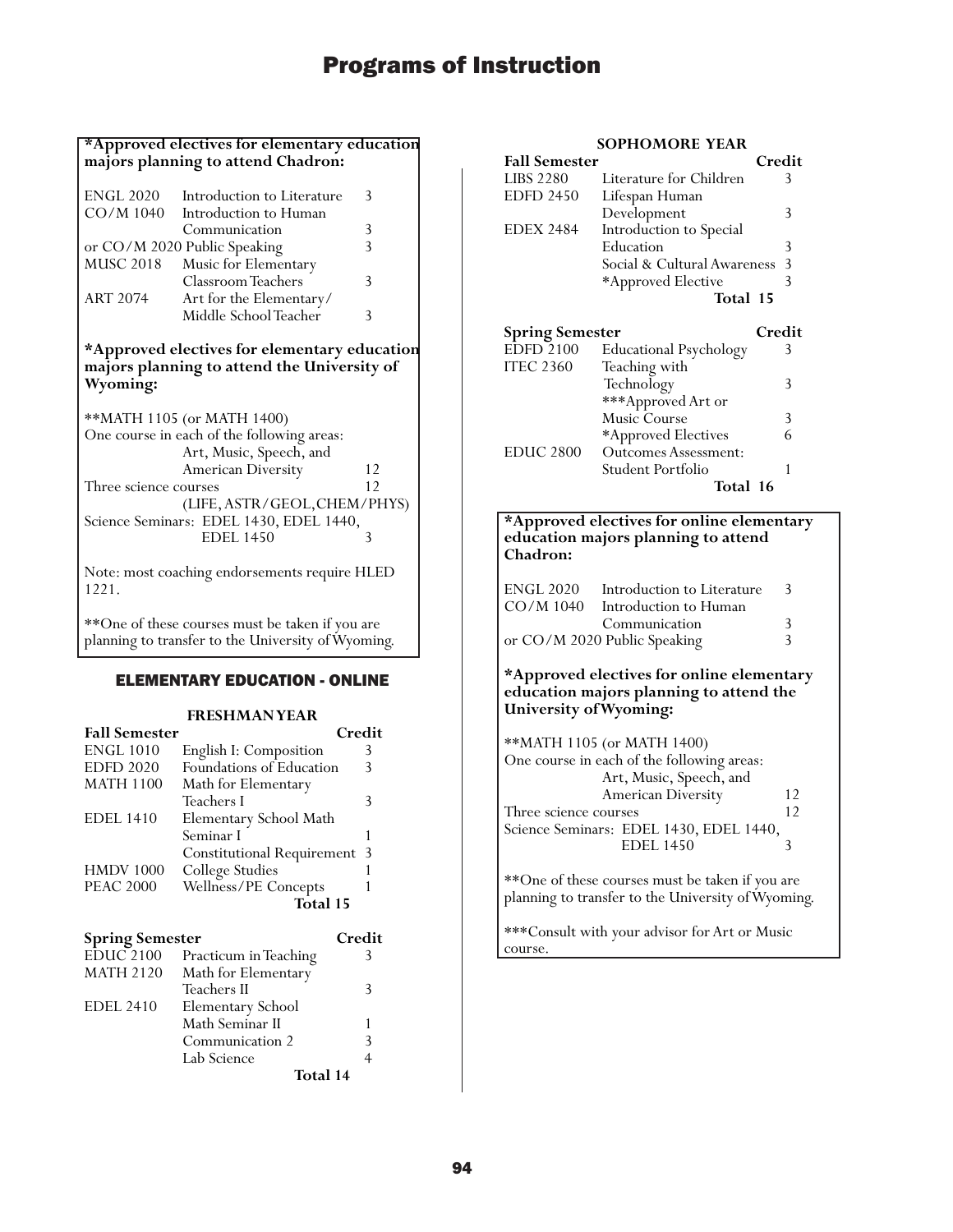**\*Approved electives for elementary education majors planning to attend Chadron:**

| | | |
|---|---|---|
| ENGL 2020 | Introduction to Literature | 3 |
| CO/M 1040 | Introduction to Human Communication | 3 |
| or CO/M 2020 Public Speaking | | 3 |
| MUSC 2018 | Music for Elementary Classroom Teachers | 3 |
| ART 2074 | Art for the Elementary/ Middle School Teacher | 3 |

**\*Approved electives for elementary education majors planning to attend the University of Wyoming:**

\*\*MATH 1105 (or MATH 1400)

| | |
|---|---|
| One course in each of the following areas: Art, Music, Speech, and American Diversity | 12 |
| Three science courses (LIFE, ASTR/GEOL, CHEM/PHYS) | 12 |
| Science Seminars: EDEL 1430, EDEL 1440, EDEL 1450 | 3 |

Note: most coaching endorsements require HLED 1221.

\*\*One of these courses must be taken if you are planning to transfer to the University of Wyoming.

## ELEMENTARY EDUCATION - ONLINE

### FRESHMAN YEAR

| Fall Semester | | Credit |
|---|---|---|
| ENGL 1010 | English I: Composition | 3 |
| EDFD 2020 | Foundations of Education | 3 |
| MATH 1100 | Math for Elementary Teachers I | 3 |
| EDEL 1410 | Elementary School Math Seminar I | 1 |
| | Constitutional Requirement | 3 |
| HMDV 1000 | College Studies | 1 |
| PEAC 2000 | Wellness/PE Concepts | 1 |
| | **Total** | **15** |

| Spring Semester | | Credit |
|---|---|---|
| EDUC 2100 | Practicum in Teaching | 3 |
| MATH 2120 | Math for Elementary Teachers II | 3 |
| EDEL 2410 | Elementary School Math Seminar II | 1 |
| | Communication 2 | 3 |
| | Lab Science | 4 |
| | **Total** | **14** |

### SOPHOMORE YEAR

| Fall Semester | | Credit |
|---|---|---|
| LIBS 2280 | Literature for Children | 3 |
| EDFD 2450 | Lifespan Human Development | 3 |
| EDEX 2484 | Introduction to Special Education | 3 |
| | Social & Cultural Awareness | 3 |
| | \*Approved Elective | 3 |
| | **Total** | **15** |

| Spring Semester | | Credit |
|---|---|---|
| EDFD 2100 | Educational Psychology | 3 |
| ITEC 2360 | Teaching with Technology | 3 |
| | \*\*\*Approved Art or Music Course | 3 |
| | \*Approved Electives | 6 |
| EDUC 2800 | Outcomes Assessment: Student Portfolio | 1 |
| | **Total** | **16** |

**\*Approved electives for online elementary education majors planning to attend Chadron:**

| | | |
|---|---|---|
| ENGL 2020 | Introduction to Literature | 3 |
| CO/M 1040 | Introduction to Human Communication | 3 |
| or CO/M 2020 Public Speaking | | 3 |

**\*Approved electives for online elementary education majors planning to attend the University of Wyoming:**

\*\*MATH 1105 (or MATH 1400)

| | |
|---|---|
| One course in each of the following areas: Art, Music, Speech, and American Diversity | 12 |
| Three science courses | 12 |
| Science Seminars: EDEL 1430, EDEL 1440, EDEL 1450 | 3 |

\*\*One of these courses must be taken if you are planning to transfer to the University of Wyoming.

\*\*\*Consult with your advisor for Art or Music course.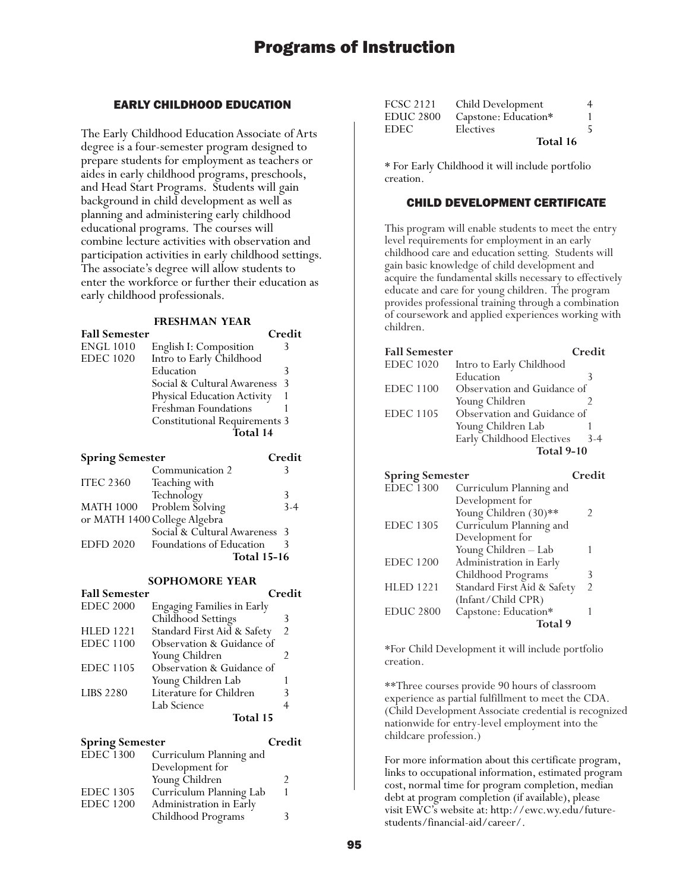## EARLY CHILDHOOD EDUCATION

The Early Childhood Education Associate of Arts degree is a four-semester program designed to prepare students for employment as teachers or aides in early childhood programs, preschools, and Head Start Programs. Students will gain background in child development as well as planning and administering early childhood educational programs. The courses will combine lecture activities with observation and participation activities in early childhood settings. The associate's degree will allow students to enter the workforce or further their education as early childhood professionals.

### FRESHMAN YEAR

| Fall Semester | | Credit |
|---|---|---|
| ENGL 1010 | English I: Composition | 3 |
| EDEC 1020 | Intro to Early Childhood Education | 3 |
| | Social & Cultural Awareness | 3 |
| | Physical Education Activity | 1 |
| | Freshman Foundations | 1 |
| | Constitutional Requirements | 3 |
| | **Total** | **14** |

| Spring Semester | | Credit |
|---|---|---|
| | Communication 2 | 3 |
| ITEC 2360 | Teaching with Technology | 3 |
| MATH 1000 | Problem Solving | 3-4 |
| or MATH 1400 | College Algebra | |
| | Social & Cultural Awareness | 3 |
| EDFD 2020 | Foundations of Education | 3 |
| | **Total** | **15-16** |

### SOPHOMORE YEAR

| Fall Semester | | Credit |
|---|---|---|
| EDEC 2000 | Engaging Families in Early Childhood Settings | 3 |
| HLED 1221 | Standard First Aid & Safety | 2 |
| EDEC 1100 | Observation & Guidance of Young Children | 2 |
| EDEC 1105 | Observation & Guidance of Young Children Lab | 1 |
| LIBS 2280 | Literature for Children | 3 |
| | Lab Science | 4 |
| | **Total** | **15** |

| Spring Semester | | Credit |
|---|---|---|
| EDEC 1300 | Curriculum Planning and Development for Young Children | 2 |
| EDEC 1305 | Curriculum Planning Lab | 1 |
| EDEC 1200 | Administration in Early Childhood Programs | 3 |
| FCSC 2121 | Child Development | 4 |
| EDUC 2800 | Capstone: Education* | 1 |
| EDEC | Electives | 5 |
| | **Total** | **16** |

* For Early Childhood it will include portfolio creation.

## CHILD DEVELOPMENT CERTIFICATE

This program will enable students to meet the entry level requirements for employment in an early childhood care and education setting. Students will gain basic knowledge of child development and acquire the fundamental skills necessary to effectively educate and care for young children. The program provides professional training through a combination of coursework and applied experiences working with children.

| Fall Semester | | Credit |
|---|---|---|
| EDEC 1020 | Intro to Early Childhood Education | 3 |
| EDEC 1100 | Observation and Guidance of Young Children | 2 |
| EDEC 1105 | Observation and Guidance of Young Children Lab | 1 |
| | Early Childhood Electives | 3-4 |
| | **Total** | **9-10** |

| Spring Semester | | Credit |
|---|---|---|
| EDEC 1300 | Curriculum Planning and Development for Young Children (30)** | 2 |
| EDEC 1305 | Curriculum Planning and Development for Young Children – Lab | 1 |
| EDEC 1200 | Administration in Early Childhood Programs | 3 |
| HLED 1221 | Standard First Aid & Safety (Infant/Child CPR) | 2 |
| EDUC 2800 | Capstone: Education* | 1 |
| | **Total** | **9** |

*For Child Development it will include portfolio creation.

**Three courses provide 90 hours of classroom experience as partial fulfillment to meet the CDA. (Child Development Associate credential is recognized nationwide for entry-level employment into the childcare profession.)

For more information about this certificate program, links to occupational information, estimated program cost, normal time for program completion, median debt at program completion (if available), please visit EWC's website at: http://ewc.wy.edu/future-students/financial-aid/career/.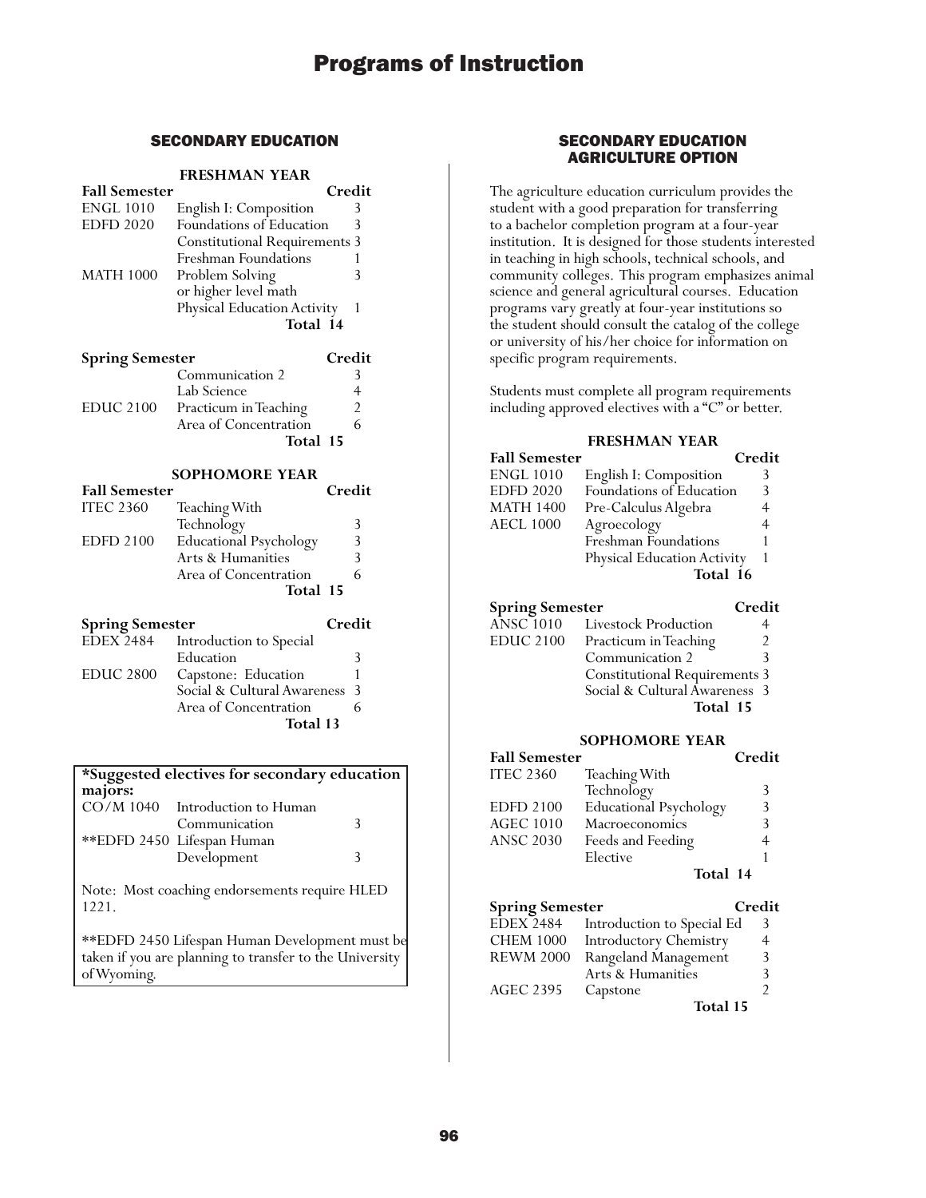# Programs of Instruction

## SECONDARY EDUCATION

### FRESHMAN YEAR

| Fall Semester | | Credit |
|---|---|---|
| ENGL 1010 | English I: Composition | 3 |
| EDFD 2020 | Foundations of Education | 3 |
| | Constitutional Requirements | 3 |
| | Freshman Foundations | 1 |
| MATH 1000 | Problem Solving or higher level math | 3 |
| | Physical Education Activity | 1 |
| | **Total** | **14** |

| Spring Semester | | Credit |
|---|---|---|
| | Communication 2 | 3 |
| | Lab Science | 4 |
| EDUC 2100 | Practicum in Teaching | 2 |
| | Area of Concentration | 6 |
| | **Total** | **15** |

### SOPHOMORE YEAR

| Fall Semester | | Credit |
|---|---|---|
| ITEC 2360 | Teaching With Technology | 3 |
| EDFD 2100 | Educational Psychology | 3 |
| | Arts & Humanities | 3 |
| | Area of Concentration | 6 |
| | **Total** | **15** |

| Spring Semester | | Credit |
|---|---|---|
| EDEX 2484 | Introduction to Special Education | 3 |
| EDUC 2800 | Capstone: Education | 1 |
| | Social & Cultural Awareness | 3 |
| | Area of Concentration | 6 |
| | **Total** | **13** |

**\*Suggested electives for secondary education majors:**

| | | |
|---|---|---|
| CO/M 1040 | Introduction to Human Communication | 3 |
| **EDFD 2450 | Lifespan Human Development | 3 |

Note: Most coaching endorsements require HLED 1221.

**EDFD 2450 Lifespan Human Development must be taken if you are planning to transfer to the University of Wyoming.

## SECONDARY EDUCATION AGRICULTURE OPTION

The agriculture education curriculum provides the student with a good preparation for transferring to a bachelor completion program at a four-year institution. It is designed for those students interested in teaching in high schools, technical schools, and community colleges. This program emphasizes animal science and general agricultural courses. Education programs vary greatly at four-year institutions so the student should consult the catalog of the college or university of his/her choice for information on specific program requirements.

Students must complete all program requirements including approved electives with a "C" or better.

### FRESHMAN YEAR

| Fall Semester | | Credit |
|---|---|---|
| ENGL 1010 | English I: Composition | 3 |
| EDFD 2020 | Foundations of Education | 3 |
| MATH 1400 | Pre-Calculus Algebra | 4 |
| AECL 1000 | Agroecology | 4 |
| | Freshman Foundations | 1 |
| | Physical Education Activity | 1 |
| | **Total** | **16** |

| Spring Semester | | Credit |
|---|---|---|
| ANSC 1010 | Livestock Production | 4 |
| EDUC 2100 | Practicum in Teaching | 2 |
| | Communication 2 | 3 |
| | Constitutional Requirements | 3 |
| | Social & Cultural Awareness | 3 |
| | **Total** | **15** |

### SOPHOMORE YEAR

| Fall Semester | | Credit |
|---|---|---|
| ITEC 2360 | Teaching With Technology | 3 |
| EDFD 2100 | Educational Psychology | 3 |
| AGEC 1010 | Macroeconomics | 3 |
| ANSC 2030 | Feeds and Feeding | 4 |
| | Elective | 1 |
| | **Total** | **14** |

| Spring Semester | | Credit |
|---|---|---|
| EDEX 2484 | Introduction to Special Ed | 3 |
| CHEM 1000 | Introductory Chemistry | 4 |
| REWM 2000 | Rangeland Management | 3 |
| | Arts & Humanities | 3 |
| AGEC 2395 | Capstone | 2 |
| | **Total** | **15** |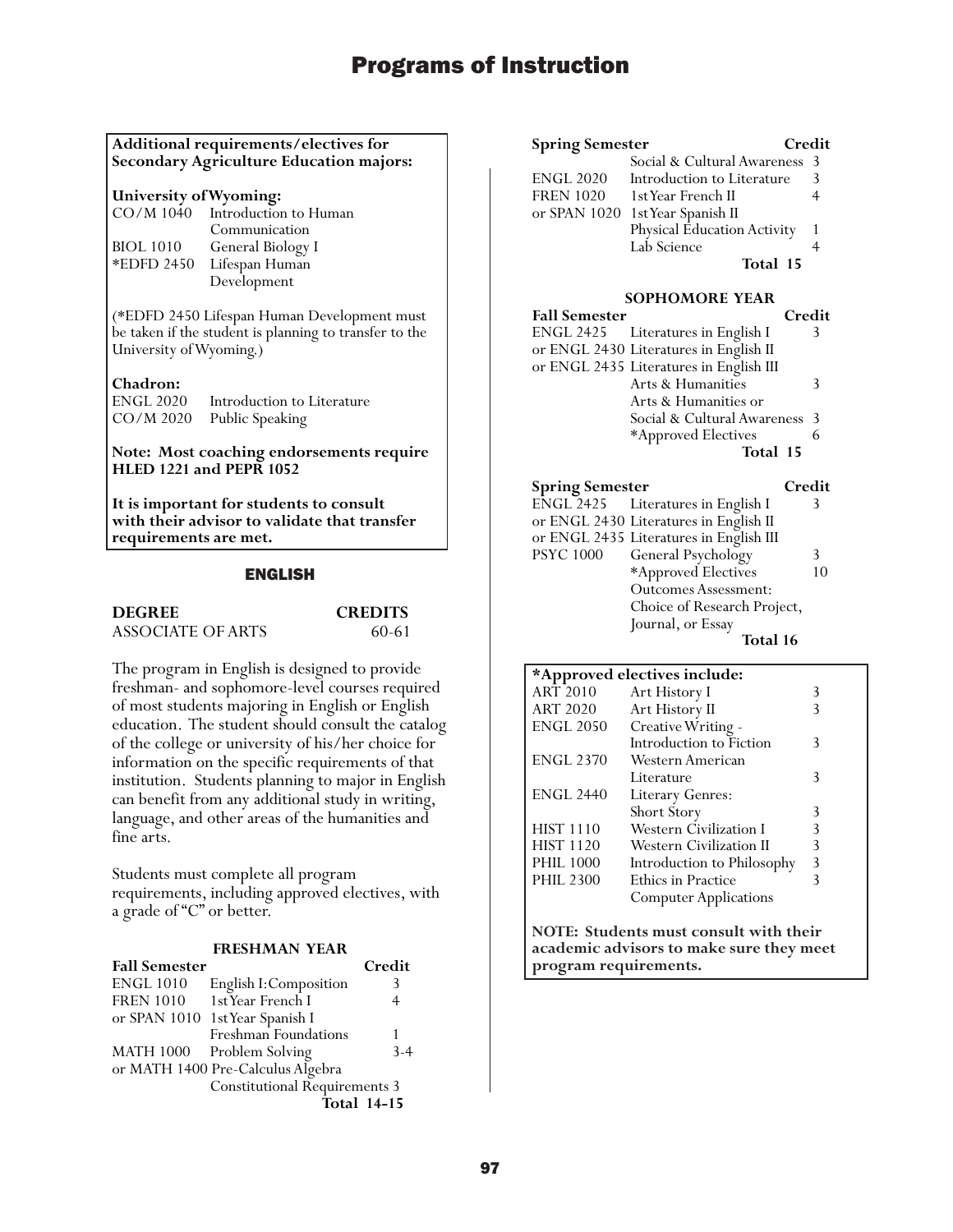**Additional requirements/electives for Secondary Agriculture Education majors:**

**University of Wyoming:**

| | |
|---|---|
| CO/M 1040 | Introduction to Human Communication |
| BIOL 1010 | General Biology I |
| *EDFD 2450 | Lifespan Human Development |

(*EDFD 2450 Lifespan Human Development must be taken if the student is planning to transfer to the University of Wyoming.)

**Chadron:**

| | |
|---|---|
| ENGL 2020 | Introduction to Literature |
| CO/M 2020 | Public Speaking |

**Note: Most coaching endorsements require HLED 1221 and PEPR 1052**

**It is important for students to consult with their advisor to validate that transfer requirements are met.**

## ENGLISH

| DEGREE | CREDITS |
|---|---|
| ASSOCIATE OF ARTS | 60-61 |

The program in English is designed to provide freshman- and sophomore-level courses required of most students majoring in English or English education. The student should consult the catalog of the college or university of his/her choice for information on the specific requirements of that institution. Students planning to major in English can benefit from any additional study in writing, language, and other areas of the humanities and fine arts.

Students must complete all program requirements, including approved electives, with a grade of "C" or better.

### FRESHMAN YEAR

| Fall Semester | | Credit |
|---|---|---|
| ENGL 1010 | English I: Composition | 3 |
| FREN 1010 | 1st Year French I | 4 |
| or SPAN 1010 | 1st Year Spanish I | |
| | Freshman Foundations | 1 |
| MATH 1000 | Problem Solving | 3-4 |
| or MATH 1400 | Pre-Calculus Algebra | |
| | Constitutional Requirements | 3 |
| | **Total** | **14-15** |

| Spring Semester | | Credit |
|---|---|---|
| | Social & Cultural Awareness | 3 |
| ENGL 2020 | Introduction to Literature | 3 |
| FREN 1020 | 1st Year French II | 4 |
| or SPAN 1020 | 1st Year Spanish II | |
| | Physical Education Activity | 1 |
| | Lab Science | 4 |
| | **Total** | **15** |

### SOPHOMORE YEAR

| Fall Semester | | Credit |
|---|---|---|
| ENGL 2425 | Literatures in English I | 3 |
| or ENGL 2430 | Literatures in English II | |
| or ENGL 2435 | Literatures in English III | |
| | Arts & Humanities | 3 |
| | Arts & Humanities or Social & Cultural Awareness | 3 |
| | *Approved Electives | 6 |
| | **Total** | **15** |

| Spring Semester | | Credit |
|---|---|---|
| ENGL 2425 | Literatures in English I | 3 |
| or ENGL 2430 | Literatures in English II | |
| or ENGL 2435 | Literatures in English III | |
| PSYC 1000 | General Psychology | 3 |
| | *Approved Electives | 10 |
| | Outcomes Assessment: Choice of Research Project, Journal, or Essay | |
| | **Total** | **16** |

**\*Approved electives include:**

| | | |
|---|---|---|
| ART 2010 | Art History I | 3 |
| ART 2020 | Art History II | 3 |
| ENGL 2050 | Creative Writing - Introduction to Fiction | 3 |
| ENGL 2370 | Western American Literature | 3 |
| ENGL 2440 | Literary Genres: Short Story | 3 |
| HIST 1110 | Western Civilization I | 3 |
| HIST 1120 | Western Civilization II | 3 |
| PHIL 1000 | Introduction to Philosophy | 3 |
| PHIL 2300 | Ethics in Practice | 3 |
| | Computer Applications | |

**NOTE: Students must consult with their academic advisors to make sure they meet program requirements.**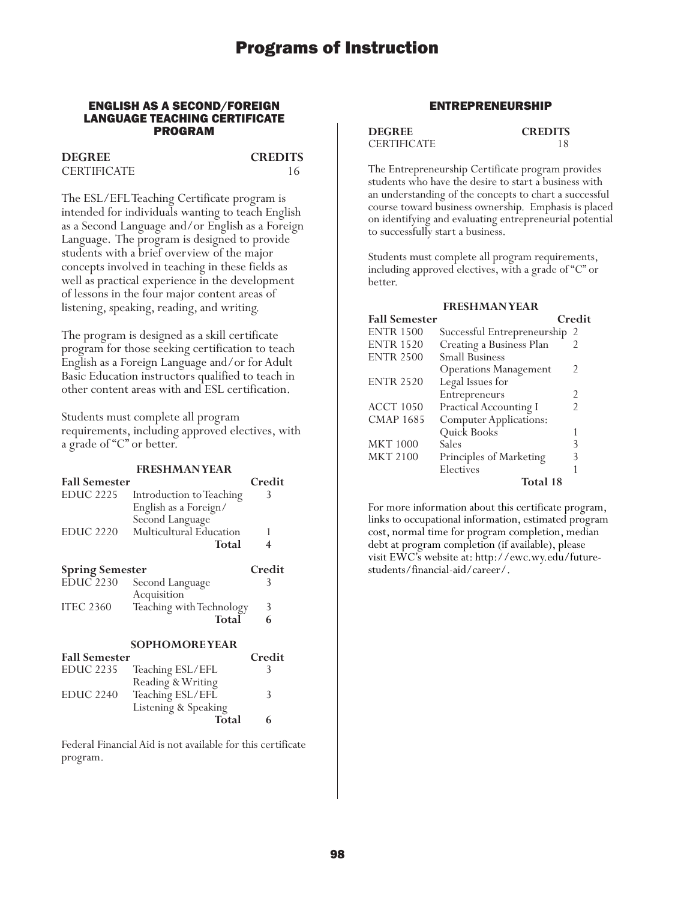# Programs of Instruction

## ENGLISH AS A SECOND/FOREIGN LANGUAGE TEACHING CERTIFICATE PROGRAM

| DEGREE | CREDITS |
|---|---|
| CERTIFICATE | 16 |

The ESL/EFL Teaching Certificate program is intended for individuals wanting to teach English as a Second Language and/or English as a Foreign Language. The program is designed to provide students with a brief overview of the major concepts involved in teaching in these fields as well as practical experience in the development of lessons in the four major content areas of listening, speaking, reading, and writing.

The program is designed as a skill certificate program for those seeking certification to teach English as a Foreign Language and/or for Adult Basic Education instructors qualified to teach in other content areas with and ESL certification.

Students must complete all program requirements, including approved electives, with a grade of "C" or better.

**FRESHMAN YEAR**

| Fall Semester | | Credit |
|---|---|---|
| EDUC 2225 | Introduction to Teaching English as a Foreign/ Second Language | 3 |
| EDUC 2220 | Multicultural Education | 1 |
| | **Total** | **4** |

| Spring Semester | | Credit |
|---|---|---|
| EDUC 2230 | Second Language Acquisition | 3 |
| ITEC 2360 | Teaching with Technology | 3 |
| | **Total** | **6** |

**SOPHOMORE YEAR**

| Fall Semester | | Credit |
|---|---|---|
| EDUC 2235 | Teaching ESL/EFL Reading & Writing | 3 |
| EDUC 2240 | Teaching ESL/EFL Listening & Speaking | 3 |
| | **Total** | **6** |

Federal Financial Aid is not available for this certificate program.

## ENTREPRENEURSHIP

| DEGREE | CREDITS |
|---|---|
| CERTIFICATE | 18 |

The Entrepreneurship Certificate program provides students who have the desire to start a business with an understanding of the concepts to chart a successful course toward business ownership. Emphasis is placed on identifying and evaluating entrepreneurial potential to successfully start a business.

Students must complete all program requirements, including approved electives, with a grade of "C" or better.

**FRESHMAN YEAR**

| Fall Semester | | Credit |
|---|---|---|
| ENTR 1500 | Successful Entrepreneurship | 2 |
| ENTR 1520 | Creating a Business Plan | 2 |
| ENTR 2500 | Small Business Operations Management | 2 |
| ENTR 2520 | Legal Issues for Entrepreneurs | 2 |
| ACCT 1050 | Practical Accounting I | 2 |
| CMAP 1685 | Computer Applications: Quick Books | 1 |
| MKT 1000 | Sales | 3 |
| MKT 2100 | Principles of Marketing | 3 |
| | Electives | 1 |
| | **Total 18** | |

For more information about this certificate program, links to occupational information, estimated program cost, normal time for program completion, median debt at program completion (if available), please visit EWC's website at: http://ewc.wy.edu/future-students/financial-aid/career/.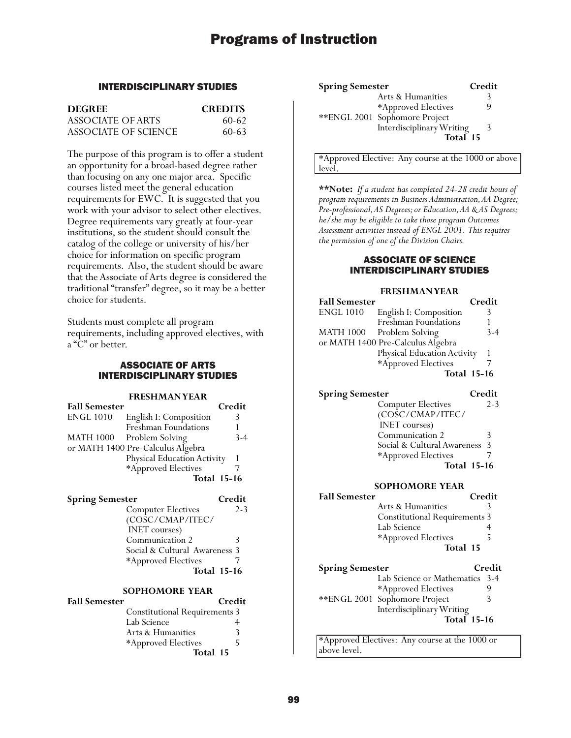# Programs of Instruction

## INTERDISCIPLINARY STUDIES

| DEGREE | CREDITS |
|---|---|
| ASSOCIATE OF ARTS | 60-62 |
| ASSOCIATE OF SCIENCE | 60-63 |

The purpose of this program is to offer a student an opportunity for a broad-based degree rather than focusing on any one major area. Specific courses listed meet the general education requirements for EWC. It is suggested that you work with your advisor to select other electives. Degree requirements vary greatly at four-year institutions, so the student should consult the catalog of the college or university of his/her choice for information on specific program requirements. Also, the student should be aware that the Associate of Arts degree is considered the traditional "transfer" degree, so it may be a better choice for students.

Students must complete all program requirements, including approved electives, with a "C" or better.

## ASSOCIATE OF ARTS INTERDISCIPLINARY STUDIES

### FRESHMAN YEAR

| Fall Semester | | Credit |
|---|---|---|
| ENGL 1010 | English I: Composition | 3 |
| | Freshman Foundations | 1 |
| MATH 1000 | Problem Solving | 3-4 |
| or MATH 1400 | Pre-Calculus Algebra | |
| | Physical Education Activity | 1 |
| | *Approved Electives | 7 |
| | **Total** | **15-16** |

| Spring Semester | | Credit |
|---|---|---|
| | Computer Electives (COSC/CMAP/ITEC/ INET courses) | 2-3 |
| | Communication 2 | 3 |
| | Social & Cultural Awareness | 3 |
| | *Approved Electives | 7 |
| | **Total** | **15-16** |

### SOPHOMORE YEAR

| Fall Semester | | Credit |
|---|---|---|
| | Constitutional Requirements | 3 |
| | Lab Science | 4 |
| | Arts & Humanities | 3 |
| | *Approved Electives | 5 |
| | **Total** | **15** |

| Spring Semester | | Credit |
|---|---|---|
| | Arts & Humanities | 3 |
| | *Approved Electives | 9 |
| **ENGL 2001 | Sophomore Project Interdisciplinary Writing | 3 |
| | **Total** | **15** |

*Approved Elective: Any course at the 1000 or above level.

****Note:** *If a student has completed 24-28 credit hours of program requirements in Business Administration, AA Degree; Pre-professional, AS Degrees; or Education, AA & AS Degrees; he/she may be eligible to take those program Outcomes Assessment activities instead of ENGL 2001. This requires the permission of one of the Division Chairs.*

## ASSOCIATE OF SCIENCE INTERDISCIPLINARY STUDIES

### FRESHMAN YEAR

| Fall Semester | | Credit |
|---|---|---|
| ENGL 1010 | English I: Composition | 3 |
| | Freshman Foundations | 1 |
| MATH 1000 | Problem Solving | 3-4 |
| or MATH 1400 | Pre-Calculus Algebra | |
| | Physical Education Activity | 1 |
| | *Approved Electives | 7 |
| | **Total** | **15-16** |

| Spring Semester | | Credit |
|---|---|---|
| | Computer Electives (COSC/CMAP/ITEC/ INET courses) | 2-3 |
| | Communication 2 | 3 |
| | Social & Cultural Awareness | 3 |
| | *Approved Electives | 7 |
| | **Total** | **15-16** |

### SOPHOMORE YEAR

| Fall Semester | | Credit |
|---|---|---|
| | Arts & Humanities | 3 |
| | Constitutional Requirements | 3 |
| | Lab Science | 4 |
| | *Approved Electives | 5 |
| | **Total** | **15** |

| Spring Semester | | Credit |
|---|---|---|
| | Lab Science or Mathematics | 3-4 |
| | *Approved Electives | 9 |
| **ENGL 2001 | Sophomore Project Interdisciplinary Writing | 3 |
| | **Total** | **15-16** |

*Approved Electives: Any course at the 1000 or above level.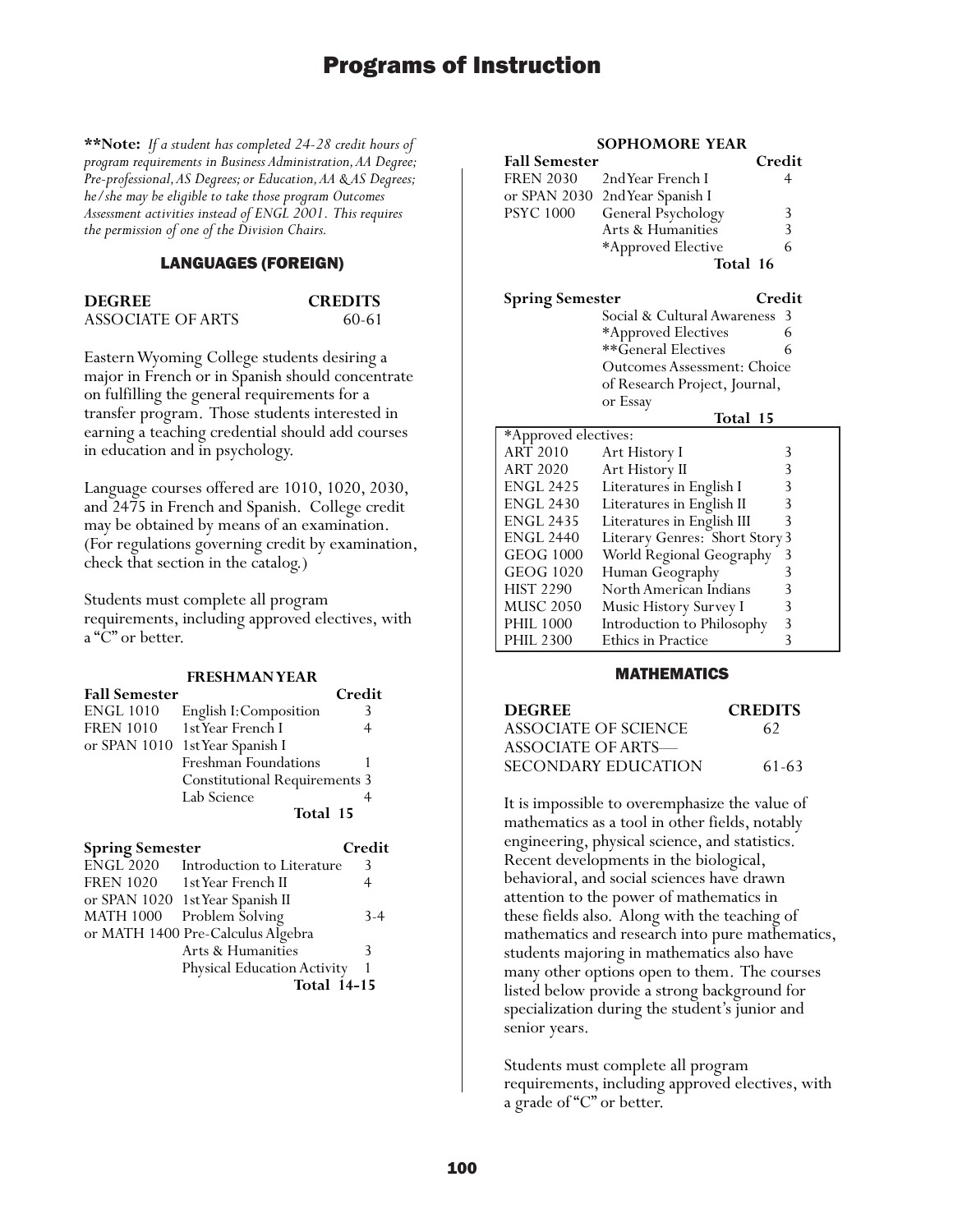**Note:** *If a student has completed 24-28 credit hours of program requirements in Business Administration, AA Degree; Pre-professional, AS Degrees; or Education, AA & AS Degrees; he/she may be eligible to take those program Outcomes Assessment activities instead of ENGL 2001. This requires the permission of one of the Division Chairs.*

## LANGUAGES (FOREIGN)

| DEGREE | CREDITS |
|---|---|
| ASSOCIATE OF ARTS | 60-61 |

Eastern Wyoming College students desiring a major in French or in Spanish should concentrate on fulfilling the general requirements for a transfer program. Those students interested in earning a teaching credential should add courses in education and in psychology.

Language courses offered are 1010, 1020, 2030, and 2475 in French and Spanish. College credit may be obtained by means of an examination. (For regulations governing credit by examination, check that section in the catalog.)

Students must complete all program requirements, including approved electives, with a "C" or better.

### FRESHMAN YEAR

| Fall Semester | | Credit |
|---|---|---|
| ENGL 1010 | English I: Composition | 3 |
| FREN 1010 | 1st Year French I | 4 |
| or SPAN 1010 | 1st Year Spanish I | |
| | Freshman Foundations | 1 |
| | Constitutional Requirements | 3 |
| | Lab Science | 4 |
| | **Total** | **15** |

| Spring Semester | | Credit |
|---|---|---|
| ENGL 2020 | Introduction to Literature | 3 |
| FREN 1020 | 1st Year French II | 4 |
| or SPAN 1020 | 1st Year Spanish II | |
| MATH 1000 | Problem Solving | 3-4 |
| or MATH 1400 | Pre-Calculus Algebra | |
| | Arts & Humanities | 3 |
| | Physical Education Activity | 1 |
| | **Total** | **14-15** |

### SOPHOMORE YEAR

| Fall Semester | | Credit |
|---|---|---|
| FREN 2030 | 2nd Year French I | 4 |
| or SPAN 2030 | 2nd Year Spanish I | |
| PSYC 1000 | General Psychology | 3 |
| | Arts & Humanities | 3 |
| | *Approved Elective | 6 |
| | **Total** | **16** |

| Spring Semester | | Credit |
|---|---|---|
| | Social & Cultural Awareness | 3 |
| | *Approved Electives | 6 |
| | **General Electives | 6 |
| | Outcomes Assessment: Choice of Research Project, Journal, or Essay | |
| | **Total** | **15** |

| *Approved electives: | | |
|---|---|---|
| ART 2010 | Art History I | 3 |
| ART 2020 | Art History II | 3 |
| ENGL 2425 | Literatures in English I | 3 |
| ENGL 2430 | Literatures in English II | 3 |
| ENGL 2435 | Literatures in English III | 3 |
| ENGL 2440 | Literary Genres: Short Story | 3 |
| GEOG 1000 | World Regional Geography | 3 |
| GEOG 1020 | Human Geography | 3 |
| HIST 2290 | North American Indians | 3 |
| MUSC 2050 | Music History Survey I | 3 |
| PHIL 1000 | Introduction to Philosophy | 3 |
| PHIL 2300 | Ethics in Practice | 3 |

## MATHEMATICS

| DEGREE | CREDITS |
|---|---|
| ASSOCIATE OF SCIENCE | 62 |
| ASSOCIATE OF ARTS— SECONDARY EDUCATION | 61-63 |

It is impossible to overemphasize the value of mathematics as a tool in other fields, notably engineering, physical science, and statistics. Recent developments in the biological, behavioral, and social sciences have drawn attention to the power of mathematics in these fields also. Along with the teaching of mathematics and research into pure mathematics, students majoring in mathematics also have many other options open to them. The courses listed below provide a strong background for specialization during the student's junior and senior years.

Students must complete all program requirements, including approved electives, with a grade of "C" or better.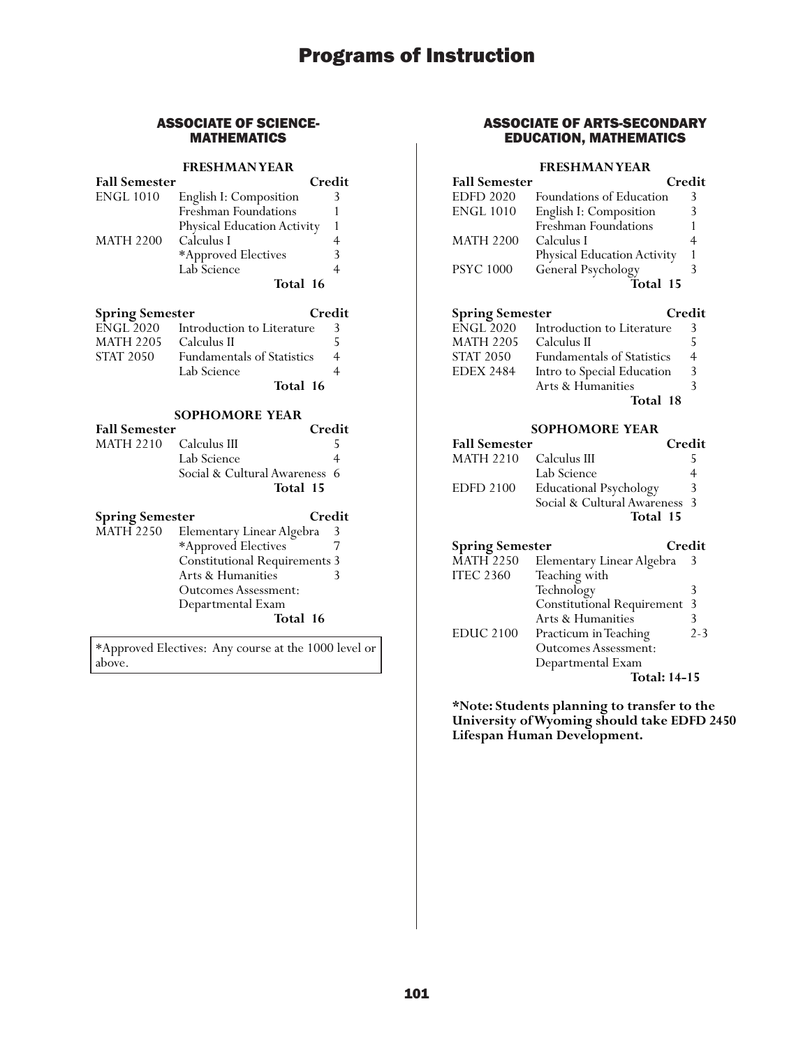# Programs of Instruction

## ASSOCIATE OF SCIENCE-MATHEMATICS

### FRESHMAN YEAR

| Fall Semester | | Credit |
|---|---|---|
| ENGL 1010 | English I: Composition | 3 |
| | Freshman Foundations | 1 |
| | Physical Education Activity | 1 |
| MATH 2200 | Calculus I | 4 |
| | *Approved Electives | 3 |
| | Lab Science | 4 |
| | **Total** | **16** |

| Spring Semester | | Credit |
|---|---|---|
| ENGL 2020 | Introduction to Literature | 3 |
| MATH 2205 | Calculus II | 5 |
| STAT 2050 | Fundamentals of Statistics | 4 |
| | Lab Science | 4 |
| | **Total** | **16** |

### SOPHOMORE YEAR

| Fall Semester | | Credit |
|---|---|---|
| MATH 2210 | Calculus III | 5 |
| | Lab Science | 4 |
| | Social & Cultural Awareness | 6 |
| | **Total** | **15** |

| Spring Semester | | Credit |
|---|---|---|
| MATH 2250 | Elementary Linear Algebra | 3 |
| | *Approved Electives | 7 |
| | Constitutional Requirements | 3 |
| | Arts & Humanities | 3 |
| | Outcomes Assessment: Departmental Exam | |
| | **Total** | **16** |

*Approved Electives: Any course at the 1000 level or above.

## ASSOCIATE OF ARTS-SECONDARY EDUCATION, MATHEMATICS

### FRESHMAN YEAR

| Fall Semester | | Credit |
|---|---|---|
| EDFD 2020 | Foundations of Education | 3 |
| ENGL 1010 | English I: Composition | 3 |
| | Freshman Foundations | 1 |
| MATH 2200 | Calculus I | 4 |
| | Physical Education Activity | 1 |
| PSYC 1000 | General Psychology | 3 |
| | **Total** | **15** |

| Spring Semester | | Credit |
|---|---|---|
| ENGL 2020 | Introduction to Literature | 3 |
| MATH 2205 | Calculus II | 5 |
| STAT 2050 | Fundamentals of Statistics | 4 |
| EDEX 2484 | Intro to Special Education | 3 |
| | Arts & Humanities | 3 |
| | **Total** | **18** |

### SOPHOMORE YEAR

| Fall Semester | | Credit |
|---|---|---|
| MATH 2210 | Calculus III | 5 |
| | Lab Science | 4 |
| EDFD 2100 | Educational Psychology | 3 |
| | Social & Cultural Awareness | 3 |
| | **Total** | **15** |

| Spring Semester | | Credit |
|---|---|---|
| MATH 2250 | Elementary Linear Algebra | 3 |
| ITEC 2360 | Teaching with Technology | 3 |
| | Constitutional Requirement | 3 |
| | Arts & Humanities | 3 |
| EDUC 2100 | Practicum in Teaching | 2-3 |
| | Outcomes Assessment: Departmental Exam | |
| | **Total:** | **14-15** |

**\*Note: Students planning to transfer to the University of Wyoming should take EDFD 2450 Lifespan Human Development.**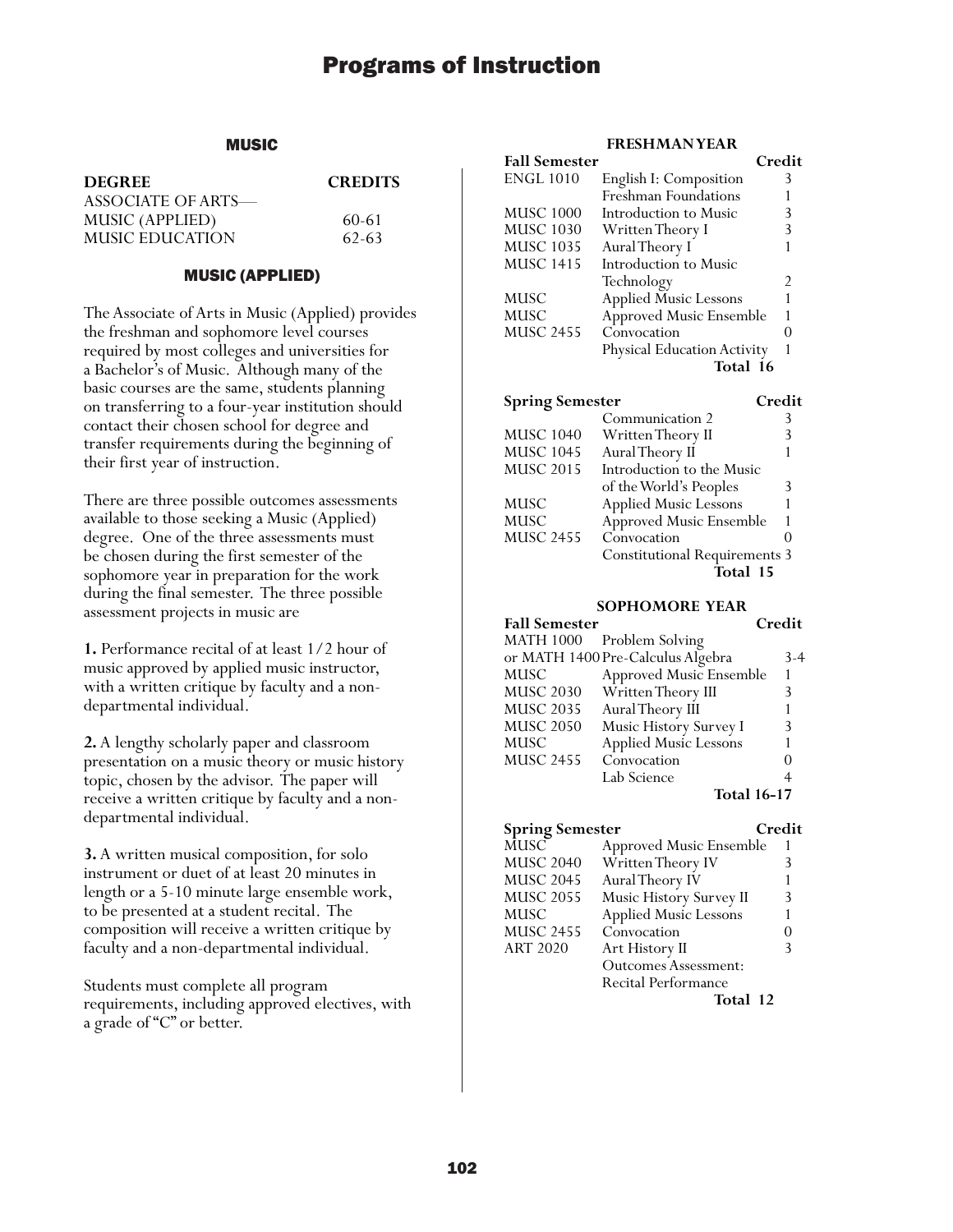## MUSIC

| DEGREE | CREDITS |
|---|---|
| ASSOCIATE OF ARTS— | |
| MUSIC (APPLIED) | 60-61 |
| MUSIC EDUCATION | 62-63 |

### MUSIC (APPLIED)

The Associate of Arts in Music (Applied) provides the freshman and sophomore level courses required by most colleges and universities for a Bachelor's of Music. Although many of the basic courses are the same, students planning on transferring to a four-year institution should contact their chosen school for degree and transfer requirements during the beginning of their first year of instruction.

There are three possible outcomes assessments available to those seeking a Music (Applied) degree. One of the three assessments must be chosen during the first semester of the sophomore year in preparation for the work during the final semester. The three possible assessment projects in music are

**1.** Performance recital of at least 1/2 hour of music approved by applied music instructor, with a written critique by faculty and a non-departmental individual.

**2.** A lengthy scholarly paper and classroom presentation on a music theory or music history topic, chosen by the advisor. The paper will receive a written critique by faculty and a non-departmental individual.

**3.** A written musical composition, for solo instrument or duet of at least 20 minutes in length or a 5-10 minute large ensemble work, to be presented at a student recital. The composition will receive a written critique by faculty and a non-departmental individual.

Students must complete all program requirements, including approved electives, with a grade of "C" or better.

#### FRESHMAN YEAR

| Fall Semester | | Credit |
|---|---|---|
| ENGL 1010 | English I: Composition | 3 |
| | Freshman Foundations | 1 |
| MUSC 1000 | Introduction to Music | 3 |
| MUSC 1030 | Written Theory I | 3 |
| MUSC 1035 | Aural Theory I | 1 |
| MUSC 1415 | Introduction to Music Technology | 2 |
| MUSC | Applied Music Lessons | 1 |
| MUSC | Approved Music Ensemble | 1 |
| MUSC 2455 | Convocation | 0 |
| | Physical Education Activity | 1 |
| | **Total** | **16** |

| Spring Semester | | Credit |
|---|---|---|
| | Communication 2 | 3 |
| MUSC 1040 | Written Theory II | 3 |
| MUSC 1045 | Aural Theory II | 1 |
| MUSC 2015 | Introduction to the Music of the World's Peoples | 3 |
| MUSC | Applied Music Lessons | 1 |
| MUSC | Approved Music Ensemble | 1 |
| MUSC 2455 | Convocation | 0 |
| | Constitutional Requirements | 3 |
| | **Total** | **15** |

#### SOPHOMORE YEAR

| Fall Semester | | Credit |
|---|---|---|
| MATH 1000 | Problem Solving | |
| or MATH 1400 | Pre-Calculus Algebra | 3-4 |
| MUSC | Approved Music Ensemble | 1 |
| MUSC 2030 | Written Theory III | 3 |
| MUSC 2035 | Aural Theory III | 1 |
| MUSC 2050 | Music History Survey I | 3 |
| MUSC | Applied Music Lessons | 1 |
| MUSC 2455 | Convocation | 0 |
| | Lab Science | 4 |
| | **Total** | **16-17** |

| Spring Semester | | Credit |
|---|---|---|
| MUSC | Approved Music Ensemble | 1 |
| MUSC 2040 | Written Theory IV | 3 |
| MUSC 2045 | Aural Theory IV | 1 |
| MUSC 2055 | Music History Survey II | 3 |
| MUSC | Applied Music Lessons | 1 |
| MUSC 2455 | Convocation | 0 |
| ART 2020 | Art History II | 3 |
| | Outcomes Assessment: Recital Performance | |
| | **Total** | **12** |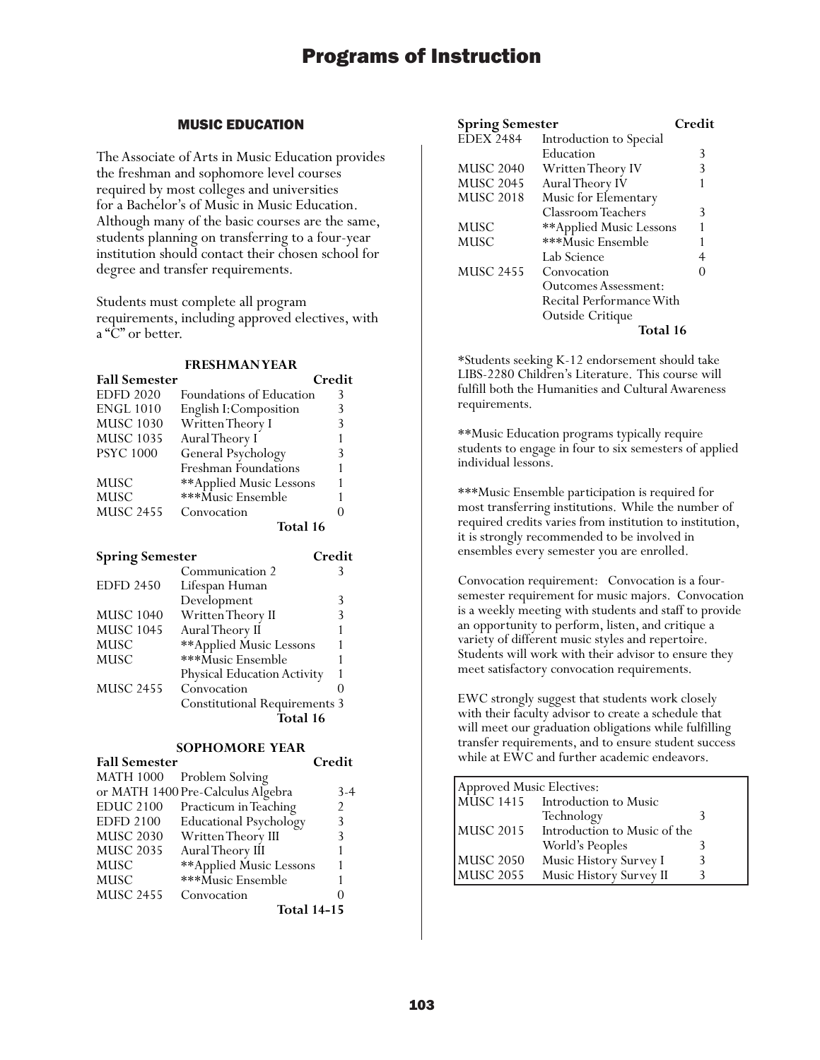## MUSIC EDUCATION

The Associate of Arts in Music Education provides the freshman and sophomore level courses required by most colleges and universities for a Bachelor's of Music in Music Education. Although many of the basic courses are the same, students planning on transferring to a four-year institution should contact their chosen school for degree and transfer requirements.

Students must complete all program requirements, including approved electives, with a "C" or better.

### FRESHMAN YEAR

| Fall Semester | | Credit |
|---|---|---|
| EDFD 2020 | Foundations of Education | 3 |
| ENGL 1010 | English I: Composition | 3 |
| MUSC 1030 | Written Theory I | 3 |
| MUSC 1035 | Aural Theory I | 1 |
| PSYC 1000 | General Psychology | 3 |
| | Freshman Foundations | 1 |
| MUSC | **Applied Music Lessons | 1 |
| MUSC | ***Music Ensemble | 1 |
| MUSC 2455 | Convocation | 0 |
| | **Total 16** | |

| Spring Semester | | Credit |
|---|---|---|
| | Communication 2 | 3 |
| EDFD 2450 | Lifespan Human Development | 3 |
| MUSC 1040 | Written Theory II | 3 |
| MUSC 1045 | Aural Theory II | 1 |
| MUSC | **Applied Music Lessons | 1 |
| MUSC | ***Music Ensemble | 1 |
| | Physical Education Activity | 1 |
| MUSC 2455 | Convocation | 0 |
| | Constitutional Requirements | 3 |
| | **Total 16** | |

### SOPHOMORE YEAR

| Fall Semester | | Credit |
|---|---|---|
| MATH 1000 | Problem Solving | |
| or MATH 1400 | Pre-Calculus Algebra | 3-4 |
| EDUC 2100 | Practicum in Teaching | 2 |
| EDFD 2100 | Educational Psychology | 3 |
| MUSC 2030 | Written Theory III | 3 |
| MUSC 2035 | Aural Theory III | 1 |
| MUSC | **Applied Music Lessons | 1 |
| MUSC | ***Music Ensemble | 1 |
| MUSC 2455 | Convocation | 0 |
| | **Total 14-15** | |

| Spring Semester | | Credit |
|---|---|---|
| EDEX 2484 | Introduction to Special Education | 3 |
| MUSC 2040 | Written Theory IV | 3 |
| MUSC 2045 | Aural Theory IV | 1 |
| MUSC 2018 | Music for Elementary Classroom Teachers | 3 |
| MUSC | **Applied Music Lessons | 1 |
| MUSC | ***Music Ensemble | 1 |
| | Lab Science | 4 |
| MUSC 2455 | Convocation | 0 |
| | Outcomes Assessment: Recital Performance With Outside Critique | |
| | **Total 16** | |

*Students seeking K-12 endorsement should take LIBS-2280 Children's Literature. This course will fulfill both the Humanities and Cultural Awareness requirements.

**Music Education programs typically require students to engage in four to six semesters of applied individual lessons.

***Music Ensemble participation is required for most transferring institutions. While the number of required credits varies from institution to institution, it is strongly recommended to be involved in ensembles every semester you are enrolled.

Convocation requirement: Convocation is a four-semester requirement for music majors. Convocation is a weekly meeting with students and staff to provide an opportunity to perform, listen, and critique a variety of different music styles and repertoire. Students will work with their advisor to ensure they meet satisfactory convocation requirements.

EWC strongly suggest that students work closely with their faculty advisor to create a schedule that will meet our graduation obligations while fulfilling transfer requirements, and to ensure student success while at EWC and further academic endeavors.

| Approved Music Electives: | | |
|---|---|---|
| MUSC 1415 | Introduction to Music Technology | 3 |
| MUSC 2015 | Introduction to Music of the World's Peoples | 3 |
| MUSC 2050 | Music History Survey I | 3 |
| MUSC 2055 | Music History Survey II | 3 |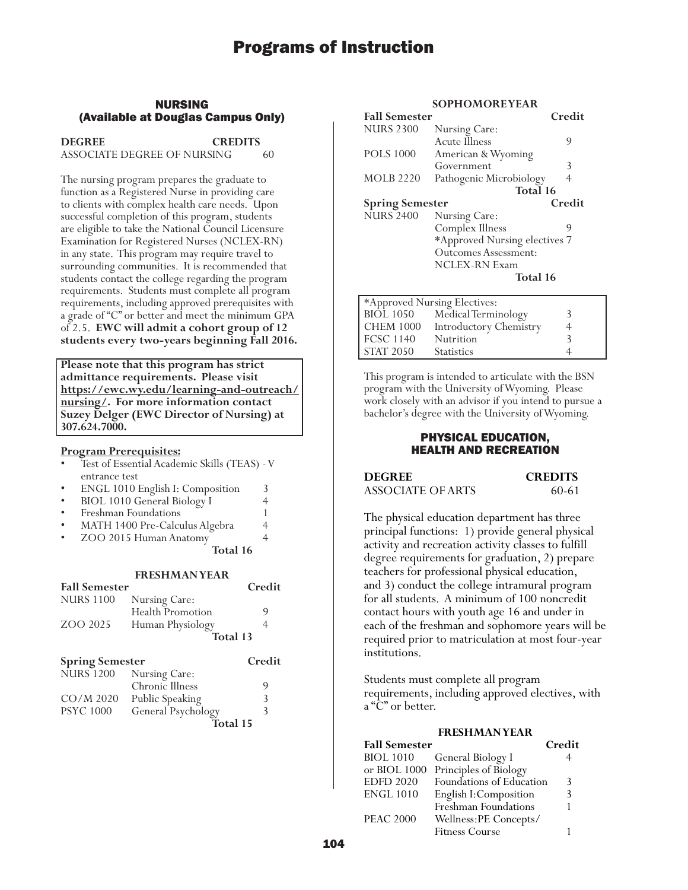# Programs of Instruction

## NURSING (Available at Douglas Campus Only)

| DEGREE | CREDITS |
|---|---|
| ASSOCIATE DEGREE OF NURSING | 60 |

The nursing program prepares the graduate to function as a Registered Nurse in providing care to clients with complex health care needs. Upon successful completion of this program, students are eligible to take the National Council Licensure Examination for Registered Nurses (NCLEX-RN) in any state. This program may require travel to surrounding communities. It is recommended that students contact the college regarding the program requirements. Students must complete all program requirements, including approved prerequisites with a grade of "C" or better and meet the minimum GPA of 2.5. **EWC will admit a cohort group of 12 students every two-years beginning Fall 2016.**

**Please note that this program has strict admittance requirements. Please visit [https://ewc.wy.edu/learning-and-outreach/nursing/](https://ewc.wy.edu/learning-and-outreach/nursing/). For more information contact Suzey Delger (EWC Director of Nursing) at 307.624.7000.**

**Program Prerequisites:**

- Test of Essential Academic Skills (TEAS) - V entrance test
- ENGL 1010 English I: Composition 3
- BIOL 1010 General Biology I 4
- Freshman Foundations 1
- MATH 1400 Pre-Calculus Algebra 4
- ZOO 2015 Human Anatomy 4

**Total 16**

### FRESHMAN YEAR

| Fall Semester | | Credit |
|---|---|---|
| NURS 1100 | Nursing Care: Health Promotion | 9 |
| ZOO 2025 | Human Physiology | 4 |
| | **Total** | **13** |

| Spring Semester | | Credit |
|---|---|---|
| NURS 1200 | Nursing Care: Chronic Illness | 9 |
| CO/M 2020 | Public Speaking | 3 |
| PSYC 1000 | General Psychology | 3 |
| | **Total** | **15** |

### SOPHOMORE YEAR

| Fall Semester | | Credit |
|---|---|---|
| NURS 2300 | Nursing Care: Acute Illness | 9 |
| POLS 1000 | American & Wyoming Government | 3 |
| MOLB 2220 | Pathogenic Microbiology | 4 |
| | **Total** | **16** |

| Spring Semester | | Credit |
|---|---|---|
| NURS 2400 | Nursing Care: Complex Illness | 9 |
| | *Approved Nursing electives | 7 |
| | Outcomes Assessment: NCLEX-RN Exam | |
| | **Total** | **16** |

| *Approved Nursing Electives: | | |
|---|---|---|
| BIOL 1050 | Medical Terminology | 3 |
| CHEM 1000 | Introductory Chemistry | 4 |
| FCSC 1140 | Nutrition | 3 |
| STAT 2050 | Statistics | 4 |

This program is intended to articulate with the BSN program with the University of Wyoming. Please work closely with an advisor if you intend to pursue a bachelor's degree with the University of Wyoming.

## PHYSICAL EDUCATION, HEALTH AND RECREATION

| DEGREE | CREDITS |
|---|---|
| ASSOCIATE OF ARTS | 60-61 |

The physical education department has three principal functions: 1) provide general physical activity and recreation activity classes to fulfill degree requirements for graduation, 2) prepare teachers for professional physical education, and 3) conduct the college intramural program for all students. A minimum of 100 noncredit contact hours with youth age 16 and under in each of the freshman and sophomore years will be required prior to matriculation at most four-year institutions.

Students must complete all program requirements, including approved electives, with a "C" or better.

### FRESHMAN YEAR

| Fall Semester | | Credit |
|---|---|---|
| BIOL 1010 | General Biology I | 4 |
| or BIOL 1000 | Principles of Biology | |
| EDFD 2020 | Foundations of Education | 3 |
| ENGL 1010 | English I: Composition | 3 |
| | Freshman Foundations | 1 |
| PEAC 2000 | Wellness: PE Concepts/ Fitness Course | 1 |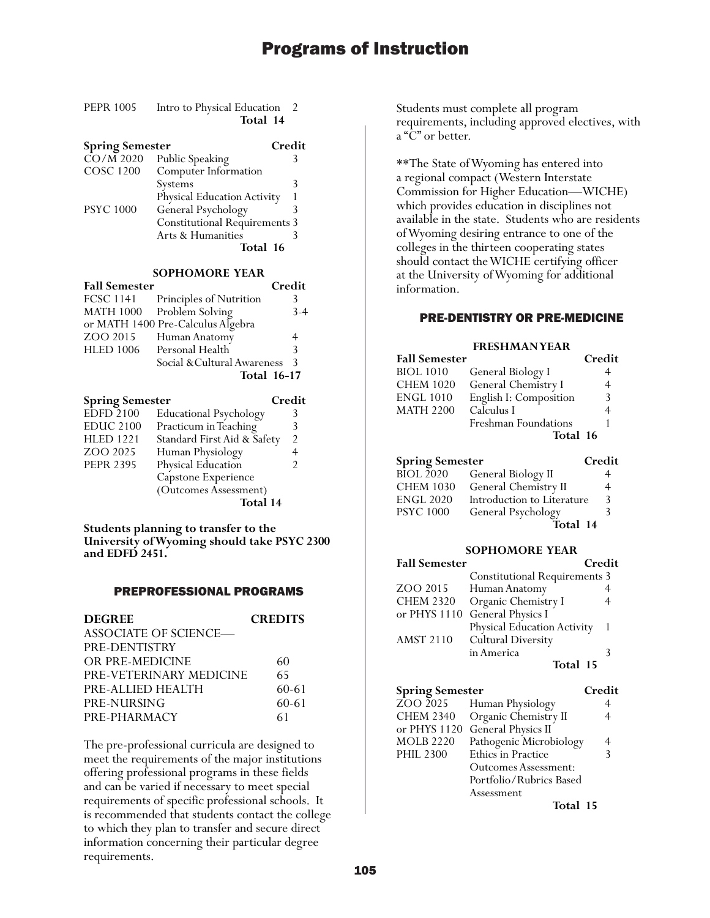| | | |
|---|---|---|
| PEPR 1005 | Intro to Physical Education | 2 |
| | **Total** | **14** |

| **Spring Semester** | | **Credit** |
|---|---|---|
| CO/M 2020 | Public Speaking | 3 |
| COSC 1200 | Computer Information Systems | 3 |
| | Physical Education Activity | 1 |
| PSYC 1000 | General Psychology | 3 |
| | Constitutional Requirements | 3 |
| | Arts & Humanities | 3 |
| | **Total** | **16** |

**SOPHOMORE YEAR**

| **Fall Semester** | | **Credit** |
|---|---|---|
| FCSC 1141 | Principles of Nutrition | 3 |
| MATH 1000 | Problem Solving | 3-4 |
| or MATH 1400 | Pre-Calculus Algebra | |
| ZOO 2015 | Human Anatomy | 4 |
| HLED 1006 | Personal Health | 3 |
| | Social & Cultural Awareness | 3 |
| | **Total** | **16-17** |

| **Spring Semester** | | **Credit** |
|---|---|---|
| EDFD 2100 | Educational Psychology | 3 |
| EDUC 2100 | Practicum in Teaching | 3 |
| HLED 1221 | Standard First Aid & Safety | 2 |
| ZOO 2025 | Human Physiology | 4 |
| PEPR 2395 | Physical Education Capstone Experience (Outcomes Assessment) | 2 |
| | **Total** | **14** |

**Students planning to transfer to the University of Wyoming should take PSYC 2300 and EDFD 2451.**

## PREPROFESSIONAL PROGRAMS

| **DEGREE** | **CREDITS** |
|---|---|
| ASSOCIATE OF SCIENCE— PRE-DENTISTRY OR PRE-MEDICINE | 60 |
| PRE-VETERINARY MEDICINE | 65 |
| PRE-ALLIED HEALTH | 60-61 |
| PRE-NURSING | 60-61 |
| PRE-PHARMACY | 61 |

The pre-professional curricula are designed to meet the requirements of the major institutions offering professional programs in these fields and can be varied if necessary to meet special requirements of specific professional schools. It is recommended that students contact the college to which they plan to transfer and secure direct information concerning their particular degree requirements.

Students must complete all program requirements, including approved electives, with a "C" or better.

**The State of Wyoming has entered into a regional compact (Western Interstate Commission for Higher Education—WICHE) which provides education in disciplines not available in the state. Students who are residents of Wyoming desiring entrance to one of the colleges in the thirteen cooperating states should contact the WICHE certifying officer at the University of Wyoming for additional information.

## PRE-DENTISTRY OR PRE-MEDICINE

**FRESHMAN YEAR**

| **Fall Semester** | | **Credit** |
|---|---|---|
| BIOL 1010 | General Biology I | 4 |
| CHEM 1020 | General Chemistry I | 4 |
| ENGL 1010 | English I: Composition | 3 |
| MATH 2200 | Calculus I | 4 |
| | Freshman Foundations | 1 |
| | **Total** | **16** |

| **Spring Semester** | | **Credit** |
|---|---|---|
| BIOL 2020 | General Biology II | 4 |
| CHEM 1030 | General Chemistry II | 4 |
| ENGL 2020 | Introduction to Literature | 3 |
| PSYC 1000 | General Psychology | 3 |
| | **Total** | **14** |

**SOPHOMORE YEAR**

| **Fall Semester** | | **Credit** |
|---|---|---|
| | Constitutional Requirements | 3 |
| ZOO 2015 | Human Anatomy | 4 |
| CHEM 2320 | Organic Chemistry I | 4 |
| or PHYS 1110 | General Physics I | |
| | Physical Education Activity | 1 |
| AMST 2110 | Cultural Diversity in America | 3 |
| | **Total** | **15** |

| **Spring Semester** | | **Credit** |
|---|---|---|
| ZOO 2025 | Human Physiology | 4 |
| CHEM 2340 | Organic Chemistry II | 4 |
| or PHYS 1120 | General Physics II | |
| MOLB 2220 | Pathogenic Microbiology | 4 |
| PHIL 2300 | Ethics in Practice | 3 |
| | Outcomes Assessment: Portfolio/Rubrics Based Assessment | |
| | **Total** | **15** |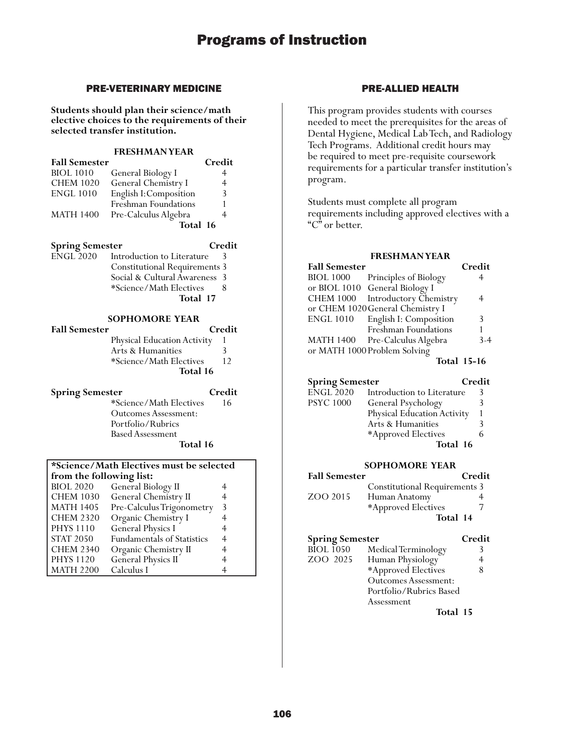# Programs of Instruction

## PRE-VETERINARY MEDICINE

**Students should plan their science/math elective choices to the requirements of their selected transfer institution.**

### FRESHMAN YEAR

| Fall Semester | | Credit |
|---|---|---|
| BIOL 1010 | General Biology I | 4 |
| CHEM 1020 | General Chemistry I | 4 |
| ENGL 1010 | English I: Composition | 3 |
| | Freshman Foundations | 1 |
| MATH 1400 | Pre-Calculus Algebra | 4 |
| | **Total** | **16** |

| Spring Semester | | Credit |
|---|---|---|
| ENGL 2020 | Introduction to Literature | 3 |
| | Constitutional Requirements | 3 |
| | Social & Cultural Awareness | 3 |
| | *Science/Math Electives | 8 |
| | **Total** | **17** |

### SOPHOMORE YEAR

| Fall Semester | | Credit |
|---|---|---|
| | Physical Education Activity | 1 |
| | Arts & Humanities | 3 |
| | *Science/Math Electives | 12 |
| | **Total** | **16** |

| Spring Semester | | Credit |
|---|---|---|
| | *Science/Math Electives | 16 |
| | Outcomes Assessment: Portfolio/Rubrics Based Assessment | |
| | **Total** | **16** |

**\*Science/Math Electives must be selected from the following list:**

| Course | Title | Credit |
|---|---|---|
| BIOL 2020 | General Biology II | 4 |
| CHEM 1030 | General Chemistry II | 4 |
| MATH 1405 | Pre-Calculus Trigonometry | 3 |
| CHEM 2320 | Organic Chemistry I | 4 |
| PHYS 1110 | General Physics I | 4 |
| STAT 2050 | Fundamentals of Statistics | 4 |
| CHEM 2340 | Organic Chemistry II | 4 |
| PHYS 1120 | General Physics II | 4 |
| MATH 2200 | Calculus I | 4 |

## PRE-ALLIED HEALTH

This program provides students with courses needed to meet the prerequisites for the areas of Dental Hygiene, Medical Lab Tech, and Radiology Tech Programs. Additional credit hours may be required to meet pre-requisite coursework requirements for a particular transfer institution's program.

Students must complete all program requirements including approved electives with a "C" or better.

### FRESHMAN YEAR

| Fall Semester | | Credit |
|---|---|---|
| BIOL 1000 | Principles of Biology | 4 |
| or BIOL 1010 | General Biology I | |
| CHEM 1000 | Introductory Chemistry | 4 |
| or CHEM 1020 | General Chemistry I | |
| ENGL 1010 | English I: Composition | 3 |
| | Freshman Foundations | 1 |
| MATH 1400 | Pre-Calculus Algebra | 3-4 |
| or MATH 1000 | Problem Solving | |
| | **Total** | **15-16** |

| Spring Semester | | Credit |
|---|---|---|
| ENGL 2020 | Introduction to Literature | 3 |
| PSYC 1000 | General Psychology | 3 |
| | Physical Education Activity | 1 |
| | Arts & Humanities | 3 |
| | *Approved Electives | 6 |
| | **Total** | **16** |

### SOPHOMORE YEAR

| Fall Semester | | Credit |
|---|---|---|
| | Constitutional Requirements | 3 |
| ZOO 2015 | Human Anatomy | 4 |
| | *Approved Electives | 7 |
| | **Total** | **14** |

| Spring Semester | | Credit |
|---|---|---|
| BIOL 1050 | Medical Terminology | 3 |
| ZOO 2025 | Human Physiology | 4 |
| | *Approved Electives | 8 |
| | Outcomes Assessment: Portfolio/Rubrics Based Assessment | |
| | **Total** | **15** |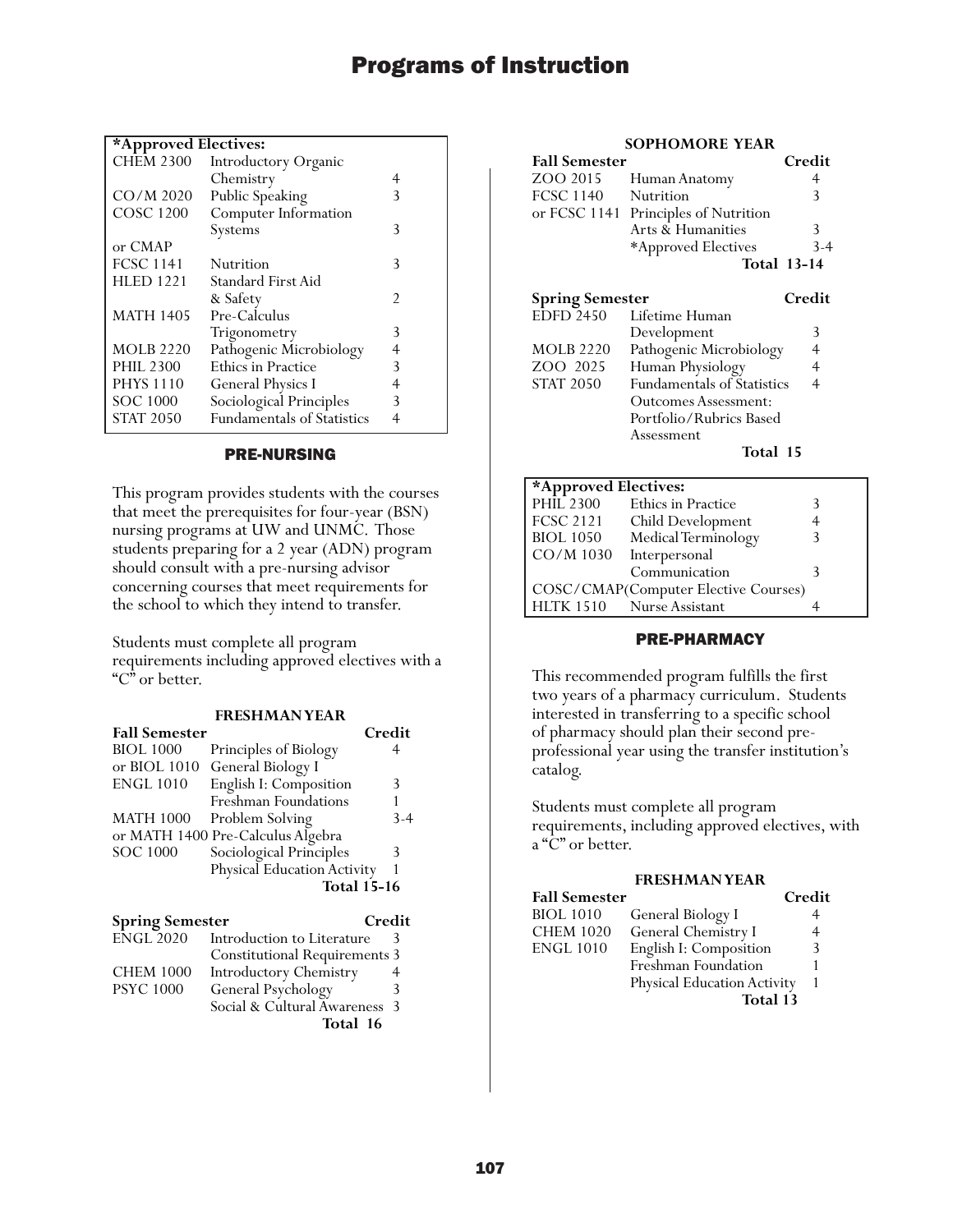| *Approved Electives: | | |
|---|---|---|
| CHEM 2300 | Introductory Organic Chemistry | 4 |
| CO/M 2020 | Public Speaking | 3 |
| COSC 1200 | Computer Information Systems | 3 |
| or CMAP | | |
| FCSC 1141 | Nutrition | 3 |
| HLED 1221 | Standard First Aid & Safety | 2 |
| MATH 1405 | Pre-Calculus Trigonometry | 3 |
| MOLB 2220 | Pathogenic Microbiology | 4 |
| PHIL 2300 | Ethics in Practice | 3 |
| PHYS 1110 | General Physics I | 4 |
| SOC 1000 | Sociological Principles | 3 |
| STAT 2050 | Fundamentals of Statistics | 4 |

## PRE-NURSING

This program provides students with the courses that meet the prerequisites for four-year (BSN) nursing programs at UW and UNMC. Those students preparing for a 2 year (ADN) program should consult with a pre-nursing advisor concerning courses that meet requirements for the school to which they intend to transfer.

Students must complete all program requirements including approved electives with a "C" or better.

### FRESHMAN YEAR

| Fall Semester | | Credit |
|---|---|---|
| BIOL 1000 | Principles of Biology | 4 |
| or BIOL 1010 | General Biology I | |
| ENGL 1010 | English I: Composition | 3 |
| | Freshman Foundations | 1 |
| MATH 1000 | Problem Solving | 3-4 |
| or MATH 1400 | Pre-Calculus Algebra | |
| SOC 1000 | Sociological Principles | 3 |
| | Physical Education Activity | 1 |
| | **Total 15-16** | |

| Spring Semester | | Credit |
|---|---|---|
| ENGL 2020 | Introduction to Literature | 3 |
| | Constitutional Requirements | 3 |
| CHEM 1000 | Introductory Chemistry | 4 |
| PSYC 1000 | General Psychology | 3 |
| | Social & Cultural Awareness | 3 |
| | **Total 16** | |

### SOPHOMORE YEAR

| Fall Semester | | Credit |
|---|---|---|
| ZOO 2015 | Human Anatomy | 4 |
| FCSC 1140 | Nutrition | 3 |
| or FCSC 1141 | Principles of Nutrition | |
| | Arts & Humanities | 3 |
| | *Approved Electives | 3-4 |
| | **Total 13-14** | |

| Spring Semester | | Credit |
|---|---|---|
| EDFD 2450 | Lifetime Human Development | 3 |
| MOLB 2220 | Pathogenic Microbiology | 4 |
| ZOO 2025 | Human Physiology | 4 |
| STAT 2050 | Fundamentals of Statistics | 4 |
| | Outcomes Assessment: Portfolio/Rubrics Based Assessment | |
| | **Total 15** | |

| *Approved Electives: | | |
|---|---|---|
| PHIL 2300 | Ethics in Practice | 3 |
| FCSC 2121 | Child Development | 4 |
| BIOL 1050 | Medical Terminology | 3 |
| CO/M 1030 | Interpersonal Communication | 3 |
| COSC/CMAP | (Computer Elective Courses) | |
| HLTK 1510 | Nurse Assistant | 4 |

## PRE-PHARMACY

This recommended program fulfills the first two years of a pharmacy curriculum. Students interested in transferring to a specific school of pharmacy should plan their second pre-professional year using the transfer institution's catalog.

Students must complete all program requirements, including approved electives, with a "C" or better.

### FRESHMAN YEAR

| Fall Semester | | Credit |
|---|---|---|
| BIOL 1010 | General Biology I | 4 |
| CHEM 1020 | General Chemistry I | 4 |
| ENGL 1010 | English I: Composition | 3 |
| | Freshman Foundation | 1 |
| | Physical Education Activity | 1 |
| | **Total 13** | |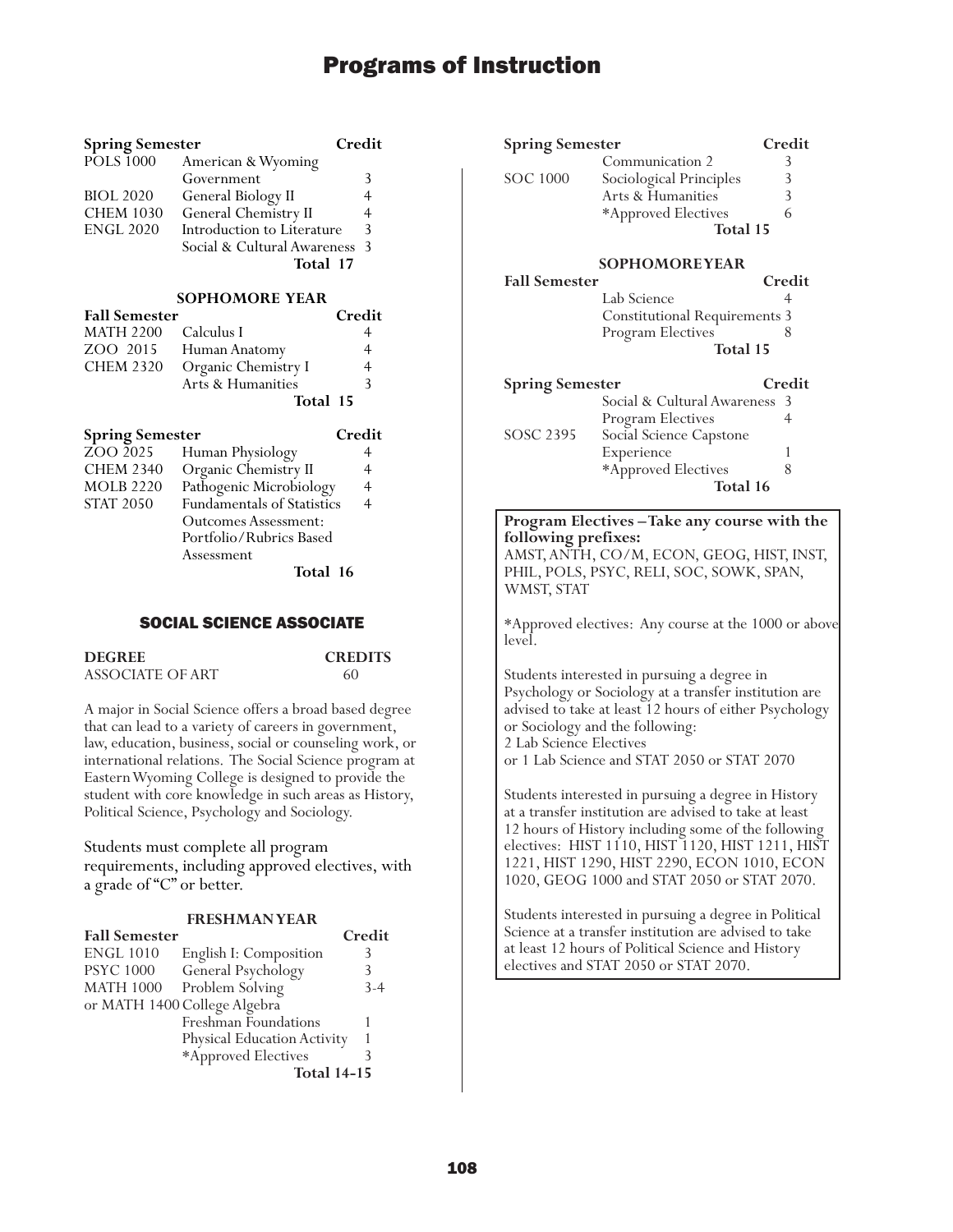| Spring Semester | | Credit |
|---|---|---|
| POLS 1000 | American & Wyoming Government | 3 |
| BIOL 2020 | General Biology II | 4 |
| CHEM 1030 | General Chemistry II | 4 |
| ENGL 2020 | Introduction to Literature | 3 |
| | Social & Cultural Awareness | 3 |
| | **Total** | **17** |

**SOPHOMORE YEAR**

| Fall Semester | | Credit |
|---|---|---|
| MATH 2200 | Calculus I | 4 |
| ZOO 2015 | Human Anatomy | 4 |
| CHEM 2320 | Organic Chemistry I | 4 |
| | Arts & Humanities | 3 |
| | **Total** | **15** |

| Spring Semester | | Credit |
|---|---|---|
| ZOO 2025 | Human Physiology | 4 |
| CHEM 2340 | Organic Chemistry II | 4 |
| MOLB 2220 | Pathogenic Microbiology | 4 |
| STAT 2050 | Fundamentals of Statistics | 4 |
| | Outcomes Assessment: Portfolio/Rubrics Based Assessment | |
| | **Total** | **16** |

## SOCIAL SCIENCE ASSOCIATE

| DEGREE | CREDITS |
|---|---|
| ASSOCIATE OF ART | 60 |

A major in Social Science offers a broad based degree that can lead to a variety of careers in government, law, education, business, social or counseling work, or international relations. The Social Science program at Eastern Wyoming College is designed to provide the student with core knowledge in such areas as History, Political Science, Psychology and Sociology.

Students must complete all program requirements, including approved electives, with a grade of "C" or better.

**FRESHMAN YEAR**

| Fall Semester | | Credit |
|---|---|---|
| ENGL 1010 | English I: Composition | 3 |
| PSYC 1000 | General Psychology | 3 |
| MATH 1000 | Problem Solving | 3-4 |
| or MATH 1400 | College Algebra | |
| | Freshman Foundations | 1 |
| | Physical Education Activity | 1 |
| | *Approved Electives | 3 |
| | **Total** | **14-15** |

| Spring Semester | | Credit |
|---|---|---|
| | Communication 2 | 3 |
| SOC 1000 | Sociological Principles | 3 |
| | Arts & Humanities | 3 |
| | *Approved Electives | 6 |
| | **Total** | **15** |

**SOPHOMORE YEAR**

| Fall Semester | | Credit |
|---|---|---|
| | Lab Science | 4 |
| | Constitutional Requirements | 3 |
| | Program Electives | 8 |
| | **Total** | **15** |

| Spring Semester | | Credit |
|---|---|---|
| | Social & Cultural Awareness | 3 |
| | Program Electives | 4 |
| SOSC 2395 | Social Science Capstone Experience | 1 |
| | *Approved Electives | 8 |
| | **Total** | **16** |

**Program Electives – Take any course with the following prefixes:**
AMST, ANTH, CO/M, ECON, GEOG, HIST, INST, PHIL, POLS, PSYC, RELI, SOC, SOWK, SPAN, WMST, STAT

*Approved electives: Any course at the 1000 or above level.

Students interested in pursuing a degree in Psychology or Sociology at a transfer institution are advised to take at least 12 hours of either Psychology or Sociology and the following:
2 Lab Science Electives
or 1 Lab Science and STAT 2050 or STAT 2070

Students interested in pursuing a degree in History at a transfer institution are advised to take at least 12 hours of History including some of the following electives: HIST 1110, HIST 1120, HIST 1211, HIST 1221, HIST 1290, HIST 2290, ECON 1010, ECON 1020, GEOG 1000 and STAT 2050 or STAT 2070.

Students interested in pursuing a degree in Political Science at a transfer institution are advised to take at least 12 hours of Political Science and History electives and STAT 2050 or STAT 2070.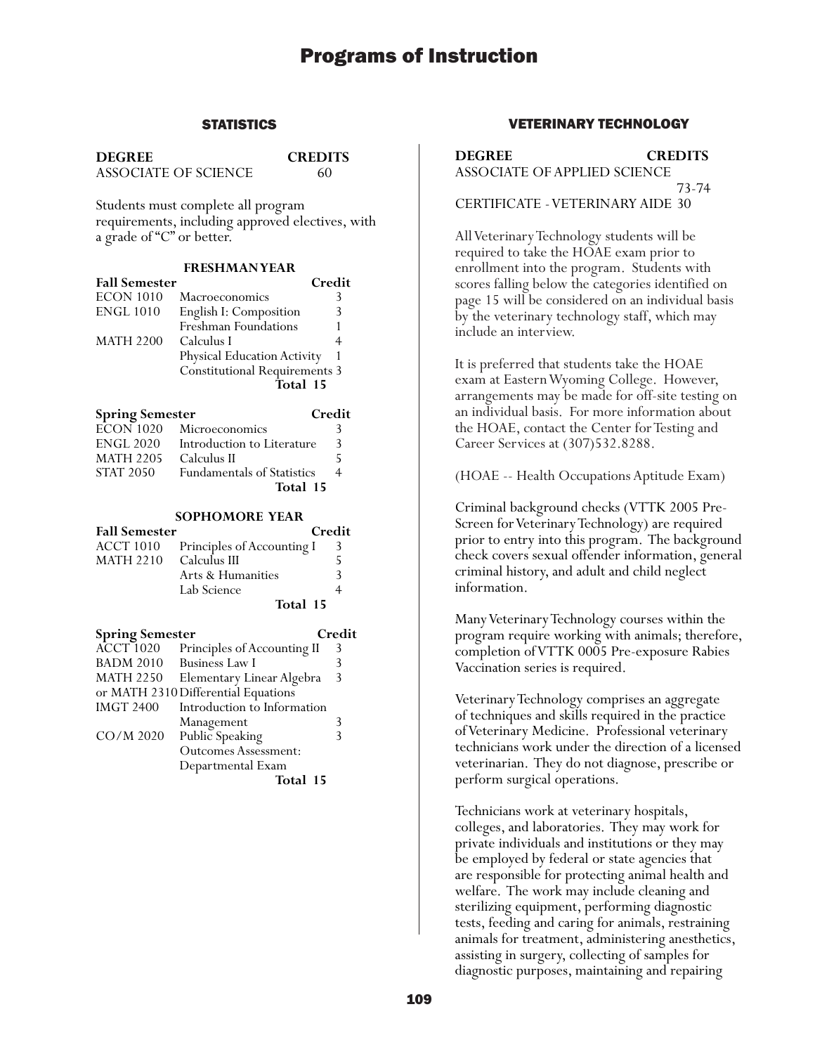## STATISTICS

| DEGREE | CREDITS |
|---|---|
| ASSOCIATE OF SCIENCE | 60 |

Students must complete all program requirements, including approved electives, with a grade of "C" or better.

### FRESHMAN YEAR

| Fall Semester | | Credit |
|---|---|---|
| ECON 1010 | Macroeconomics | 3 |
| ENGL 1010 | English I: Composition | 3 |
| | Freshman Foundations | 1 |
| MATH 2200 | Calculus I | 4 |
| | Physical Education Activity | 1 |
| | Constitutional Requirements | 3 |
| | **Total** | **15** |

| Spring Semester | | Credit |
|---|---|---|
| ECON 1020 | Microeconomics | 3 |
| ENGL 2020 | Introduction to Literature | 3 |
| MATH 2205 | Calculus II | 5 |
| STAT 2050 | Fundamentals of Statistics | 4 |
| | **Total** | **15** |

### SOPHOMORE YEAR

| Fall Semester | | Credit |
|---|---|---|
| ACCT 1010 | Principles of Accounting I | 3 |
| MATH 2210 | Calculus III | 5 |
| | Arts & Humanities | 3 |
| | Lab Science | 4 |
| | **Total** | **15** |

| Spring Semester | | Credit |
|---|---|---|
| ACCT 1020 | Principles of Accounting II | 3 |
| BADM 2010 | Business Law I | 3 |
| MATH 2250 | Elementary Linear Algebra | 3 |
| or MATH 2310 | Differential Equations | |
| IMGT 2400 | Introduction to Information Management | 3 |
| CO/M 2020 | Public Speaking | 3 |
| | Outcomes Assessment: Departmental Exam | |
| | **Total** | **15** |

## VETERINARY TECHNOLOGY

| DEGREE | CREDITS |
|---|---|
| ASSOCIATE OF APPLIED SCIENCE | 73-74 |
| CERTIFICATE - VETERINARY AIDE | 30 |

All Veterinary Technology students will be required to take the HOAE exam prior to enrollment into the program. Students with scores falling below the categories identified on page 15 will be considered on an individual basis by the veterinary technology staff, which may include an interview.

It is preferred that students take the HOAE exam at Eastern Wyoming College. However, arrangements may be made for off-site testing on an individual basis. For more information about the HOAE, contact the Center for Testing and Career Services at (307)532.8288.

(HOAE -- Health Occupations Aptitude Exam)

Criminal background checks (VTTK 2005 Pre-Screen for Veterinary Technology) are required prior to entry into this program. The background check covers sexual offender information, general criminal history, and adult and child neglect information.

Many Veterinary Technology courses within the program require working with animals; therefore, completion of VTTK 0005 Pre-exposure Rabies Vaccination series is required.

Veterinary Technology comprises an aggregate of techniques and skills required in the practice of Veterinary Medicine. Professional veterinary technicians work under the direction of a licensed veterinarian. They do not diagnose, prescribe or perform surgical operations.

Technicians work at veterinary hospitals, colleges, and laboratories. They may work for private individuals and institutions or they may be employed by federal or state agencies that are responsible for protecting animal health and welfare. The work may include cleaning and sterilizing equipment, performing diagnostic tests, feeding and caring for animals, restraining animals for treatment, administering anesthetics, assisting in surgery, collecting of samples for diagnostic purposes, maintaining and repairing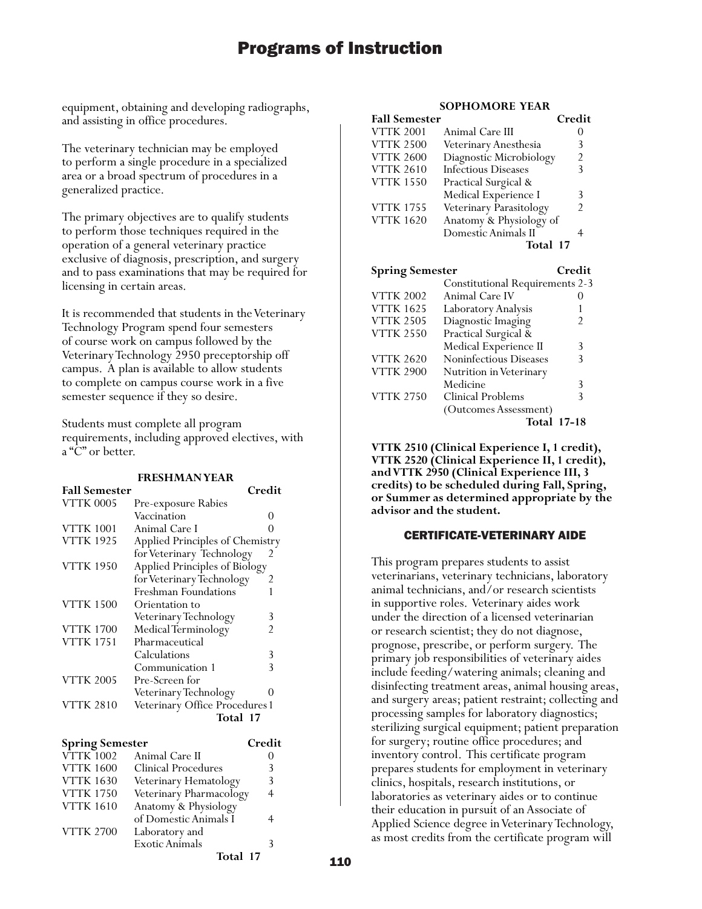equipment, obtaining and developing radiographs, and assisting in office procedures.

The veterinary technician may be employed to perform a single procedure in a specialized area or a broad spectrum of procedures in a generalized practice.

The primary objectives are to qualify students to perform those techniques required in the operation of a general veterinary practice exclusive of diagnosis, prescription, and surgery and to pass examinations that may be required for licensing in certain areas.

It is recommended that students in the Veterinary Technology Program spend four semesters of course work on campus followed by the Veterinary Technology 2950 preceptorship off campus. A plan is available to allow students to complete on campus course work in a five semester sequence if they so desire.

Students must complete all program requirements, including approved electives, with a "C" or better.

### FRESHMAN YEAR

| Fall Semester | | Credit |
|---|---|---|
| VTTK 0005 | Pre-exposure Rabies Vaccination | 0 |
| VTTK 1001 | Animal Care I | 0 |
| VTTK 1925 | Applied Principles of Chemistry for Veterinary Technology | 2 |
| VTTK 1950 | Applied Principles of Biology for Veterinary Technology | 2 |
| | Freshman Foundations | 1 |
| VTTK 1500 | Orientation to Veterinary Technology | 3 |
| VTTK 1700 | Medical Terminology | 2 |
| VTTK 1751 | Pharmaceutical Calculations | 3 |
| | Communication 1 | 3 |
| VTTK 2005 | Pre-Screen for Veterinary Technology | 0 |
| VTTK 2810 | Veterinary Office Procedures | 1 |
| | **Total** | **17** |

| Spring Semester | | Credit |
|---|---|---|
| VTTK 1002 | Animal Care II | 0 |
| VTTK 1600 | Clinical Procedures | 3 |
| VTTK 1630 | Veterinary Hematology | 3 |
| VTTK 1750 | Veterinary Pharmacology | 4 |
| VTTK 1610 | Anatomy & Physiology of Domestic Animals I | 4 |
| VTTK 2700 | Laboratory and Exotic Animals | 3 |
| | **Total** | **17** |

### SOPHOMORE YEAR

| Fall Semester | | Credit |
|---|---|---|
| VTTK 2001 | Animal Care III | 0 |
| VTTK 2500 | Veterinary Anesthesia | 3 |
| VTTK 2600 | Diagnostic Microbiology | 2 |
| VTTK 2610 | Infectious Diseases | 3 |
| VTTK 1550 | Practical Surgical & Medical Experience I | 3 |
| VTTK 1755 | Veterinary Parasitology | 2 |
| VTTK 1620 | Anatomy & Physiology of Domestic Animals II | 4 |
| | **Total** | **17** |

| Spring Semester | | Credit |
|---|---|---|
| | Constitutional Requirements | 2-3 |
| VTTK 2002 | Animal Care IV | 0 |
| VTTK 1625 | Laboratory Analysis | 1 |
| VTTK 2505 | Diagnostic Imaging | 2 |
| VTTK 2550 | Practical Surgical & Medical Experience II | 3 |
| VTTK 2620 | Noninfectious Diseases | 3 |
| VTTK 2900 | Nutrition in Veterinary Medicine | 3 |
| VTTK 2750 | Clinical Problems (Outcomes Assessment) | 3 |
| | **Total** | **17-18** |

**VTTK 2510 (Clinical Experience I, 1 credit), VTTK 2520 (Clinical Experience II, 1 credit), and VTTK 2950 (Clinical Experience III, 3 credits) to be scheduled during Fall, Spring, or Summer as determined appropriate by the advisor and the student.**

## CERTIFICATE-VETERINARY AIDE

This program prepares students to assist veterinarians, veterinary technicians, laboratory animal technicians, and/or research scientists in supportive roles. Veterinary aides work under the direction of a licensed veterinarian or research scientist; they do not diagnose, prognose, prescribe, or perform surgery. The primary job responsibilities of veterinary aides include feeding/watering animals; cleaning and disinfecting treatment areas, animal housing areas, and surgery areas; patient restraint; collecting and processing samples for laboratory diagnostics; sterilizing surgical equipment; patient preparation for surgery; routine office procedures; and inventory control. This certificate program prepares students for employment in veterinary clinics, hospitals, research institutions, or laboratories as veterinary aides or to continue their education in pursuit of an Associate of Applied Science degree in Veterinary Technology, as most credits from the certificate program will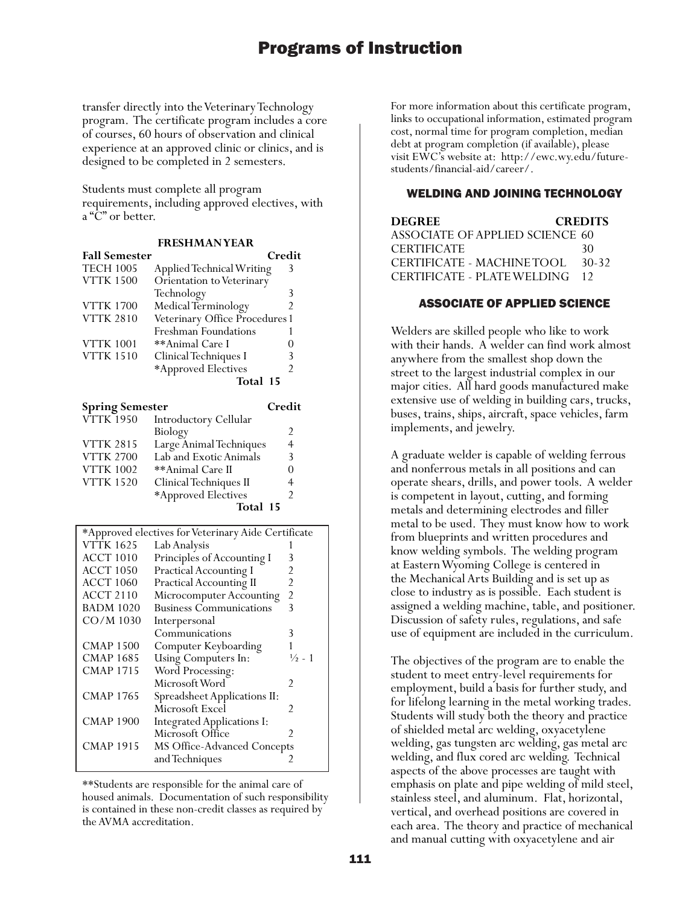transfer directly into the Veterinary Technology program. The certificate program includes a core of courses, 60 hours of observation and clinical experience at an approved clinic or clinics, and is designed to be completed in 2 semesters.

Students must complete all program requirements, including approved electives, with a "C" or better.

**FRESHMAN YEAR**

| **Fall Semester** | | **Credit** |
|---|---|---|
| TECH 1005 | Applied Technical Writing | 3 |
| VTTK 1500 | Orientation to Veterinary Technology | 3 |
| VTTK 1700 | Medical Terminology | 2 |
| VTTK 2810 | Veterinary Office Procedures | 1 |
| | Freshman Foundations | 1 |
| VTTK 1001 | **Animal Care I | 0 |
| VTTK 1510 | Clinical Techniques I | 3 |
| | *Approved Electives | 2 |
| | **Total** | **15** |

| **Spring Semester** | | **Credit** |
|---|---|---|
| VTTK 1950 | Introductory Cellular Biology | 2 |
| VTTK 2815 | Large Animal Techniques | 4 |
| VTTK 2700 | Lab and Exotic Animals | 3 |
| VTTK 1002 | **Animal Care II | 0 |
| VTTK 1520 | Clinical Techniques II | 4 |
| | *Approved Electives | 2 |
| | **Total** | **15** |

| *Approved electives for Veterinary Aide Certificate | | |
|---|---|---|
| VTTK 1625 | Lab Analysis | 1 |
| ACCT 1010 | Principles of Accounting I | 3 |
| ACCT 1050 | Practical Accounting I | 2 |
| ACCT 1060 | Practical Accounting II | 2 |
| ACCT 2110 | Microcomputer Accounting | 2 |
| BADM 1020 | Business Communications | 3 |
| CO/M 1030 | Interpersonal Communications | 3 |
| CMAP 1500 | Computer Keyboarding | 1 |
| CMAP 1685 | Using Computers In: | ½ - 1 |
| CMAP 1715 | Word Processing: Microsoft Word | 2 |
| CMAP 1765 | Spreadsheet Applications II: Microsoft Excel | 2 |
| CMAP 1900 | Integrated Applications I: Microsoft Office | 2 |
| CMAP 1915 | MS Office-Advanced Concepts and Techniques | 2 |

**Students are responsible for the animal care of housed animals. Documentation of such responsibility is contained in these non-credit classes as required by the AVMA accreditation.

For more information about this certificate program, links to occupational information, estimated program cost, normal time for program completion, median debt at program completion (if available), please visit EWC's website at: http://ewc.wy.edu/future-students/financial-aid/career/.

## WELDING AND JOINING TECHNOLOGY

| **DEGREE** | **CREDITS** |
|---|---|
| ASSOCIATE OF APPLIED SCIENCE | 60 |
| CERTIFICATE | 30 |
| CERTIFICATE - MACHINE TOOL | 30-32 |
| CERTIFICATE - PLATE WELDING | 12 |

### ASSOCIATE OF APPLIED SCIENCE

Welders are skilled people who like to work with their hands. A welder can find work almost anywhere from the smallest shop down the street to the largest industrial complex in our major cities. All hard goods manufactured make extensive use of welding in building cars, trucks, buses, trains, ships, aircraft, space vehicles, farm implements, and jewelry.

A graduate welder is capable of welding ferrous and nonferrous metals in all positions and can operate shears, drills, and power tools. A welder is competent in layout, cutting, and forming metals and determining electrodes and filler metal to be used. They must know how to work from blueprints and written procedures and know welding symbols. The welding program at Eastern Wyoming College is centered in the Mechanical Arts Building and is set up as close to industry as is possible. Each student is assigned a welding machine, table, and positioner. Discussion of safety rules, regulations, and safe use of equipment are included in the curriculum.

The objectives of the program are to enable the student to meet entry-level requirements for employment, build a basis for further study, and for lifelong learning in the metal working trades. Students will study both the theory and practice of shielded metal arc welding, oxyacetylene welding, gas tungsten arc welding, gas metal arc welding, and flux cored arc welding. Technical aspects of the above processes are taught with emphasis on plate and pipe welding of mild steel, stainless steel, and aluminum. Flat, horizontal, vertical, and overhead positions are covered in each area. The theory and practice of mechanical and manual cutting with oxyacetylene and air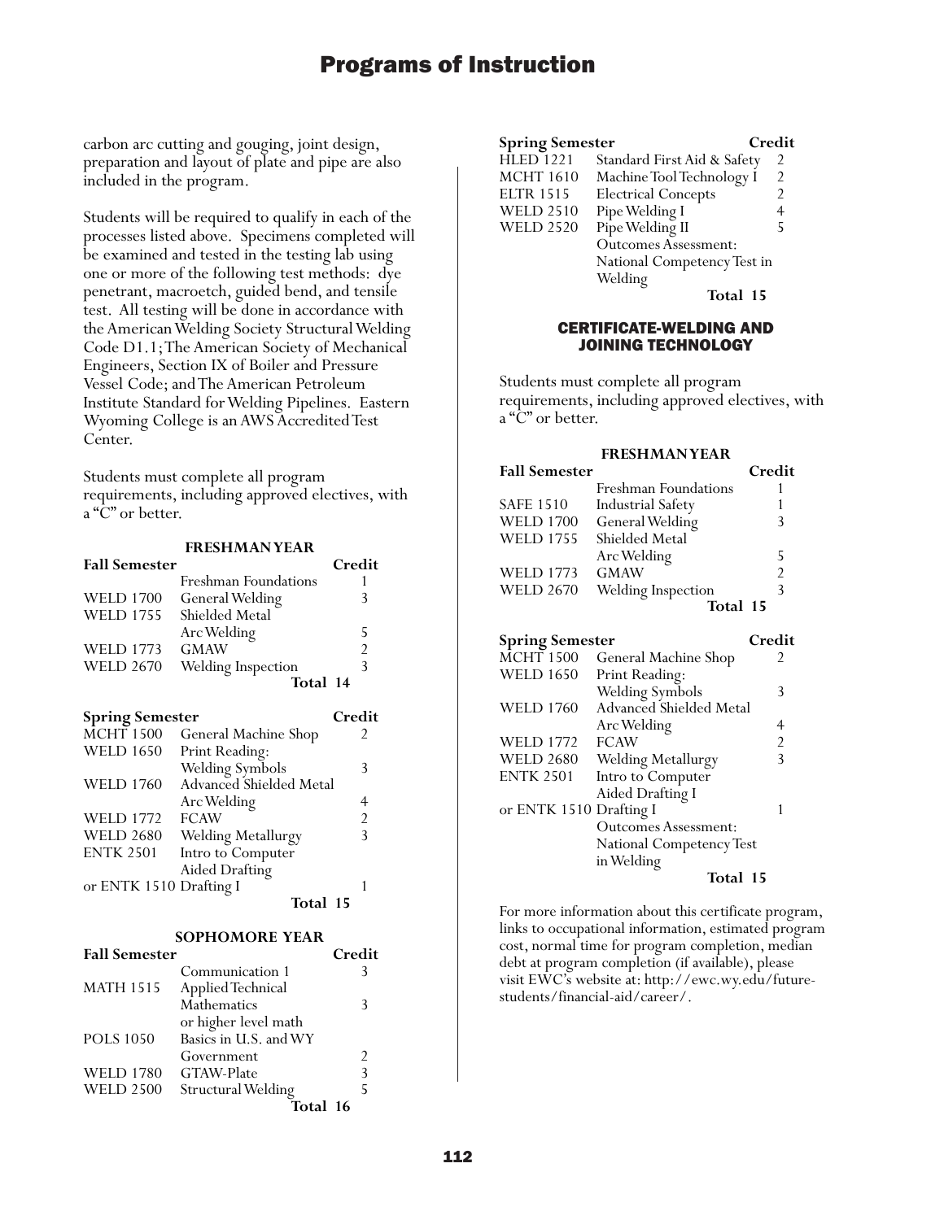carbon arc cutting and gouging, joint design, preparation and layout of plate and pipe are also included in the program.

Students will be required to qualify in each of the processes listed above. Specimens completed will be examined and tested in the testing lab using one or more of the following test methods: dye penetrant, macroetch, guided bend, and tensile test. All testing will be done in accordance with the American Welding Society Structural Welding Code D1.1; The American Society of Mechanical Engineers, Section IX of Boiler and Pressure Vessel Code; and The American Petroleum Institute Standard for Welding Pipelines. Eastern Wyoming College is an AWS Accredited Test Center.

Students must complete all program requirements, including approved electives, with a "C" or better.

**FRESHMAN YEAR**

| **Fall Semester** | | **Credit** |
|---|---|---|
| | Freshman Foundations | 1 |
| WELD 1700 | General Welding | 3 |
| WELD 1755 | Shielded Metal Arc Welding | 5 |
| WELD 1773 | GMAW | 2 |
| WELD 2670 | Welding Inspection | 3 |
| | **Total** | **14** |

| **Spring Semester** | | **Credit** |
|---|---|---|
| MCHT 1500 | General Machine Shop | 2 |
| WELD 1650 | Print Reading: Welding Symbols | 3 |
| WELD 1760 | Advanced Shielded Metal Arc Welding | 4 |
| WELD 1772 | FCAW | 2 |
| WELD 2680 | Welding Metallurgy | 3 |
| ENTK 2501 | Intro to Computer Aided Drafting | |
| or ENTK 1510 | Drafting I | 1 |
| | **Total** | **15** |

**SOPHOMORE YEAR**

| **Fall Semester** | | **Credit** |
|---|---|---|
| | Communication 1 | 3 |
| MATH 1515 | Applied Technical Mathematics or higher level math | 3 |
| POLS 1050 | Basics in U.S. and WY Government | 2 |
| WELD 1780 | GTAW-Plate | 3 |
| WELD 2500 | Structural Welding | 5 |
| | **Total** | **16** |

| **Spring Semester** | | **Credit** |
|---|---|---|
| HLED 1221 | Standard First Aid & Safety | 2 |
| MCHT 1610 | Machine Tool Technology I | 2 |
| ELTR 1515 | Electrical Concepts | 2 |
| WELD 2510 | Pipe Welding I | 4 |
| WELD 2520 | Pipe Welding II | 5 |
| | Outcomes Assessment: National Competency Test in Welding | |
| | **Total** | **15** |

## CERTIFICATE-WELDING AND JOINING TECHNOLOGY

Students must complete all program requirements, including approved electives, with a "C" or better.

**FRESHMAN YEAR**

| **Fall Semester** | | **Credit** |
|---|---|---|
| | Freshman Foundations | 1 |
| SAFE 1510 | Industrial Safety | 1 |
| WELD 1700 | General Welding | 3 |
| WELD 1755 | Shielded Metal Arc Welding | 5 |
| WELD 1773 | GMAW | 2 |
| WELD 2670 | Welding Inspection | 3 |
| | **Total** | **15** |

| **Spring Semester** | | **Credit** |
|---|---|---|
| MCHT 1500 | General Machine Shop | 2 |
| WELD 1650 | Print Reading: Welding Symbols | 3 |
| WELD 1760 | Advanced Shielded Metal Arc Welding | 4 |
| WELD 1772 | FCAW | 2 |
| WELD 2680 | Welding Metallurgy | 3 |
| ENTK 2501 | Intro to Computer Aided Drafting I | |
| or ENTK 1510 | Drafting I | 1 |
| | Outcomes Assessment: National Competency Test in Welding | |
| | **Total** | **15** |

For more information about this certificate program, links to occupational information, estimated program cost, normal time for program completion, median debt at program completion (if available), please visit EWC's website at: http://ewc.wy.edu/future-students/financial-aid/career/.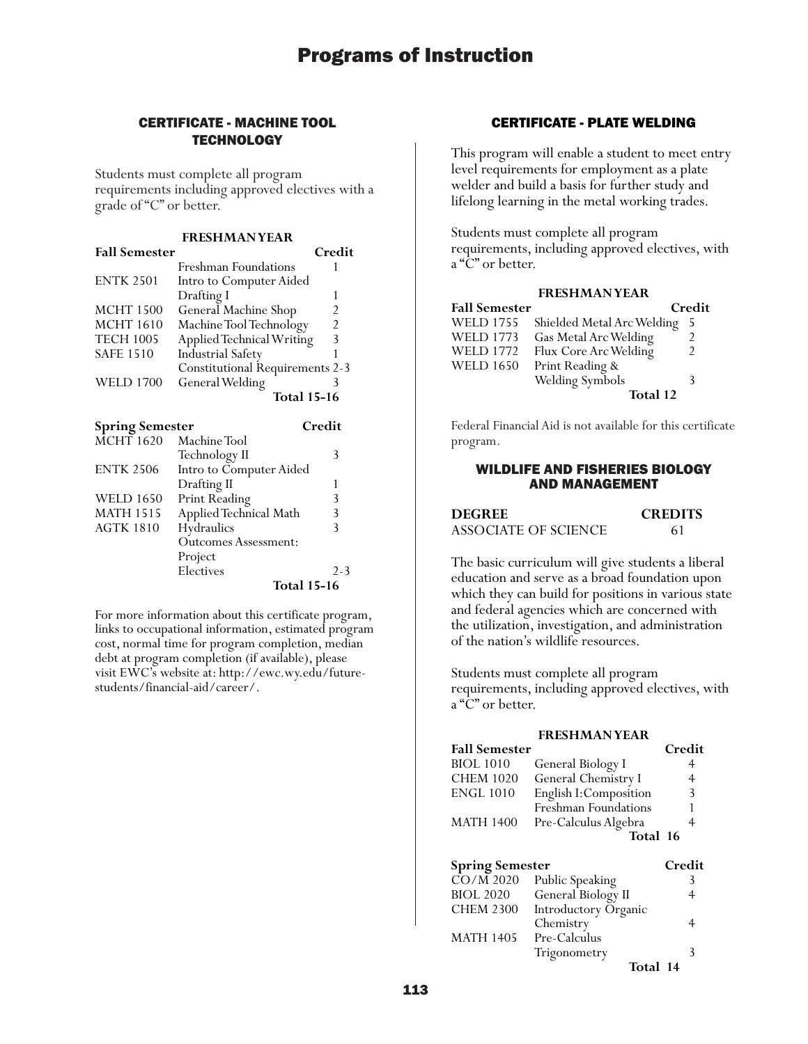## CERTIFICATE - MACHINE TOOL TECHNOLOGY

Students must complete all program requirements including approved electives with a grade of "C" or better.

**FRESHMAN YEAR**

| Fall Semester | | Credit |
|---|---|---|
| | Freshman Foundations | 1 |
| ENTK 2501 | Intro to Computer Aided Drafting I | 1 |
| MCHT 1500 | General Machine Shop | 2 |
| MCHT 1610 | Machine Tool Technology | 2 |
| TECH 1005 | Applied Technical Writing | 3 |
| SAFE 1510 | Industrial Safety | 1 |
| | Constitutional Requirements | 2-3 |
| WELD 1700 | General Welding | 3 |
| | **Total** | **15-16** |

| Spring Semester | | Credit |
|---|---|---|
| MCHT 1620 | Machine Tool Technology II | 3 |
| ENTK 2506 | Intro to Computer Aided Drafting II | 1 |
| WELD 1650 | Print Reading | 3 |
| MATH 1515 | Applied Technical Math | 3 |
| AGTK 1810 | Hydraulics | 3 |
| | Outcomes Assessment: Project | |
| | Electives | 2-3 |
| | **Total** | **15-16** |

For more information about this certificate program, links to occupational information, estimated program cost, normal time for program completion, median debt at program completion (if available), please visit EWC's website at: http://ewc.wy.edu/future-students/financial-aid/career/.

## CERTIFICATE - PLATE WELDING

This program will enable a student to meet entry level requirements for employment as a plate welder and build a basis for further study and lifelong learning in the metal working trades.

Students must complete all program requirements, including approved electives, with a "C" or better.

**FRESHMAN YEAR**

| Fall Semester | | Credit |
|---|---|---|
| WELD 1755 | Shielded Metal Arc Welding | 5 |
| WELD 1773 | Gas Metal Arc Welding | 2 |
| WELD 1772 | Flux Core Arc Welding | 2 |
| WELD 1650 | Print Reading & Welding Symbols | 3 |
| | **Total** | **12** |

Federal Financial Aid is not available for this certificate program.

## WILDLIFE AND FISHERIES BIOLOGY AND MANAGEMENT

| DEGREE | CREDITS |
|---|---|
| ASSOCIATE OF SCIENCE | 61 |

The basic curriculum will give students a liberal education and serve as a broad foundation upon which they can build for positions in various state and federal agencies which are concerned with the utilization, investigation, and administration of the nation's wildlife resources.

Students must complete all program requirements, including approved electives, with a "C" or better.

**FRESHMAN YEAR**

| Fall Semester | | Credit |
|---|---|---|
| BIOL 1010 | General Biology I | 4 |
| CHEM 1020 | General Chemistry I | 4 |
| ENGL 1010 | English I: Composition | 3 |
| | Freshman Foundations | 1 |
| MATH 1400 | Pre-Calculus Algebra | 4 |
| | **Total** | **16** |

| Spring Semester | | Credit |
|---|---|---|
| CO/M 2020 | Public Speaking | 3 |
| BIOL 2020 | General Biology II | 4 |
| CHEM 2300 | Introductory Organic Chemistry | 4 |
| MATH 1405 | Pre-Calculus Trigonometry | 3 |
| | **Total** | **14** |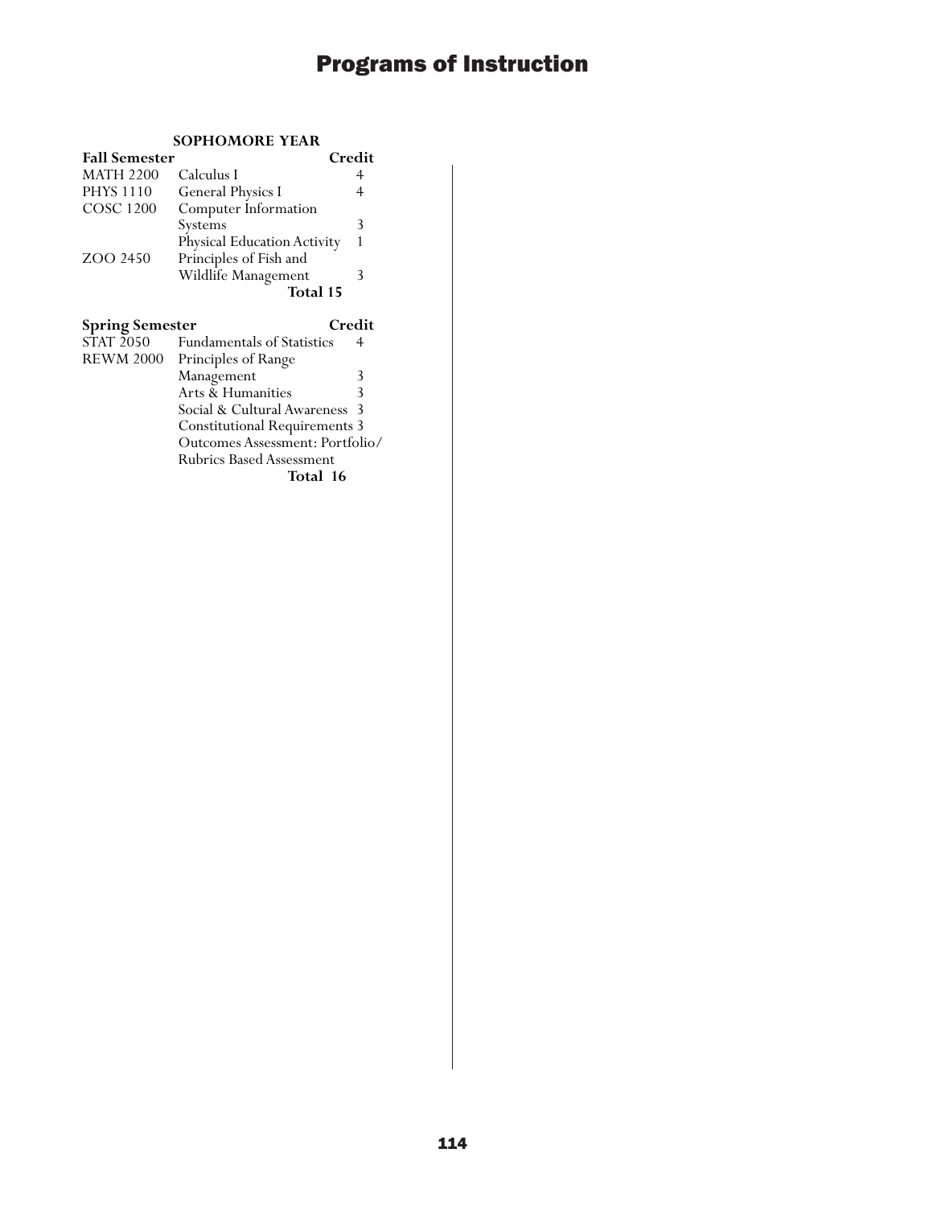### SOPHOMORE YEAR

| Fall Semester | | Credit |
|---|---|---|
| MATH 2200 | Calculus I | 4 |
| PHYS 1110 | General Physics I | 4 |
| COSC 1200 | Computer Information Systems | 3 |
| | Physical Education Activity | 1 |
| ZOO 2450 | Principles of Fish and Wildlife Management | 3 |
| | **Total** | **15** |

| Spring Semester | | Credit |
|---|---|---|
| STAT 2050 | Fundamentals of Statistics | 4 |
| REWM 2000 | Principles of Range Management | 3 |
| | Arts & Humanities | 3 |
| | Social & Cultural Awareness | 3 |
| | Constitutional Requirements | 3 |
| | Outcomes Assessment: Portfolio/ Rubrics Based Assessment | |
| | **Total** | **16** |